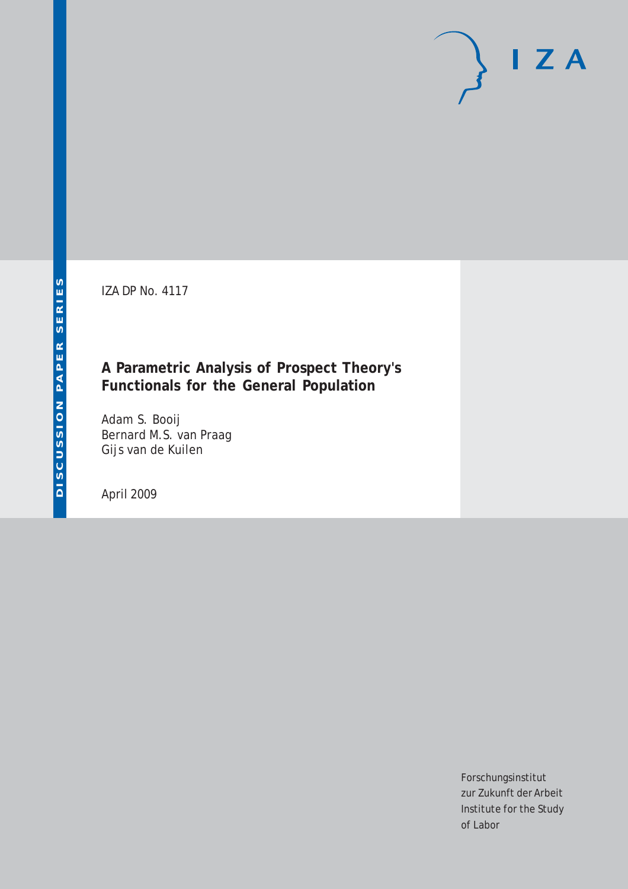DISCUSSION PAPER SERIES

IZA DP No. 4117

# A Parametric Analysis of Prospect Theory's Functionals for the General Population

Adam S. Booij  
Bernard M.S. van Praag  
Gijs van de Kuilen

April 2009

Forschungsinstitut  
zur Zukunft der Arbeit  
Institute for the Study  
of Labor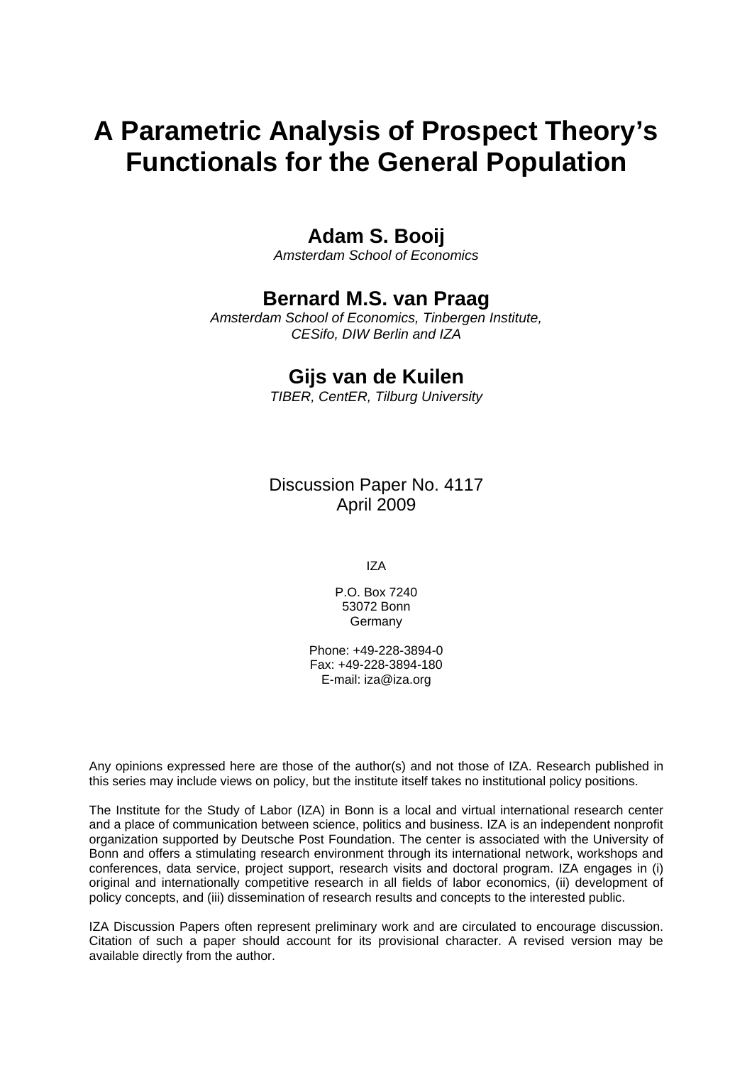# A Parametric Analysis of Prospect Theory's Functionals for the General Population

## Adam S. Booij

*Amsterdam School of Economics*

## Bernard M.S. van Praag

*Amsterdam School of Economics, Tinbergen Institute, CESifo, DIW Berlin and IZA*

## Gijs van de Kuilen

*TIBER, CentER, Tilburg University*

Discussion Paper No. 4117
April 2009

IZA

P.O. Box 7240
53072 Bonn
Germany

Phone: +49-228-3894-0
Fax: +49-228-3894-180
E-mail: iza@iza.org

Any opinions expressed here are those of the author(s) and not those of IZA. Research published in this series may include views on policy, but the institute itself takes no institutional policy positions.

The Institute for the Study of Labor (IZA) in Bonn is a local and virtual international research center and a place of communication between science, politics and business. IZA is an independent nonprofit organization supported by Deutsche Post Foundation. The center is associated with the University of Bonn and offers a stimulating research environment through its international network, workshops and conferences, data service, project support, research visits and doctoral program. IZA engages in (i) original and internationally competitive research in all fields of labor economics, (ii) development of policy concepts, and (iii) dissemination of research results and concepts to the interested public.

IZA Discussion Papers often represent preliminary work and are circulated to encourage discussion. Citation of such a paper should account for its provisional character. A revised version may be available directly from the author.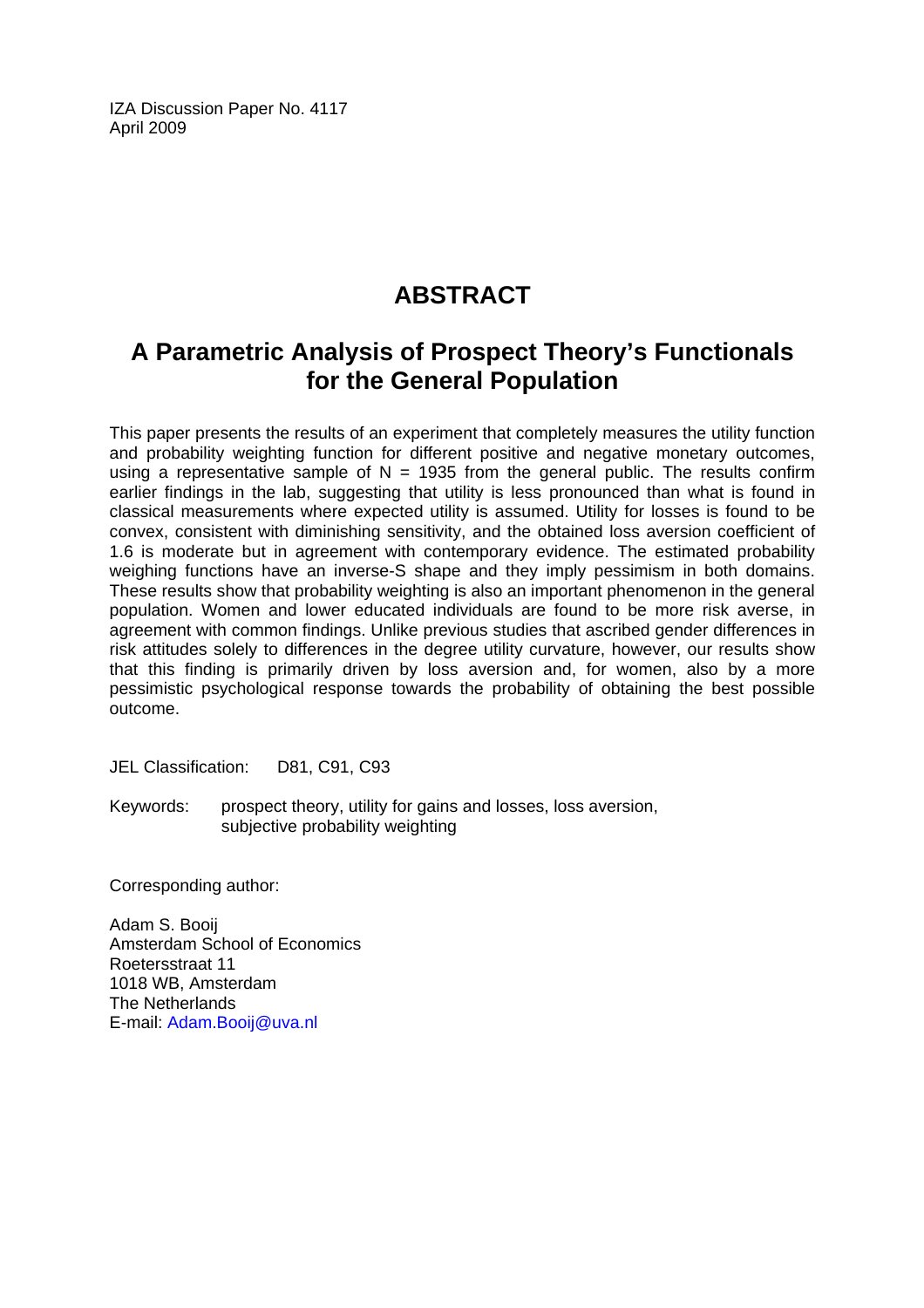IZA Discussion Paper No. 4117
April 2009

# ABSTRACT

## A Parametric Analysis of Prospect Theory's Functionals for the General Population

This paper presents the results of an experiment that completely measures the utility function and probability weighting function for different positive and negative monetary outcomes, using a representative sample of N = 1935 from the general public. The results confirm earlier findings in the lab, suggesting that utility is less pronounced than what is found in classical measurements where expected utility is assumed. Utility for losses is found to be convex, consistent with diminishing sensitivity, and the obtained loss aversion coefficient of 1.6 is moderate but in agreement with contemporary evidence. The estimated probability weighing functions have an inverse-S shape and they imply pessimism in both domains. These results show that probability weighting is also an important phenomenon in the general population. Women and lower educated individuals are found to be more risk averse, in agreement with common findings. Unlike previous studies that ascribed gender differences in risk attitudes solely to differences in the degree utility curvature, however, our results show that this finding is primarily driven by loss aversion and, for women, also by a more pessimistic psychological response towards the probability of obtaining the best possible outcome.

JEL Classification: D81, C91, C93

Keywords: prospect theory, utility for gains and losses, loss aversion, subjective probability weighting

Corresponding author:

Adam S. Booij
Amsterdam School of Economics
Roetersstraat 11
1018 WB, Amsterdam
The Netherlands
E-mail: Adam.Booij@uva.nl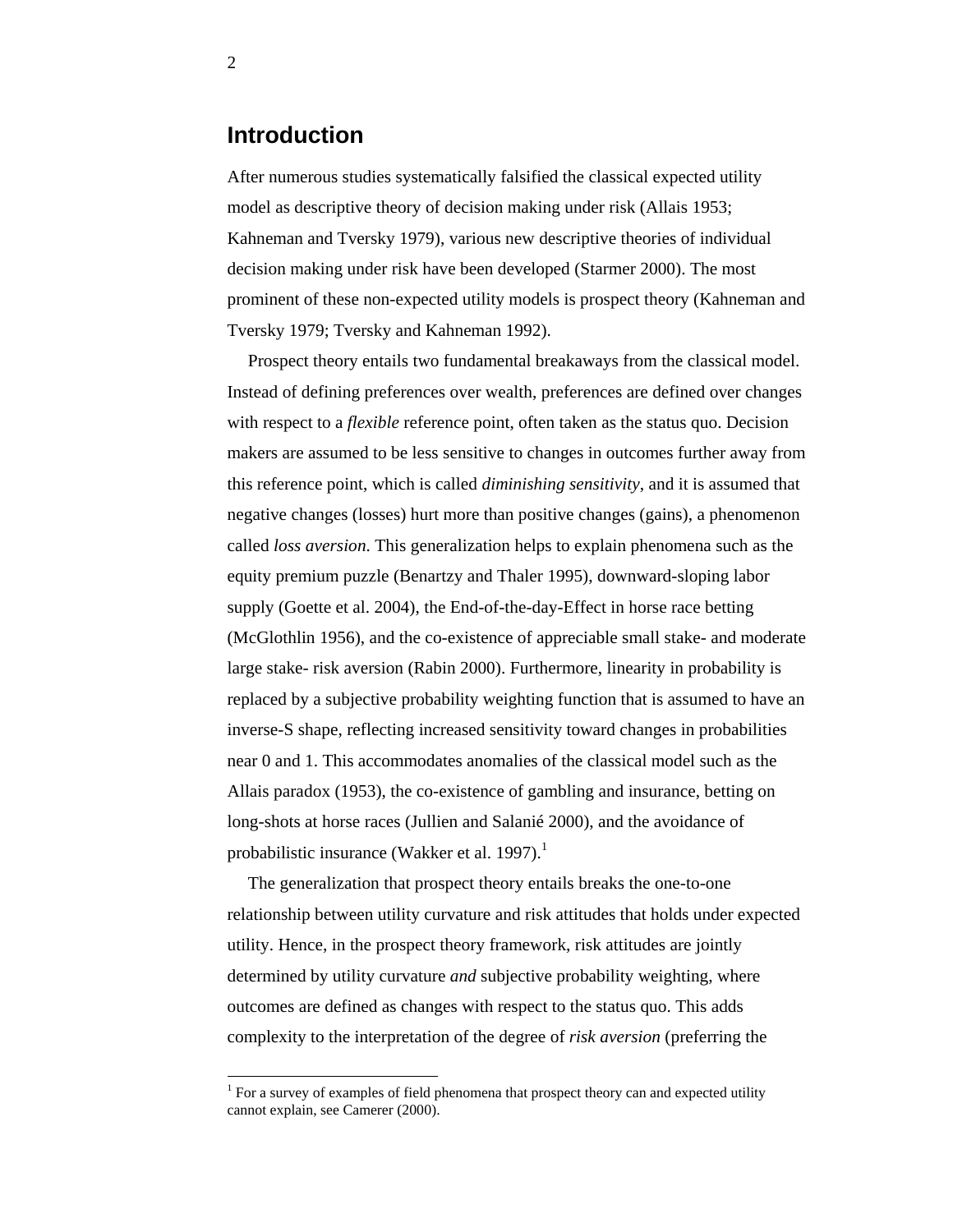## Introduction

After numerous studies systematically falsified the classical expected utility model as descriptive theory of decision making under risk (Allais 1953; Kahneman and Tversky 1979), various new descriptive theories of individual decision making under risk have been developed (Starmer 2000). The most prominent of these non-expected utility models is prospect theory (Kahneman and Tversky 1979; Tversky and Kahneman 1992).

Prospect theory entails two fundamental breakaways from the classical model. Instead of defining preferences over wealth, preferences are defined over changes with respect to a *flexible* reference point, often taken as the status quo. Decision makers are assumed to be less sensitive to changes in outcomes further away from this reference point, which is called *diminishing sensitivity*, and it is assumed that negative changes (losses) hurt more than positive changes (gains), a phenomenon called *loss aversion.* This generalization helps to explain phenomena such as the equity premium puzzle (Benartzy and Thaler 1995), downward-sloping labor supply (Goette et al. 2004), the End-of-the-day-Effect in horse race betting (McGlothlin 1956), and the co-existence of appreciable small stake- and moderate large stake- risk aversion (Rabin 2000). Furthermore, linearity in probability is replaced by a subjective probability weighting function that is assumed to have an inverse-S shape, reflecting increased sensitivity toward changes in probabilities near 0 and 1. This accommodates anomalies of the classical model such as the Allais paradox (1953), the co-existence of gambling and insurance, betting on long-shots at horse races (Jullien and Salanié 2000), and the avoidance of probabilistic insurance (Wakker et al. 1997).[1]

The generalization that prospect theory entails breaks the one-to-one relationship between utility curvature and risk attitudes that holds under expected utility. Hence, in the prospect theory framework, risk attitudes are jointly determined by utility curvature *and* subjective probability weighting, where outcomes are defined as changes with respect to the status quo. This adds complexity to the interpretation of the degree of *risk aversion* (preferring the

[1] For a survey of examples of field phenomena that prospect theory can and expected utility cannot explain, see Camerer (2000).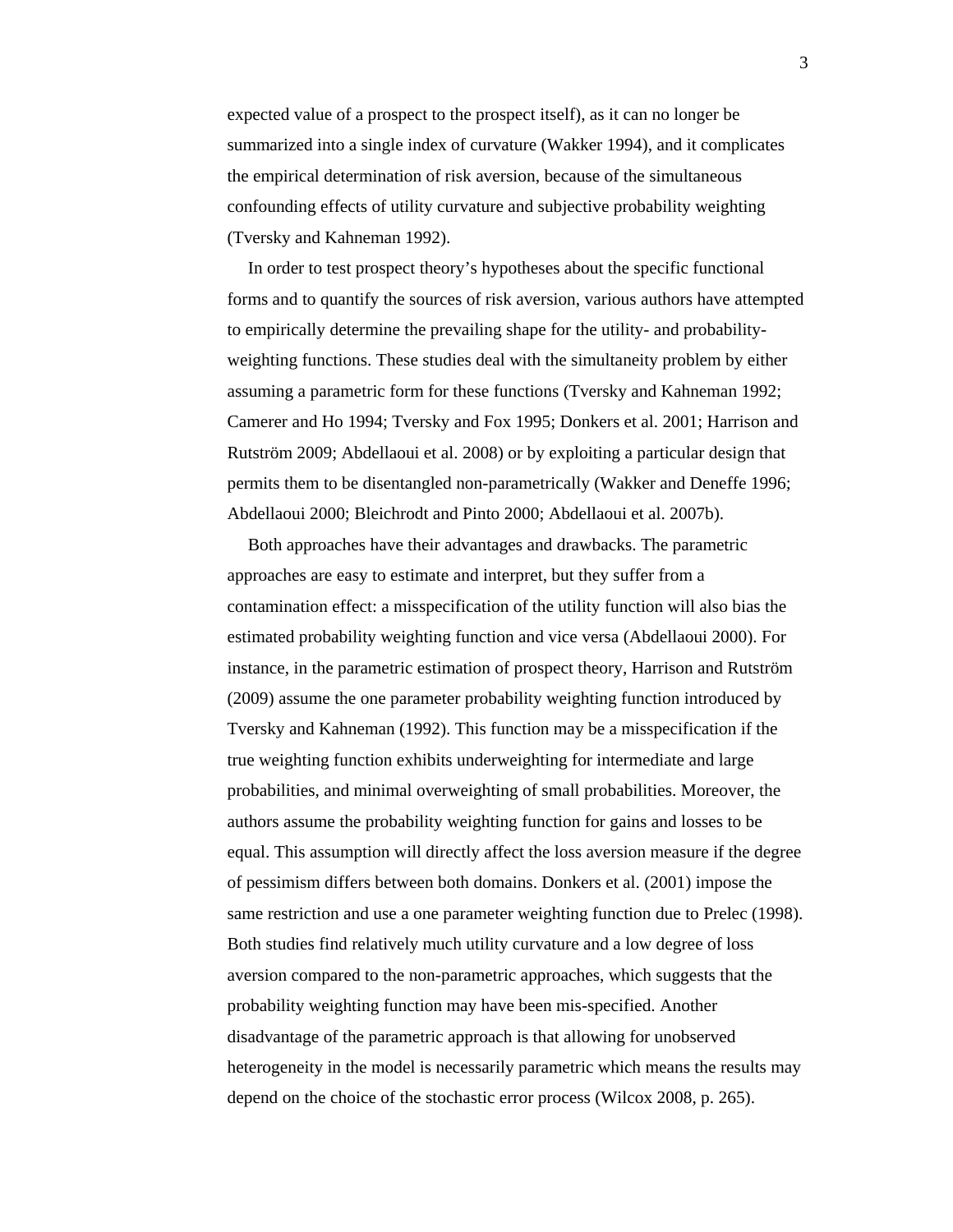expected value of a prospect to the prospect itself), as it can no longer be summarized into a single index of curvature (Wakker 1994), and it complicates the empirical determination of risk aversion, because of the simultaneous confounding effects of utility curvature and subjective probability weighting (Tversky and Kahneman 1992).

In order to test prospect theory's hypotheses about the specific functional forms and to quantify the sources of risk aversion, various authors have attempted to empirically determine the prevailing shape for the utility- and probability-weighting functions. These studies deal with the simultaneity problem by either assuming a parametric form for these functions (Tversky and Kahneman 1992; Camerer and Ho 1994; Tversky and Fox 1995; Donkers et al. 2001; Harrison and Rutström 2009; Abdellaoui et al. 2008) or by exploiting a particular design that permits them to be disentangled non-parametrically (Wakker and Deneffe 1996; Abdellaoui 2000; Bleichrodt and Pinto 2000; Abdellaoui et al. 2007b).

Both approaches have their advantages and drawbacks. The parametric approaches are easy to estimate and interpret, but they suffer from a contamination effect: a misspecification of the utility function will also bias the estimated probability weighting function and vice versa (Abdellaoui 2000). For instance, in the parametric estimation of prospect theory, Harrison and Rutström (2009) assume the one parameter probability weighting function introduced by Tversky and Kahneman (1992). This function may be a misspecification if the true weighting function exhibits underweighting for intermediate and large probabilities, and minimal overweighting of small probabilities. Moreover, the authors assume the probability weighting function for gains and losses to be equal. This assumption will directly affect the loss aversion measure if the degree of pessimism differs between both domains. Donkers et al. (2001) impose the same restriction and use a one parameter weighting function due to Prelec (1998). Both studies find relatively much utility curvature and a low degree of loss aversion compared to the non-parametric approaches, which suggests that the probability weighting function may have been mis-specified. Another disadvantage of the parametric approach is that allowing for unobserved heterogeneity in the model is necessarily parametric which means the results may depend on the choice of the stochastic error process (Wilcox 2008, p. 265).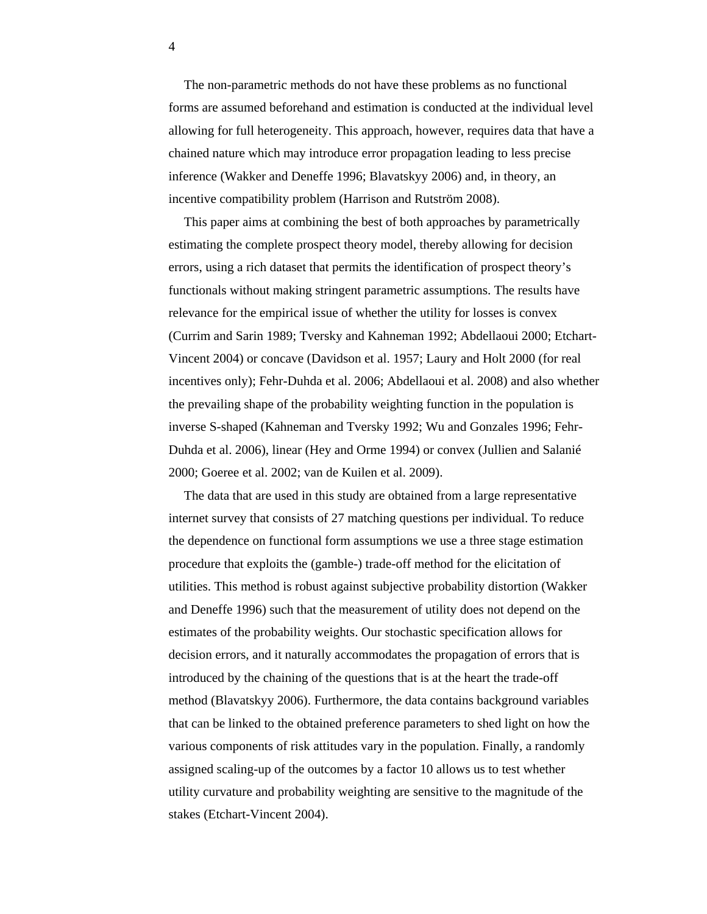The non-parametric methods do not have these problems as no functional forms are assumed beforehand and estimation is conducted at the individual level allowing for full heterogeneity. This approach, however, requires data that have a chained nature which may introduce error propagation leading to less precise inference (Wakker and Deneffe 1996; Blavatskyy 2006) and, in theory, an incentive compatibility problem (Harrison and Rutström 2008).

This paper aims at combining the best of both approaches by parametrically estimating the complete prospect theory model, thereby allowing for decision errors, using a rich dataset that permits the identification of prospect theory's functionals without making stringent parametric assumptions. The results have relevance for the empirical issue of whether the utility for losses is convex (Currim and Sarin 1989; Tversky and Kahneman 1992; Abdellaoui 2000; Etchart-Vincent 2004) or concave (Davidson et al. 1957; Laury and Holt 2000 (for real incentives only); Fehr-Duhda et al. 2006; Abdellaoui et al. 2008) and also whether the prevailing shape of the probability weighting function in the population is inverse S-shaped (Kahneman and Tversky 1992; Wu and Gonzales 1996; Fehr-Duhda et al. 2006), linear (Hey and Orme 1994) or convex (Jullien and Salanié 2000; Goeree et al. 2002; van de Kuilen et al. 2009).

The data that are used in this study are obtained from a large representative internet survey that consists of 27 matching questions per individual. To reduce the dependence on functional form assumptions we use a three stage estimation procedure that exploits the (gamble-) trade-off method for the elicitation of utilities. This method is robust against subjective probability distortion (Wakker and Deneffe 1996) such that the measurement of utility does not depend on the estimates of the probability weights. Our stochastic specification allows for decision errors, and it naturally accommodates the propagation of errors that is introduced by the chaining of the questions that is at the heart the trade-off method (Blavatskyy 2006). Furthermore, the data contains background variables that can be linked to the obtained preference parameters to shed light on how the various components of risk attitudes vary in the population. Finally, a randomly assigned scaling-up of the outcomes by a factor 10 allows us to test whether utility curvature and probability weighting are sensitive to the magnitude of the stakes (Etchart-Vincent 2004).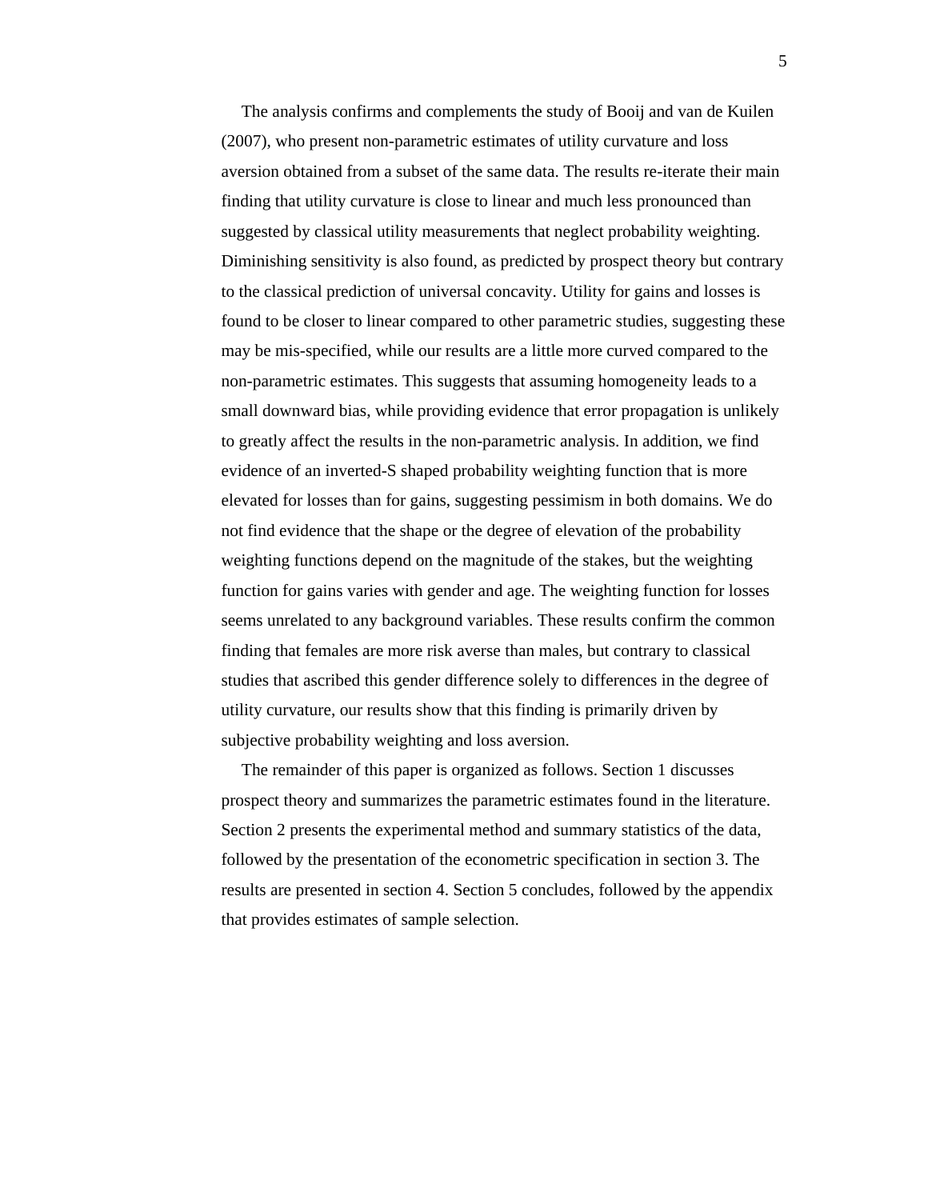The analysis confirms and complements the study of Booij and van de Kuilen (2007), who present non-parametric estimates of utility curvature and loss aversion obtained from a subset of the same data. The results re-iterate their main finding that utility curvature is close to linear and much less pronounced than suggested by classical utility measurements that neglect probability weighting. Diminishing sensitivity is also found, as predicted by prospect theory but contrary to the classical prediction of universal concavity. Utility for gains and losses is found to be closer to linear compared to other parametric studies, suggesting these may be mis-specified, while our results are a little more curved compared to the non-parametric estimates. This suggests that assuming homogeneity leads to a small downward bias, while providing evidence that error propagation is unlikely to greatly affect the results in the non-parametric analysis. In addition, we find evidence of an inverted-S shaped probability weighting function that is more elevated for losses than for gains, suggesting pessimism in both domains. We do not find evidence that the shape or the degree of elevation of the probability weighting functions depend on the magnitude of the stakes, but the weighting function for gains varies with gender and age. The weighting function for losses seems unrelated to any background variables. These results confirm the common finding that females are more risk averse than males, but contrary to classical studies that ascribed this gender difference solely to differences in the degree of utility curvature, our results show that this finding is primarily driven by subjective probability weighting and loss aversion.

The remainder of this paper is organized as follows. Section 1 discusses prospect theory and summarizes the parametric estimates found in the literature. Section 2 presents the experimental method and summary statistics of the data, followed by the presentation of the econometric specification in section 3. The results are presented in section 4. Section 5 concludes, followed by the appendix that provides estimates of sample selection.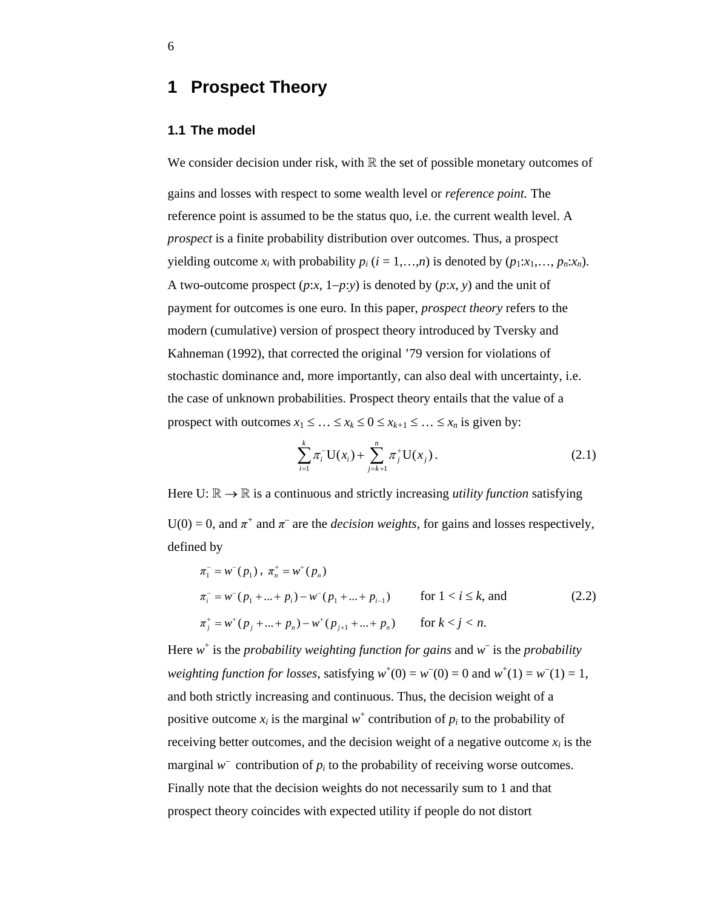# 1 Prospect Theory

## 1.1 The model

We consider decision under risk, with $\mathbb{R}$ the set of possible monetary outcomes of gains and losses with respect to some wealth level or *reference point.* The reference point is assumed to be the status quo, i.e. the current wealth level. A *prospect* is a finite probability distribution over outcomes. Thus, a prospect yielding outcome $x_i$ with probability $p_i$ ($i = 1,\ldots,n$) is denoted by $(p_1{:}x_1,\ldots, p_n{:}x_n)$. A two-outcome prospect $(p{:}x, 1\text{–}p{:}y)$ is denoted by $(p{:}x, y)$ and the unit of payment for outcomes is one euro. In this paper, *prospect theory* refers to the modern (cumulative) version of prospect theory introduced by Tversky and Kahneman (1992), that corrected the original '79 version for violations of stochastic dominance and, more importantly, can also deal with uncertainty, i.e. the case of unknown probabilities. Prospect theory entails that the value of a prospect with outcomes $x_1 \leq \ldots \leq x_k \leq 0 \leq x_{k+1} \leq \ldots \leq x_n$ is given by:

$$\sum_{i=1}^{k} \pi_i^{-} \mathrm{U}(x_i) + \sum_{j=k+1}^{n} \pi_j^{+} \mathrm{U}(x_j)\,. \tag{2.1}$$

Here $\mathrm{U}: \mathbb{R} \to \mathbb{R}$ is a continuous and strictly increasing *utility function* satisfying $\mathrm{U}(0) = 0$, and $\pi^+$ and $\pi^-$ are the *decision weights*, for gains and losses respectively, defined by

$$\begin{aligned}
&\pi_1^{-} = w^{-}(p_1)\,,\ \pi_n^{+} = w^{+}(p_n) \\
&\pi_i^{-} = w^{-}(p_1 + \ldots + p_i) - w^{-}(p_1 + \ldots + p_{i-1}) \qquad \text{for } 1 < i \leq k\text{, and} \\
&\pi_j^{+} = w^{+}(p_j + \ldots + p_n) - w^{+}(p_{j+1} + \ldots + p_n) \qquad \text{for } k < j < n.
\end{aligned} \tag{2.2}$$

Here $w^+$ is the *probability weighting function for gains* and $w^–$ is the *probability weighting function for losses*, satisfying $w^+(0) = w^–(0) = 0$ and $w^+(1) = w^–(1) = 1$, and both strictly increasing and continuous. Thus, the decision weight of a positive outcome $x_i$ is the marginal $w^+$ contribution of $p_i$ to the probability of receiving better outcomes, and the decision weight of a negative outcome $x_i$ is the marginal $w^–$ contribution of $p_i$ to the probability of receiving worse outcomes. Finally note that the decision weights do not necessarily sum to 1 and that prospect theory coincides with expected utility if people do not distort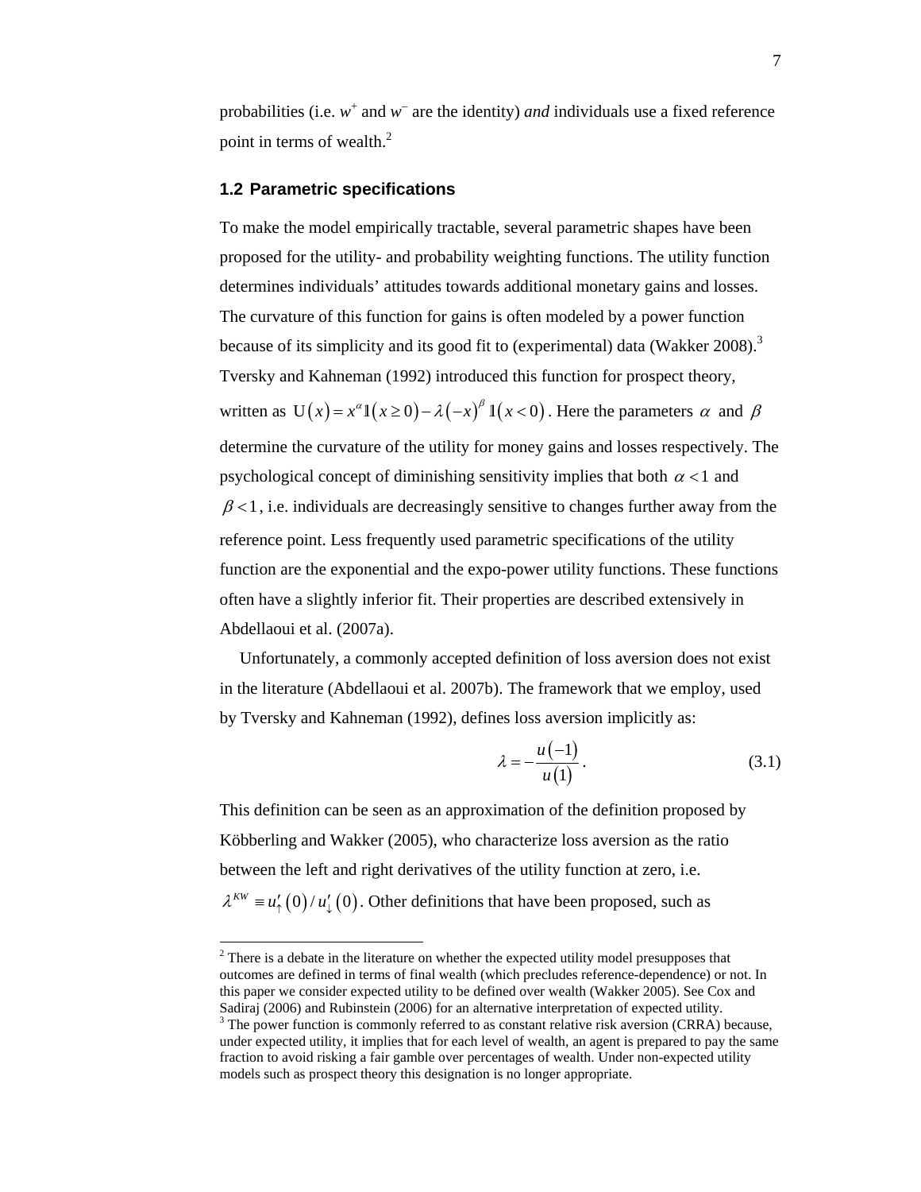probabilities (i.e. $w^+$ and $w^-$ are the identity) *and* individuals use a fixed reference point in terms of wealth.[2]

### 1.2 Parametric specifications

To make the model empirically tractable, several parametric shapes have been proposed for the utility- and probability weighting functions. The utility function determines individuals' attitudes towards additional monetary gains and losses. The curvature of this function for gains is often modeled by a power function because of its simplicity and its good fit to (experimental) data (Wakker 2008).[3] Tversky and Kahneman (1992) introduced this function for prospect theory, written as $\mathrm{U}(x) = x^{\alpha}\mathbb{1}(x \geq 0) - \lambda(-x)^{\beta}\mathbb{1}(x < 0)$. Here the parameters $\alpha$ and $\beta$ determine the curvature of the utility for money gains and losses respectively. The psychological concept of diminishing sensitivity implies that both $\alpha < 1$ and $\beta < 1$, i.e. individuals are decreasingly sensitive to changes further away from the reference point. Less frequently used parametric specifications of the utility function are the exponential and the expo-power utility functions. These functions often have a slightly inferior fit. Their properties are described extensively in Abdellaoui et al. (2007a).

Unfortunately, a commonly accepted definition of loss aversion does not exist in the literature (Abdellaoui et al. 2007b). The framework that we employ, used by Tversky and Kahneman (1992), defines loss aversion implicitly as:

$$\lambda = -\frac{u(-1)}{u(1)}. \tag{3.1}$$

This definition can be seen as an approximation of the definition proposed by Köbberling and Wakker (2005), who characterize loss aversion as the ratio between the left and right derivatives of the utility function at zero, i.e. $\lambda^{KW} \equiv u'_{\uparrow}(0)/u'_{\downarrow}(0)$. Other definitions that have been proposed, such as

---

[2] There is a debate in the literature on whether the expected utility model presupposes that outcomes are defined in terms of final wealth (which precludes reference-dependence) or not. In this paper we consider expected utility to be defined over wealth (Wakker 2005). See Cox and Sadiraj (2006) and Rubinstein (2006) for an alternative interpretation of expected utility.

[3] The power function is commonly referred to as constant relative risk aversion (CRRA) because, under expected utility, it implies that for each level of wealth, an agent is prepared to pay the same fraction to avoid risking a fair gamble over percentages of wealth. Under non-expected utility models such as prospect theory this designation is no longer appropriate.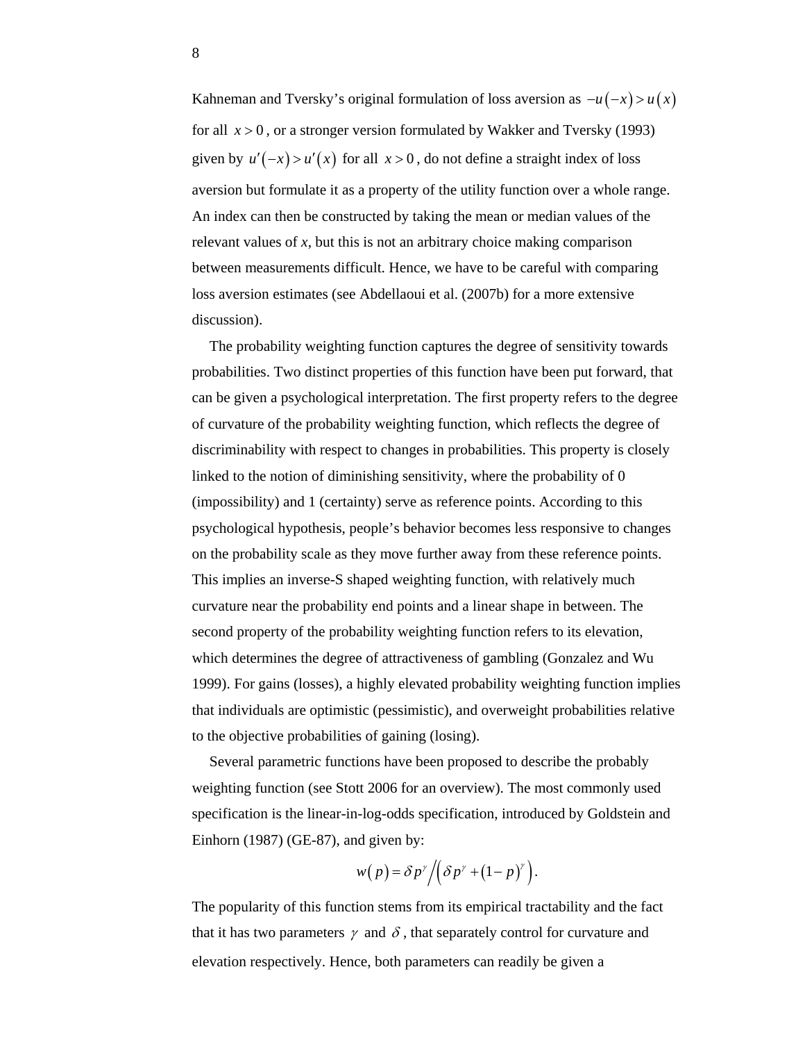Kahneman and Tversky's original formulation of loss aversion as $-u(-x) > u(x)$ for all $x > 0$, or a stronger version formulated by Wakker and Tversky (1993) given by $u'(-x) > u'(x)$ for all $x > 0$, do not define a straight index of loss aversion but formulate it as a property of the utility function over a whole range. An index can then be constructed by taking the mean or median values of the relevant values of *x*, but this is not an arbitrary choice making comparison between measurements difficult. Hence, we have to be careful with comparing loss aversion estimates (see Abdellaoui et al. (2007b) for a more extensive discussion).

The probability weighting function captures the degree of sensitivity towards probabilities. Two distinct properties of this function have been put forward, that can be given a psychological interpretation. The first property refers to the degree of curvature of the probability weighting function, which reflects the degree of discriminability with respect to changes in probabilities. This property is closely linked to the notion of diminishing sensitivity, where the probability of 0 (impossibility) and 1 (certainty) serve as reference points. According to this psychological hypothesis, people's behavior becomes less responsive to changes on the probability scale as they move further away from these reference points. This implies an inverse-S shaped weighting function, with relatively much curvature near the probability end points and a linear shape in between. The second property of the probability weighting function refers to its elevation, which determines the degree of attractiveness of gambling (Gonzalez and Wu 1999). For gains (losses), a highly elevated probability weighting function implies that individuals are optimistic (pessimistic), and overweight probabilities relative to the objective probabilities of gaining (losing).

Several parametric functions have been proposed to describe the probably weighting function (see Stott 2006 for an overview). The most commonly used specification is the linear-in-log-odds specification, introduced by Goldstein and Einhorn (1987) (GE-87), and given by:

$$w(p) = \delta p^{\gamma} \Big/ \left( \delta p^{\gamma} + (1-p)^{\gamma} \right).$$

The popularity of this function stems from its empirical tractability and the fact that it has two parameters $\gamma$ and $\delta$, that separately control for curvature and elevation respectively. Hence, both parameters can readily be given a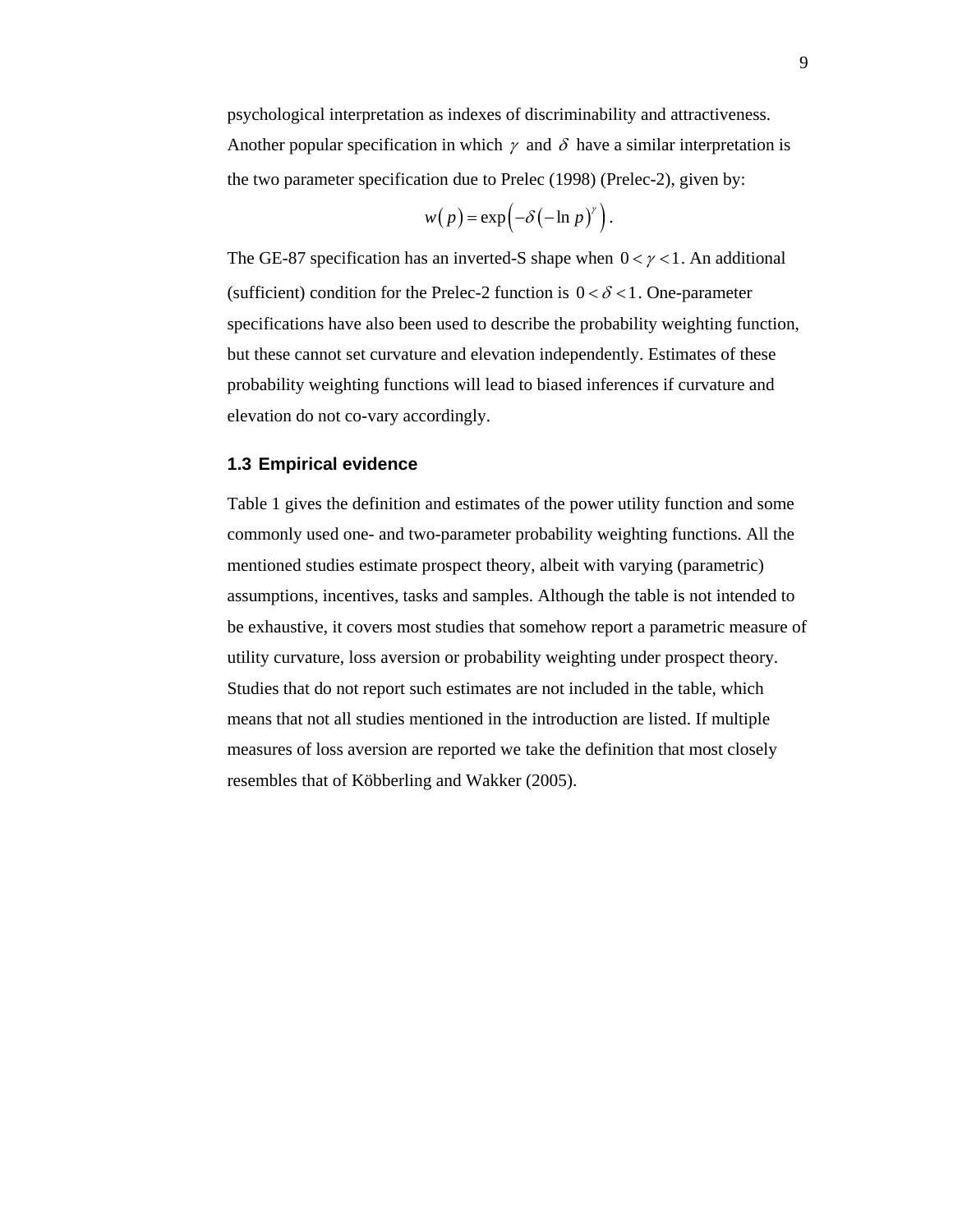psychological interpretation as indexes of discriminability and attractiveness. Another popular specification in which $\gamma$ and $\delta$ have a similar interpretation is the two parameter specification due to Prelec (1998) (Prelec-2), given by:

$$w(p) = \exp\left(-\delta\left(-\ln p\right)^{\gamma}\right).$$

The GE-87 specification has an inverted-S shape when $0 < \gamma < 1$. An additional (sufficient) condition for the Prelec-2 function is $0 < \delta < 1$. One-parameter specifications have also been used to describe the probability weighting function, but these cannot set curvature and elevation independently. Estimates of these probability weighting functions will lead to biased inferences if curvature and elevation do not co-vary accordingly.

### 1.3 Empirical evidence

Table 1 gives the definition and estimates of the power utility function and some commonly used one- and two-parameter probability weighting functions. All the mentioned studies estimate prospect theory, albeit with varying (parametric) assumptions, incentives, tasks and samples. Although the table is not intended to be exhaustive, it covers most studies that somehow report a parametric measure of utility curvature, loss aversion or probability weighting under prospect theory. Studies that do not report such estimates are not included in the table, which means that not all studies mentioned in the introduction are listed. If multiple measures of loss aversion are reported we take the definition that most closely resembles that of Köbberling and Wakker (2005).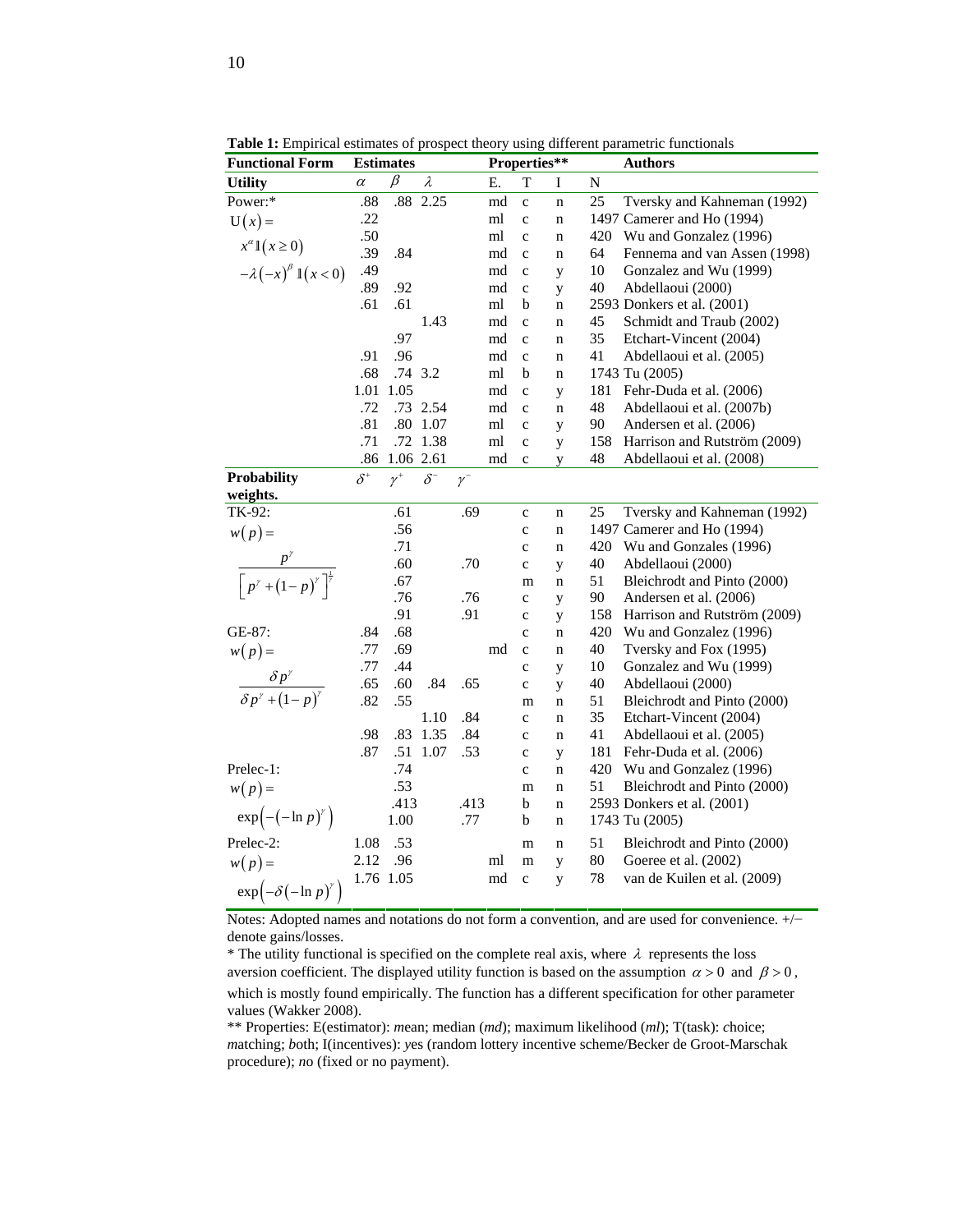**Table 1:** Empirical estimates of prospect theory using different parametric functionals

| Functional Form | Estimates | | | | Properties** | | | | Authors |
|---|---|---|---|---|---|---|---|---|---|
| **Utility** | $\alpha$ | $\beta$ | $\lambda$ | | E. | T | I | N | |
| Power:* | .88 | .88 | 2.25 | | md | c | n | 25 | Tversky and Kahneman (1992) |
| $\mathrm{U}(x) =$ | .22 | | | | ml | c | n | 1497 | Camerer and Ho (1994) |
| $x^{\alpha}\mathbb{1}(x \geq 0)$ | .50 | | | | ml | c | n | 420 | Wu and Gonzalez (1996) |
| $-\lambda(-x)^{\beta}\,\mathbb{1}(x < 0)$ | .39 | .84 | | | md | c | n | 64 | Fennema and van Assen (1998) |
| | .49 | | | | md | c | y | 10 | Gonzalez and Wu (1999) |
| | .89 | .92 | | | md | c | y | 40 | Abdellaoui (2000) |
| | .61 | .61 | | | ml | b | n | 2593 | Donkers et al. (2001) |
| | | | 1.43 | | md | c | n | 45 | Schmidt and Traub (2002) |
| | | .97 | | | md | c | n | 35 | Etchart-Vincent (2004) |
| | .91 | .96 | | | md | c | n | 41 | Abdellaoui et al. (2005) |
| | .68 | .74 | 3.2 | | ml | b | n | 1743 | Tu (2005) |
| | 1.01 | 1.05 | | | md | c | y | 181 | Fehr-Duda et al. (2006) |
| | .72 | .73 | 2.54 | | md | c | n | 48 | Abdellaoui et al. (2007b) |
| | .81 | .80 | 1.07 | | ml | c | y | 90 | Andersen et al. (2006) |
| | .71 | .72 | 1.38 | | ml | c | y | 158 | Harrison and Rutström (2009) |
| | .86 | 1.06 | 2.61 | | md | c | y | 48 | Abdellaoui et al. (2008) |
| **Probability weights.** | $\delta^{+}$ | $\gamma^{+}$ | $\delta^{-}$ | $\gamma^{-}$ | | | | | |
| TK-92: | | .61 | | .69 | | c | n | 25 | Tversky and Kahneman (1992) |
| $w(p) =$ | | .56 | | | | c | n | 1497 | Camerer and Ho (1994) |
| $\dfrac{p^{\gamma}}{\left[p^{\gamma}+(1-p)^{\gamma}\right]^{\frac{1}{\gamma}}}$ | | .71 | | | | c | n | 420 | Wu and Gonzales (1996) |
| | | .60 | | .70 | | c | y | 40 | Abdellaoui (2000) |
| | | .67 | | | | m | n | 51 | Bleichrodt and Pinto (2000) |
| | | .76 | | .76 | | c | y | 90 | Andersen et al. (2006) |
| | | .91 | | .91 | | c | y | 158 | Harrison and Rutström (2009) |
| GE-87: | .84 | .68 | | | | c | n | 420 | Wu and Gonzalez (1996) |
| $w(p) =$ | .77 | .69 | | | md | c | n | 40 | Tversky and Fox (1995) |
| $\dfrac{\delta p^{\gamma}}{\delta p^{\gamma}+(1-p)^{\gamma}}$ | .77 | .44 | | | | c | y | 10 | Gonzalez and Wu (1999) |
| | .65 | .60 | .84 | .65 | | c | y | 40 | Abdellaoui (2000) |
| | .82 | .55 | | | | m | n | 51 | Bleichrodt and Pinto (2000) |
| | | | 1.10 | .84 | | c | n | 35 | Etchart-Vincent (2004) |
| | .98 | .83 | 1.35 | .84 | | c | n | 41 | Abdellaoui et al. (2005) |
| | .87 | .51 | 1.07 | .53 | | c | y | 181 | Fehr-Duda et al. (2006) |
| Prelec-1: | | .74 | | | | c | n | 420 | Wu and Gonzalez (1996) |
| $w(p) =$ | | .53 | | | | m | n | 51 | Bleichrodt and Pinto (2000) |
| $\exp\left(-(-\ln p)^{\gamma}\right)$ | | .413 | | .413 | | b | n | 2593 | Donkers et al. (2001) |
| | | 1.00 | | .77 | | b | n | 1743 | Tu (2005) |
| Prelec-2: | 1.08 | .53 | | | | m | n | 51 | Bleichrodt and Pinto (2000) |
| $w(p) =$ | 2.12 | .96 | | | ml | m | y | 80 | Goeree et al. (2002) |
| $\exp\left(-\delta(-\ln p)^{\gamma}\right)$ | 1.76 | 1.05 | | | md | c | y | 78 | van de Kuilen et al. (2009) |

Notes: Adopted names and notations do not form a convention, and are used for convenience. +/− denote gains/losses.

\* The utility functional is specified on the complete real axis, where $\lambda$ represents the loss aversion coefficient. The displayed utility function is based on the assumption $\alpha > 0$ and $\beta > 0$, which is mostly found empirically. The function has a different specification for other parameter values (Wakker 2008).

** Properties: E(estimator): *m*ean; median (*md*); maximum likelihood (*ml*); T(task): *c*hoice; *m*atching; *b*oth; I(incentives): *y*es (random lottery incentive scheme/Becker de Groot-Marschak procedure); *n*o (fixed or no payment).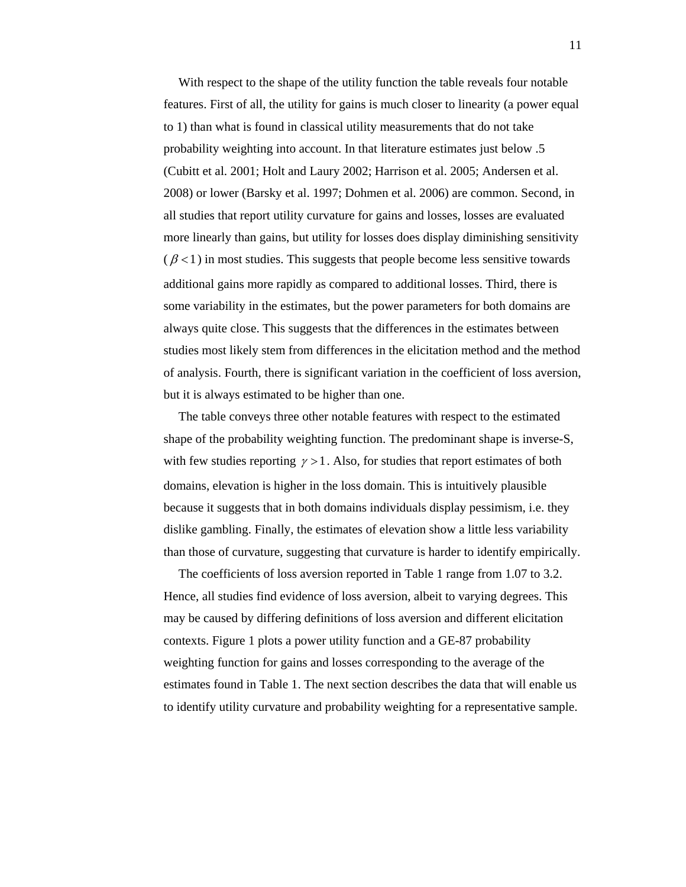With respect to the shape of the utility function the table reveals four notable features. First of all, the utility for gains is much closer to linearity (a power equal to 1) than what is found in classical utility measurements that do not take probability weighting into account. In that literature estimates just below .5 (Cubitt et al. 2001; Holt and Laury 2002; Harrison et al. 2005; Andersen et al. 2008) or lower (Barsky et al. 1997; Dohmen et al. 2006) are common. Second, in all studies that report utility curvature for gains and losses, losses are evaluated more linearly than gains, but utility for losses does display diminishing sensitivity ($\beta < 1$) in most studies. This suggests that people become less sensitive towards additional gains more rapidly as compared to additional losses. Third, there is some variability in the estimates, but the power parameters for both domains are always quite close. This suggests that the differences in the estimates between studies most likely stem from differences in the elicitation method and the method of analysis. Fourth, there is significant variation in the coefficient of loss aversion, but it is always estimated to be higher than one.

The table conveys three other notable features with respect to the estimated shape of the probability weighting function. The predominant shape is inverse-S, with few studies reporting $\gamma > 1$. Also, for studies that report estimates of both domains, elevation is higher in the loss domain. This is intuitively plausible because it suggests that in both domains individuals display pessimism, i.e. they dislike gambling. Finally, the estimates of elevation show a little less variability than those of curvature, suggesting that curvature is harder to identify empirically.

The coefficients of loss aversion reported in Table 1 range from 1.07 to 3.2. Hence, all studies find evidence of loss aversion, albeit to varying degrees. This may be caused by differing definitions of loss aversion and different elicitation contexts. Figure 1 plots a power utility function and a GE-87 probability weighting function for gains and losses corresponding to the average of the estimates found in Table 1. The next section describes the data that will enable us to identify utility curvature and probability weighting for a representative sample.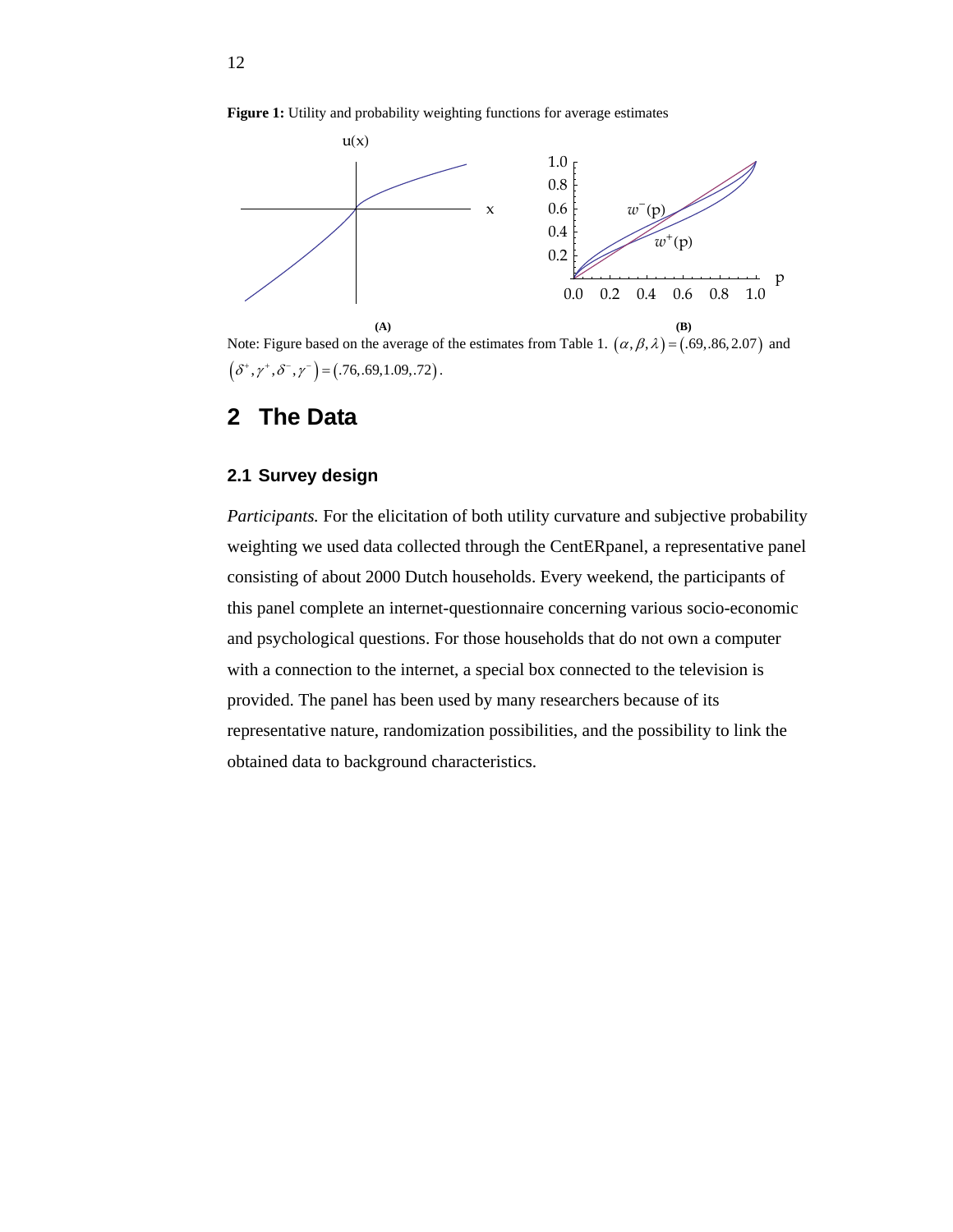**Figure 1:** Utility and probability weighting functions for average estimates

(A) (B)

Note: Figure based on the average of the estimates from Table 1. $(\alpha, \beta, \lambda) = (.69, .86, 2.07)$ and $(\delta^+, \gamma^+, \delta^-, \gamma^-) = (.76, .69, 1.09, .72)$.

## 2 The Data

### 2.1 Survey design

*Participants.* For the elicitation of both utility curvature and subjective probability weighting we used data collected through the CentERpanel, a representative panel consisting of about 2000 Dutch households. Every weekend, the participants of this panel complete an internet-questionnaire concerning various socio-economic and psychological questions. For those households that do not own a computer with a connection to the internet, a special box connected to the television is provided. The panel has been used by many researchers because of its representative nature, randomization possibilities, and the possibility to link the obtained data to background characteristics.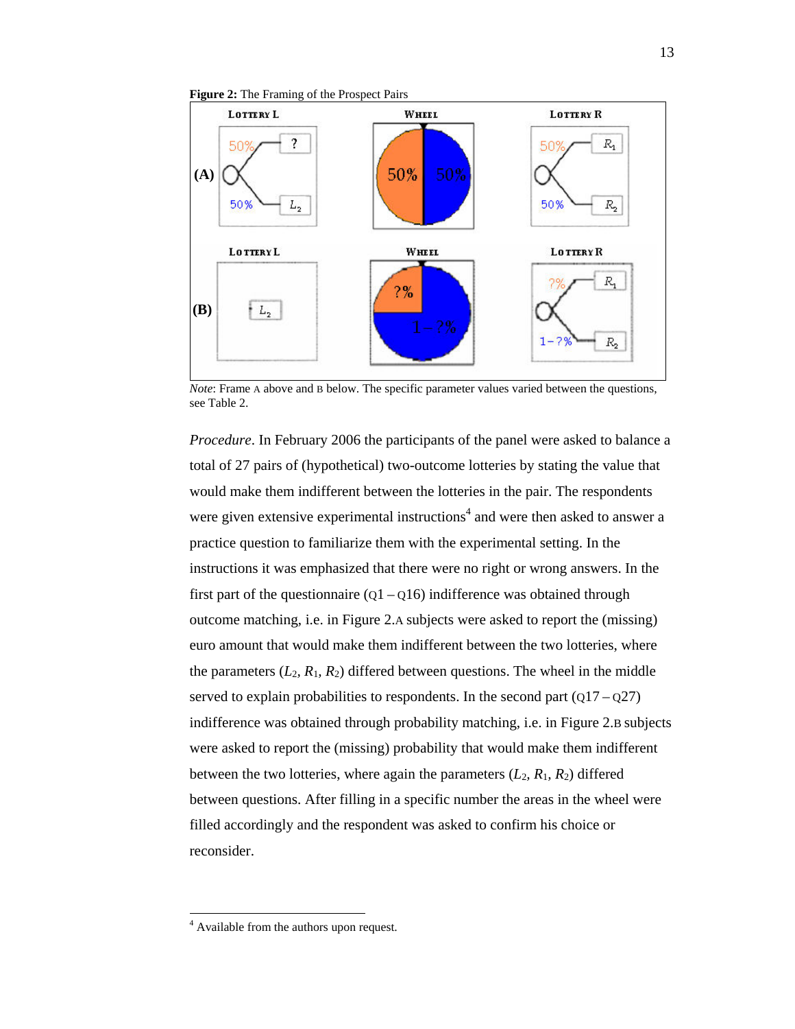**Figure 2:** The Framing of the Prospect Pairs

*Note*: Frame A above and B below. The specific parameter values varied between the questions, see Table 2.

*Procedure*. In February 2006 the participants of the panel were asked to balance a total of 27 pairs of (hypothetical) two-outcome lotteries by stating the value that would make them indifferent between the lotteries in the pair. The respondents were given extensive experimental instructions[4] and were then asked to answer a practice question to familiarize them with the experimental setting. In the instructions it was emphasized that there were no right or wrong answers. In the first part of the questionnaire (Q1 – Q16) indifference was obtained through outcome matching, i.e. in Figure 2.A subjects were asked to report the (missing) euro amount that would make them indifferent between the two lotteries, where the parameters ($L_2$, $R_1$, $R_2$) differed between questions. The wheel in the middle served to explain probabilities to respondents. In the second part (Q17 – Q27) indifference was obtained through probability matching, i.e. in Figure 2.B subjects were asked to report the (missing) probability that would make them indifferent between the two lotteries, where again the parameters ($L_2$, $R_1$, $R_2$) differed between questions. After filling in a specific number the areas in the wheel were filled accordingly and the respondent was asked to confirm his choice or reconsider.

[4] Available from the authors upon request.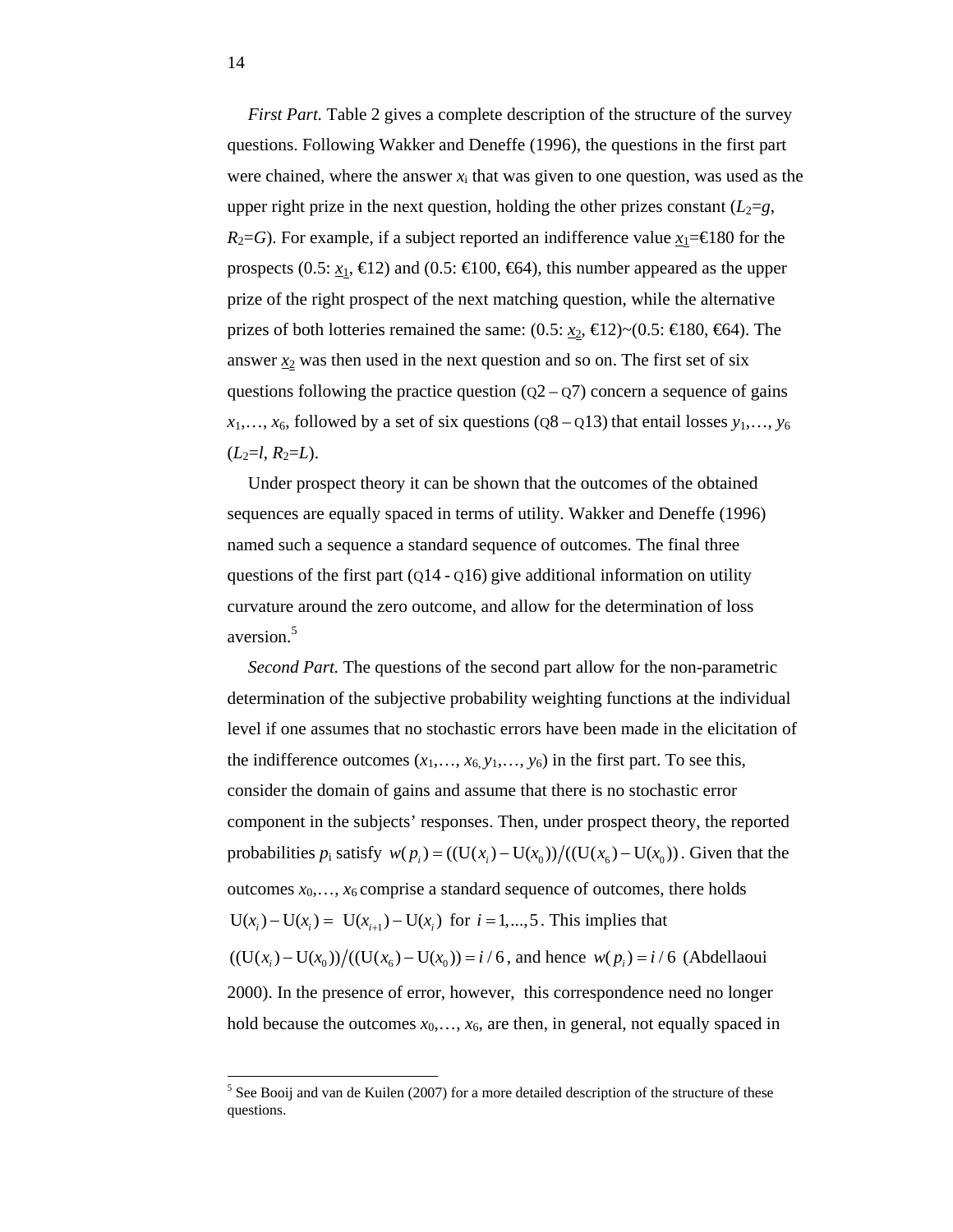*First Part.* Table 2 gives a complete description of the structure of the survey questions. Following Wakker and Deneffe (1996), the questions in the first part were chained, where the answer $x_i$ that was given to one question, was used as the upper right prize in the next question, holding the other prizes constant ($L_2=g$, $R_2=G$). For example, if a subject reported an indifference value $\underline{x_1}$=€180 for the prospects (0.5: $\underline{x_1}$, €12) and (0.5: €100, €64), this number appeared as the upper prize of the right prospect of the next matching question, while the alternative prizes of both lotteries remained the same: (0.5: $\underline{x_2}$, €12)~(0.5: €180, €64). The answer $\underline{x_2}$ was then used in the next question and so on. The first set of six questions following the practice question (Q2 – Q7) concern a sequence of gains $x_1,\ldots, x_6$, followed by a set of six questions (Q8 – Q13) that entail losses $y_1,\ldots, y_6$ ($L_2=l$, $R_2=L$).

Under prospect theory it can be shown that the outcomes of the obtained sequences are equally spaced in terms of utility. Wakker and Deneffe (1996) named such a sequence a standard sequence of outcomes. The final three questions of the first part (Q14 - Q16) give additional information on utility curvature around the zero outcome, and allow for the determination of loss aversion.[5]

*Second Part.* The questions of the second part allow for the non-parametric determination of the subjective probability weighting functions at the individual level if one assumes that no stochastic errors have been made in the elicitation of the indifference outcomes ($x_1,\ldots, x_6, y_1,\ldots, y_6$) in the first part. To see this, consider the domain of gains and assume that there is no stochastic error component in the subjects' responses. Then, under prospect theory, the reported probabilities $p_i$ satisfy $w(p_i) = ((\mathrm{U}(x_i) - \mathrm{U}(x_0))/((\mathrm{U}(x_6) - \mathrm{U}(x_0))$. Given that the outcomes $x_0,\ldots, x_6$ comprise a standard sequence of outcomes, there holds $\mathrm{U}(x_i) - \mathrm{U}(x_i) = \mathrm{U}(x_{i+1}) - \mathrm{U}(x_i)$ for $i = 1,...,5$. This implies that $((\mathrm{U}(x_i) - \mathrm{U}(x_0))/((\mathrm{U}(x_6) - \mathrm{U}(x_0)) = i/6$, and hence $w(p_i) = i/6$ (Abdellaoui 2000). In the presence of error, however, this correspondence need no longer hold because the outcomes $x_0,\ldots, x_6$, are then, in general, not equally spaced in

[5] See Booij and van de Kuilen (2007) for a more detailed description of the structure of these questions.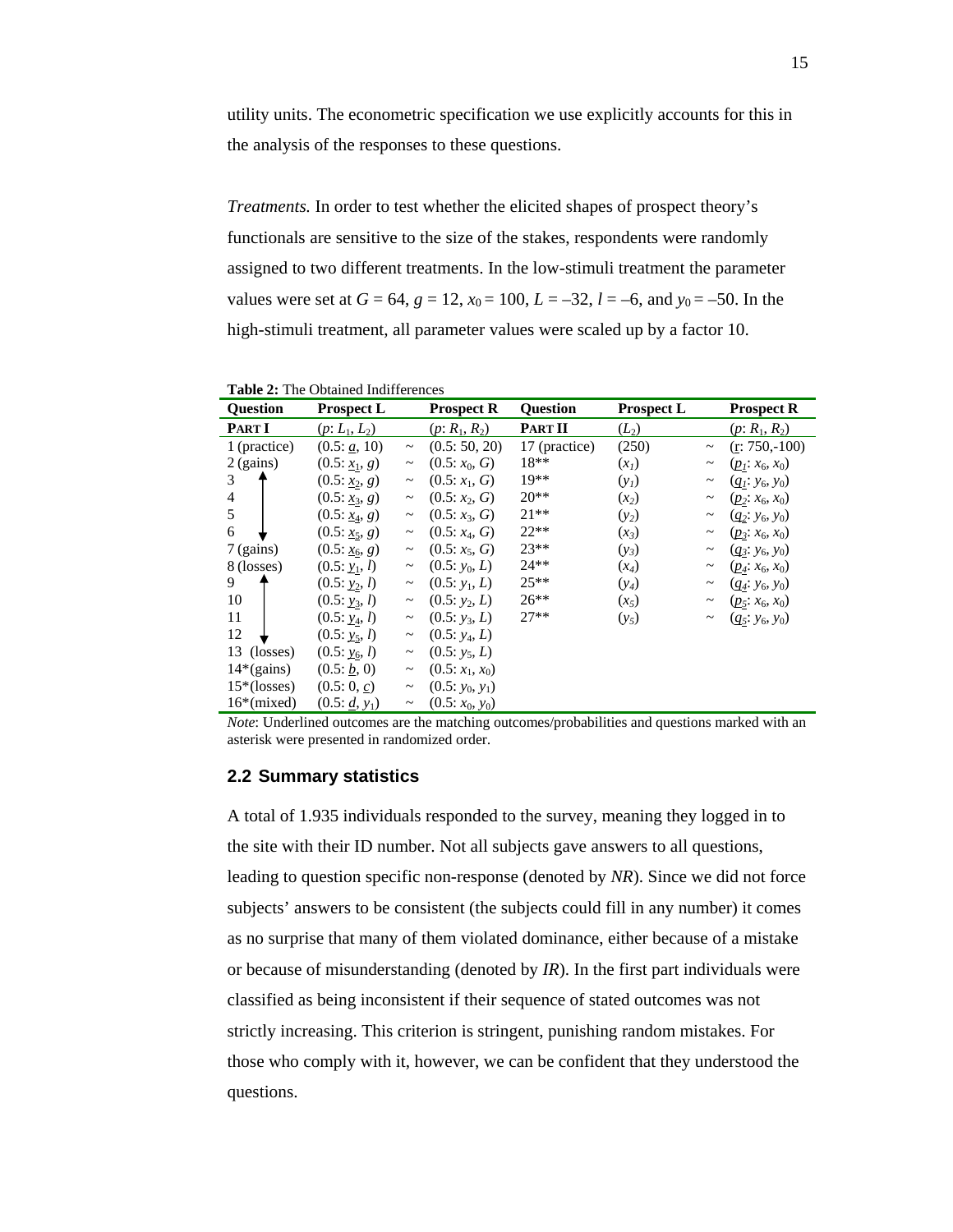utility units. The econometric specification we use explicitly accounts for this in the analysis of the responses to these questions.

*Treatments.* In order to test whether the elicited shapes of prospect theory's functionals are sensitive to the size of the stakes, respondents were randomly assigned to two different treatments. In the low-stimuli treatment the parameter values were set at $G = 64$, $g = 12$, $x_0 = 100$, $L = –32$, $l = –6$, and $y_0 = –50$. In the high-stimuli treatment, all parameter values were scaled up by a factor 10.

**Table 2:** The Obtained Indifferences

| Question | Prospect L | | Prospect R | Question | Prospect L | | Prospect R |
|---|---|---|---|---|---|---|---|
| **PART I** | $(p: L_1, L_2)$ | | $(p: R_1, R_2)$ | **PART II** | $(L_2)$ | | $(p: R_1, R_2)$ |
| 1 (practice) | $(0.5: \underline{a}, 10)$ | ~ | $(0.5: 50, 20)$ | 17 (practice) | $(250)$ | ~ | $(\underline{r}: 750,-100)$ |
| 2 (gains) | $(0.5: \underline{x_1}, g)$ | ~ | $(0.5: x_0, G)$ | 18** | $(x_1)$ | ~ | $(\underline{p_1}: x_6, x_0)$ |
| 3 ↑ | $(0.5: \underline{x_2}, g)$ | ~ | $(0.5: x_1, G)$ | 19** | $(y_1)$ | ~ | $(\underline{q_1}: y_6, y_0)$ |
| 4 | $(0.5: \underline{x_3}, g)$ | ~ | $(0.5: x_2, G)$ | 20** | $(x_2)$ | ~ | $(\underline{p_2}: x_6, x_0)$ |
| 5 | $(0.5: \underline{x_4}, g)$ | ~ | $(0.5: x_3, G)$ | 21** | $(y_2)$ | ~ | $(\underline{q_2}: y_6, y_0)$ |
| 6 ↓ | $(0.5: \underline{x_5}, g)$ | ~ | $(0.5: x_4, G)$ | 22** | $(x_3)$ | ~ | $(\underline{p_3}: x_6, x_0)$ |
| 7 (gains) | $(0.5: \underline{x_6}, g)$ | ~ | $(0.5: x_5, G)$ | 23** | $(y_3)$ | ~ | $(\underline{q_3}: y_6, y_0)$ |
| 8 (losses) | $(0.5: \underline{y_1}, l)$ | ~ | $(0.5: y_0, L)$ | 24** | $(x_4)$ | ~ | $(\underline{p_4}: x_6, x_0)$ |
| 9 ↑ | $(0.5: \underline{y_2}, l)$ | ~ | $(0.5: y_1, L)$ | 25** | $(y_4)$ | ~ | $(\underline{q_4}: y_6, y_0)$ |
| 10 | $(0.5: \underline{y_3}, l)$ | ~ | $(0.5: y_2, L)$ | 26** | $(x_5)$ | ~ | $(\underline{p_5}: x_6, x_0)$ |
| 11 | $(0.5: \underline{y_4}, l)$ | ~ | $(0.5: y_3, L)$ | 27** | $(y_5)$ | ~ | $(\underline{q_5}: y_6, y_0)$ |
| 12 ↓ | $(0.5: \underline{y_5}, l)$ | ~ | $(0.5: y_4, L)$ | | | | |
| 13 (losses) | $(0.5: \underline{y_6}, l)$ | ~ | $(0.5: y_5, L)$ | | | | |
| 14*(gains) | $(0.5: \underline{b}, 0)$ | ~ | $(0.5: x_1, x_0)$ | | | | |
| 15*(losses) | $(0.5: 0, \underline{c})$ | ~ | $(0.5: y_0, y_1)$ | | | | |
| 16*(mixed) | $(0.5: \underline{d}, y_1)$ | ~ | $(0.5: x_0, y_0)$ | | | | |

*Note*: Underlined outcomes are the matching outcomes/probabilities and questions marked with an asterisk were presented in randomized order.

## 2.2 Summary statistics

A total of 1.935 individuals responded to the survey, meaning they logged in to the site with their ID number. Not all subjects gave answers to all questions, leading to question specific non-response (denoted by *NR*). Since we did not force subjects' answers to be consistent (the subjects could fill in any number) it comes as no surprise that many of them violated dominance, either because of a mistake or because of misunderstanding (denoted by *IR*). In the first part individuals were classified as being inconsistent if their sequence of stated outcomes was not strictly increasing. This criterion is stringent, punishing random mistakes. For those who comply with it, however, we can be confident that they understood the questions.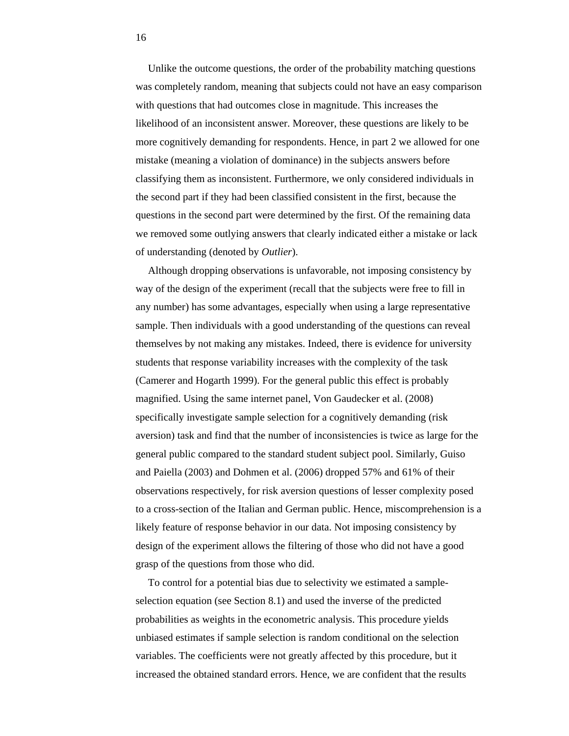Unlike the outcome questions, the order of the probability matching questions was completely random, meaning that subjects could not have an easy comparison with questions that had outcomes close in magnitude. This increases the likelihood of an inconsistent answer. Moreover, these questions are likely to be more cognitively demanding for respondents. Hence, in part 2 we allowed for one mistake (meaning a violation of dominance) in the subjects answers before classifying them as inconsistent. Furthermore, we only considered individuals in the second part if they had been classified consistent in the first, because the questions in the second part were determined by the first. Of the remaining data we removed some outlying answers that clearly indicated either a mistake or lack of understanding (denoted by *Outlier*).

Although dropping observations is unfavorable, not imposing consistency by way of the design of the experiment (recall that the subjects were free to fill in any number) has some advantages, especially when using a large representative sample. Then individuals with a good understanding of the questions can reveal themselves by not making any mistakes. Indeed, there is evidence for university students that response variability increases with the complexity of the task (Camerer and Hogarth 1999). For the general public this effect is probably magnified. Using the same internet panel, Von Gaudecker et al. (2008) specifically investigate sample selection for a cognitively demanding (risk aversion) task and find that the number of inconsistencies is twice as large for the general public compared to the standard student subject pool. Similarly, Guiso and Paiella (2003) and Dohmen et al. (2006) dropped 57% and 61% of their observations respectively, for risk aversion questions of lesser complexity posed to a cross-section of the Italian and German public. Hence, miscomprehension is a likely feature of response behavior in our data. Not imposing consistency by design of the experiment allows the filtering of those who did not have a good grasp of the questions from those who did.

To control for a potential bias due to selectivity we estimated a sample-selection equation (see Section 8.1) and used the inverse of the predicted probabilities as weights in the econometric analysis. This procedure yields unbiased estimates if sample selection is random conditional on the selection variables. The coefficients were not greatly affected by this procedure, but it increased the obtained standard errors. Hence, we are confident that the results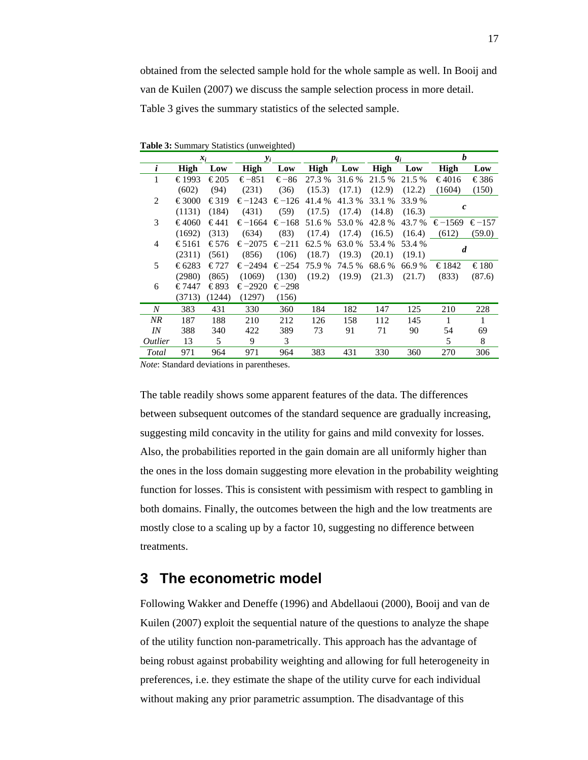obtained from the selected sample hold for the whole sample as well. In Booij and van de Kuilen (2007) we discuss the sample selection process in more detail. Table 3 gives the summary statistics of the selected sample.

**Table 3:** Summary Statistics (unweighted)

| | $x_i$ | | $y_i$ | | $p_i$ | | $q_i$ | | $b$ | |
|---|---|---|---|---|---|---|---|---|---|---|
| $i$ | **High** | **Low** | **High** | **Low** | **High** | **Low** | **High** | **Low** | **High** | **Low** |
| 1 | € 1993 | € 205 | € −851 | € −86 | 27.3 % | 31.6 % | 21.5 % | 21.5 % | € 4016 | € 386 |
| | (602) | (94) | (231) | (36) | (15.3) | (17.1) | (12.9) | (12.2) | (1604) | (150) |
| 2 | € 3000 | € 319 | € −1243 | € −126 | 41.4 % | 41.3 % | 33.1 % | 33.9 % | ***c*** | |
| | (1131) | (184) | (431) | (59) | (17.5) | (17.4) | (14.8) | (16.3) | | |
| 3 | € 4060 | € 441 | € −1664 | € −168 | 51.6 % | 53.0 % | 42.8 % | 43.7 % | € −1569 | € −157 |
| | (1692) | (313) | (634) | (83) | (17.4) | (17.4) | (16.5) | (16.4) | (612) | (59.0) |
| 4 | € 5161 | € 576 | € −2075 | € −211 | 62.5 % | 63.0 % | 53.4 % | 53.4 % | ***d*** | |
| | (2311) | (561) | (856) | (106) | (18.7) | (19.3) | (20.1) | (19.1) | | |
| 5 | € 6283 | € 727 | € −2494 | € −254 | 75.9 % | 74.5 % | 68.6 % | 66.9 % | € 1842 | € 180 |
| | (2980) | (865) | (1069) | (130) | (19.2) | (19.9) | (21.3) | (21.7) | (833) | (87.6) |
| 6 | € 7447 | € 893 | € −2920 | € −298 | | | | | | |
| | (3713) | (1244) | (1297) | (156) | | | | | | |
| *N* | 383 | 431 | 330 | 360 | 184 | 182 | 147 | 125 | 210 | 228 |
| *NR* | 187 | 188 | 210 | 212 | 126 | 158 | 112 | 145 | 1 | 1 |
| *IN* | 388 | 340 | 422 | 389 | 73 | 91 | 71 | 90 | 54 | 69 |
| *Outlier* | 13 | 5 | 9 | 3 | | | | | 5 | 8 |
| *Total* | 971 | 964 | 971 | 964 | 383 | 431 | 330 | 360 | 270 | 306 |

*Note*: Standard deviations in parentheses.

The table readily shows some apparent features of the data. The differences between subsequent outcomes of the standard sequence are gradually increasing, suggesting mild concavity in the utility for gains and mild convexity for losses. Also, the probabilities reported in the gain domain are all uniformly higher than the ones in the loss domain suggesting more elevation in the probability weighting function for losses. This is consistent with pessimism with respect to gambling in both domains. Finally, the outcomes between the high and the low treatments are mostly close to a scaling up by a factor 10, suggesting no difference between treatments.

## 3 The econometric model

Following Wakker and Deneffe (1996) and Abdellaoui (2000), Booij and van de Kuilen (2007) exploit the sequential nature of the questions to analyze the shape of the utility function non-parametrically. This approach has the advantage of being robust against probability weighting and allowing for full heterogeneity in preferences, i.e. they estimate the shape of the utility curve for each individual without making any prior parametric assumption. The disadvantage of this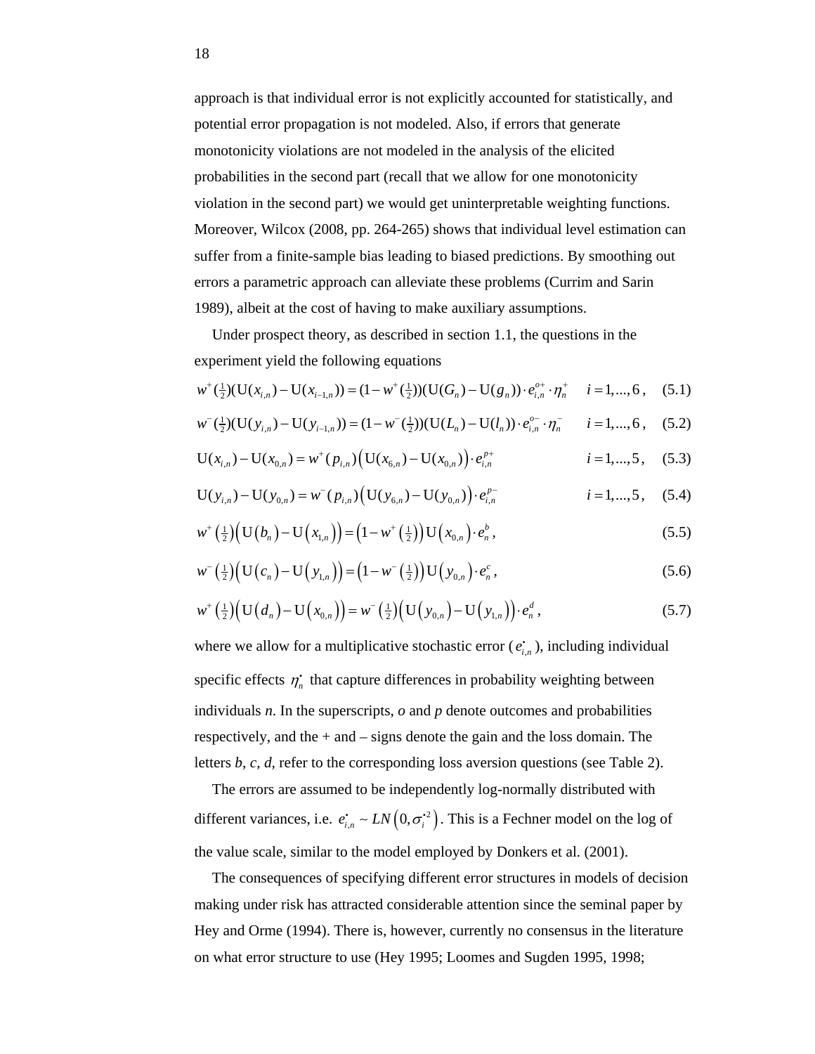approach is that individual error is not explicitly accounted for statistically, and potential error propagation is not modeled. Also, if errors that generate monotonicity violations are not modeled in the analysis of the elicited probabilities in the second part (recall that we allow for one monotonicity violation in the second part) we would get uninterpretable weighting functions. Moreover, Wilcox (2008, pp. 264-265) shows that individual level estimation can suffer from a finite-sample bias leading to biased predictions. By smoothing out errors a parametric approach can alleviate these problems (Currim and Sarin 1989), albeit at the cost of having to make auxiliary assumptions.

Under prospect theory, as described in section 1.1, the questions in the experiment yield the following equations

$$w^{+}(\tfrac{1}{2})(\mathrm{U}(x_{i,n})-\mathrm{U}(x_{i-1,n}))=(1-w^{+}(\tfrac{1}{2}))(\mathrm{U}(G_n)-\mathrm{U}(g_n))\cdot e_{i,n}^{o+}\cdot\eta_n^{+} \qquad i=1,...,6\,, \tag{5.1}$$

$$w^{-}(\tfrac{1}{2})(\mathrm{U}(y_{i,n})-\mathrm{U}(y_{i-1,n}))=(1-w^{-}(\tfrac{1}{2}))(\mathrm{U}(L_n)-\mathrm{U}(l_n))\cdot e_{i,n}^{o-}\cdot\eta_n^{-} \qquad i=1,...,6\,, \tag{5.2}$$

$$\mathrm{U}(x_{i,n})-\mathrm{U}(x_{0,n})=w^{+}(p_{i,n})\left(\mathrm{U}(x_{6,n})-\mathrm{U}(x_{0,n})\right)\cdot e_{i,n}^{p+} \qquad i=1,...,5\,, \tag{5.3}$$

$$\mathrm{U}(y_{i,n})-\mathrm{U}(y_{0,n})=w^{-}(p_{i,n})\left(\mathrm{U}(y_{6,n})-\mathrm{U}(y_{0,n})\right)\cdot e_{i,n}^{p-} \qquad i=1,...,5\,, \tag{5.4}$$

$$w^{+}\left(\tfrac{1}{2}\right)\left(\mathrm{U}\left(b_n\right)-\mathrm{U}\left(x_{1,n}\right)\right)=\left(1-w^{+}\left(\tfrac{1}{2}\right)\right)\mathrm{U}\left(x_{0,n}\right)\cdot e_n^{b}\,, \tag{5.5}$$

$$w^{-}\left(\tfrac{1}{2}\right)\left(\mathrm{U}\left(c_n\right)-\mathrm{U}\left(y_{1,n}\right)\right)=\left(1-w^{-}\left(\tfrac{1}{2}\right)\right)\mathrm{U}\left(y_{0,n}\right)\cdot e_n^{c}\,, \tag{5.6}$$

$$w^{+}\left(\tfrac{1}{2}\right)\left(\mathrm{U}\left(d_n\right)-\mathrm{U}\left(x_{0,n}\right)\right)=w^{-}\left(\tfrac{1}{2}\right)\left(\mathrm{U}\left(y_{0,n}\right)-\mathrm{U}\left(y_{1,n}\right)\right)\cdot e_n^{d}\,, \tag{5.7}$$

where we allow for a multiplicative stochastic error ($e_{i,n}^{\bullet}$), including individual specific effects $\eta_n^{\bullet}$ that capture differences in probability weighting between individuals *n*. In the superscripts, *o* and *p* denote outcomes and probabilities respectively, and the + and – signs denote the gain and the loss domain. The letters *b*, *c*, *d*, refer to the corresponding loss aversion questions (see Table 2).

The errors are assumed to be independently log-normally distributed with different variances, i.e. $e_{i,n}^{\bullet}\sim LN\left(0,\sigma_i^{\bullet 2}\right)$. This is a Fechner model on the log of the value scale, similar to the model employed by Donkers et al. (2001).

The consequences of specifying different error structures in models of decision making under risk has attracted considerable attention since the seminal paper by Hey and Orme (1994). There is, however, currently no consensus in the literature on what error structure to use (Hey 1995; Loomes and Sugden 1995, 1998;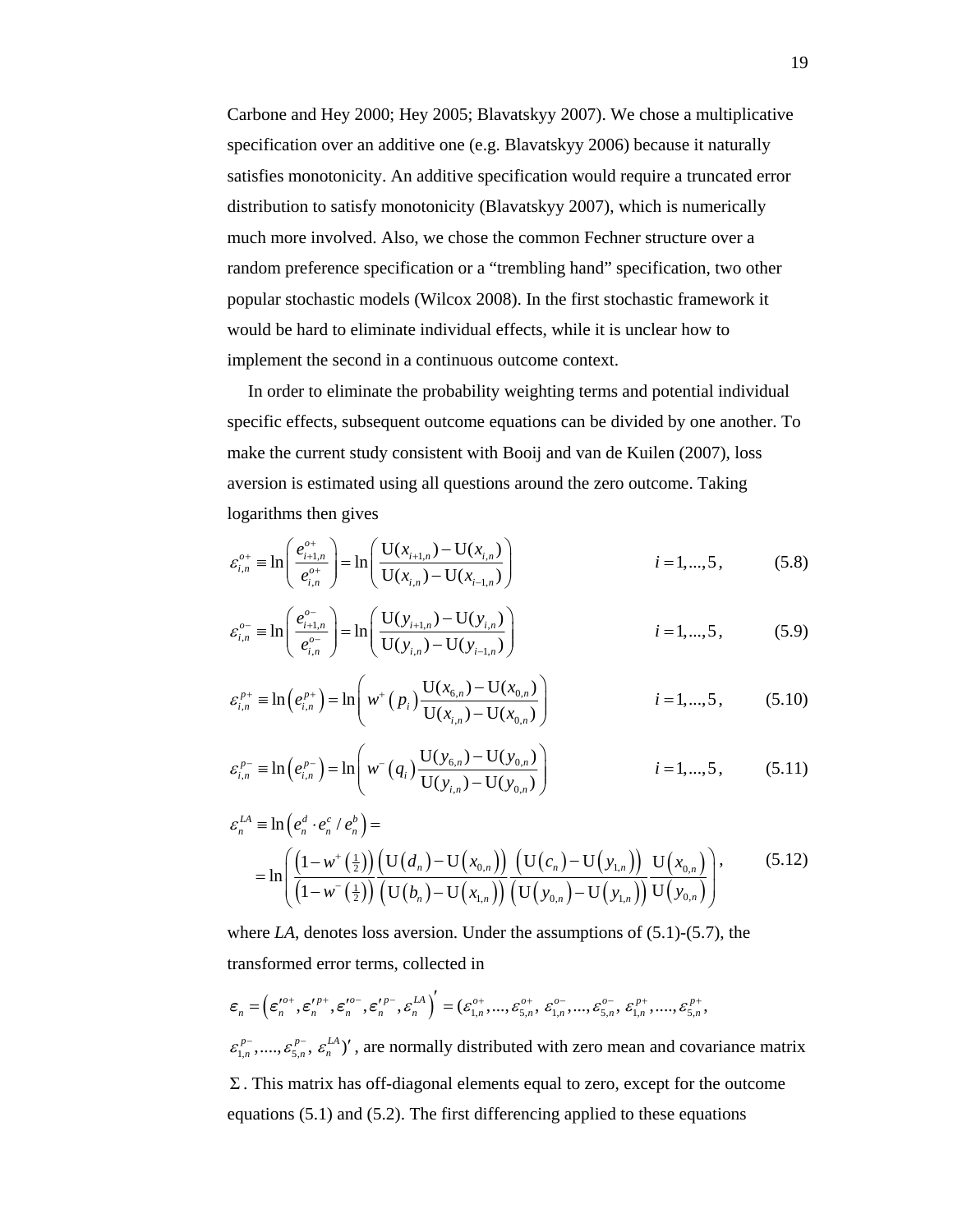Carbone and Hey 2000; Hey 2005; Blavatskyy 2007). We chose a multiplicative specification over an additive one (e.g. Blavatskyy 2006) because it naturally satisfies monotonicity. An additive specification would require a truncated error distribution to satisfy monotonicity (Blavatskyy 2007), which is numerically much more involved. Also, we chose the common Fechner structure over a random preference specification or a "trembling hand" specification, two other popular stochastic models (Wilcox 2008). In the first stochastic framework it would be hard to eliminate individual effects, while it is unclear how to implement the second in a continuous outcome context.

In order to eliminate the probability weighting terms and potential individual specific effects, subsequent outcome equations can be divided by one another. To make the current study consistent with Booij and van de Kuilen (2007), loss aversion is estimated using all questions around the zero outcome. Taking logarithms then gives

$$\varepsilon_{i,n}^{o+} \equiv \ln\left(\frac{e_{i+1,n}^{o+}}{e_{i,n}^{o+}}\right) = \ln\left(\frac{\mathrm{U}(x_{i+1,n}) - \mathrm{U}(x_{i,n})}{\mathrm{U}(x_{i,n}) - \mathrm{U}(x_{i-1,n})}\right) \qquad i = 1,...,5, \tag{5.8}$$

$$\varepsilon_{i,n}^{o-} \equiv \ln\left(\frac{e_{i+1,n}^{o-}}{e_{i,n}^{o-}}\right) = \ln\left(\frac{\mathrm{U}(y_{i+1,n}) - \mathrm{U}(y_{i,n})}{\mathrm{U}(y_{i,n}) - \mathrm{U}(y_{i-1,n})}\right) \qquad i = 1,...,5, \tag{5.9}$$

$$\varepsilon_{i,n}^{p+} \equiv \ln\left(e_{i,n}^{p+}\right) = \ln\left(w^{+}\left(p_i\right)\frac{\mathrm{U}(x_{6,n}) - \mathrm{U}(x_{0,n})}{\mathrm{U}(x_{i,n}) - \mathrm{U}(x_{0,n})}\right) \qquad i = 1,...,5, \tag{5.10}$$

$$\varepsilon_{i,n}^{p-} \equiv \ln\left(e_{i,n}^{p-}\right) = \ln\left(w^{-}\left(q_i\right)\frac{\mathrm{U}(y_{6,n}) - \mathrm{U}(y_{0,n})}{\mathrm{U}(y_{i,n}) - \mathrm{U}(y_{0,n})}\right) \qquad i = 1,...,5, \tag{5.11}$$

$$\begin{aligned}\varepsilon_{n}^{LA} &\equiv \ln\left(e_n^d \cdot e_n^c / e_n^b\right) = \\ &= \ln\left(\frac{\left(1 - w^{+}\left(\tfrac{1}{2}\right)\right)}{\left(1 - w^{-}\left(\tfrac{1}{2}\right)\right)}\frac{\left(\mathrm{U}\left(d_n\right) - \mathrm{U}\left(x_{0,n}\right)\right)}{\left(\mathrm{U}\left(b_n\right) - \mathrm{U}\left(x_{1,n}\right)\right)}\frac{\left(\mathrm{U}\left(c_n\right) - \mathrm{U}\left(y_{1,n}\right)\right)}{\left(\mathrm{U}\left(y_{0,n}\right) - \mathrm{U}\left(y_{1,n}\right)\right)}\frac{\mathrm{U}\left(x_{0,n}\right)}{\mathrm{U}\left(y_{0,n}\right)}\right),\end{aligned} \tag{5.12}$$

where *LA*, denotes loss aversion. Under the assumptions of (5.1)-(5.7), the transformed error terms, collected in

$\varepsilon_n = \left(\varepsilon_n'^{o+}, \varepsilon_n'^{p+}, \varepsilon_n'^{o-}, \varepsilon_n'^{p-}, \varepsilon_n^{LA}\right)' = (\varepsilon_{1,n}^{o+},...,\varepsilon_{5,n}^{o+},\ \varepsilon_{1,n}^{o-},...,\varepsilon_{5,n}^{o-},\ \varepsilon_{1,n}^{p+},....,\varepsilon_{5,n}^{p+},$ $\varepsilon_{1,n}^{p-},....,\varepsilon_{5,n}^{p-},\ \varepsilon_n^{LA})'$, are normally distributed with zero mean and covariance matrix $\Sigma$. This matrix has off-diagonal elements equal to zero, except for the outcome equations (5.1) and (5.2). The first differencing applied to these equations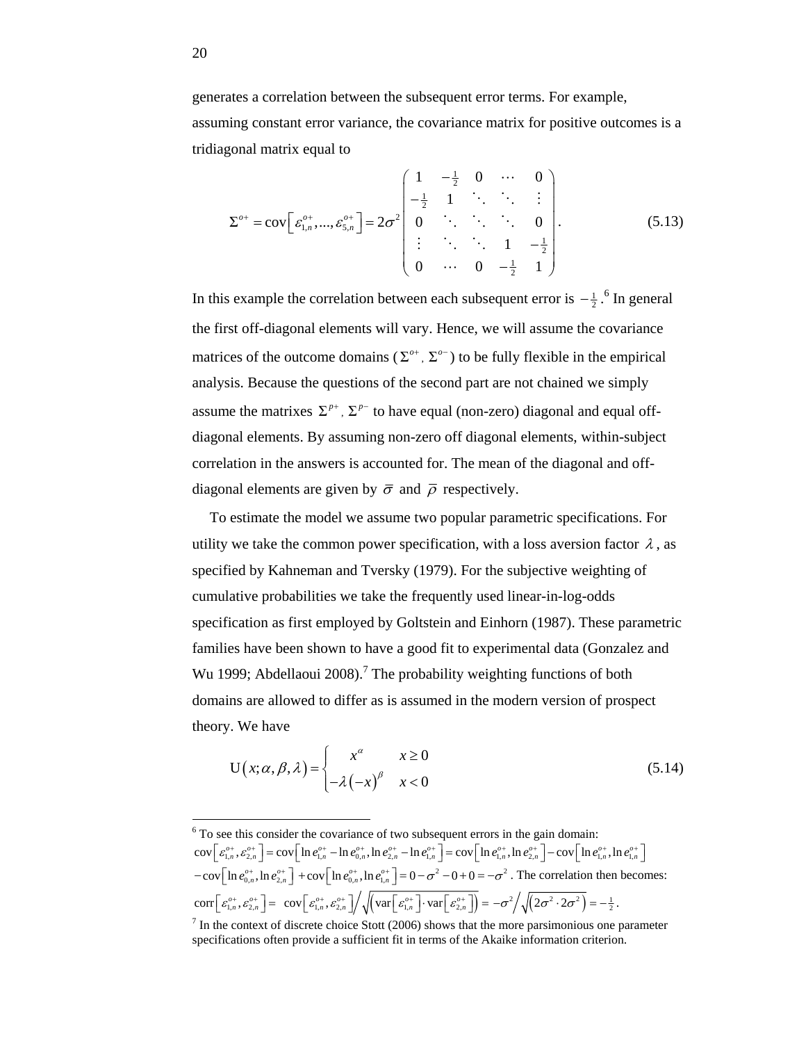generates a correlation between the subsequent error terms. For example, assuming constant error variance, the covariance matrix for positive outcomes is a tridiagonal matrix equal to

$$\Sigma^{o+} = \text{cov}\left[\varepsilon_{1,n}^{o+},...,\varepsilon_{5,n}^{o+}\right] = 2\sigma^2 \begin{pmatrix} 1 & -\frac{1}{2} & 0 & \cdots & 0 \\ -\frac{1}{2} & 1 & \ddots & \ddots & \vdots \\ 0 & \ddots & \ddots & \ddots & 0 \\ \vdots & \ddots & \ddots & 1 & -\frac{1}{2} \\ 0 & \cdots & 0 & -\frac{1}{2} & 1 \end{pmatrix}. \tag{5.13}$$

In this example the correlation between each subsequent error is $-\frac{1}{2}$.[6] In general the first off-diagonal elements will vary. Hence, we will assume the covariance matrices of the outcome domains ($\Sigma^{o+}$, $\Sigma^{o-}$) to be fully flexible in the empirical analysis. Because the questions of the second part are not chained we simply assume the matrixes $\Sigma^{p+}$, $\Sigma^{p-}$ to have equal (non-zero) diagonal and equal off-diagonal elements. By assuming non-zero off diagonal elements, within-subject correlation in the answers is accounted for. The mean of the diagonal and off-diagonal elements are given by $\bar{\sigma}$ and $\bar{\rho}$ respectively.

To estimate the model we assume two popular parametric specifications. For utility we take the common power specification, with a loss aversion factor $\lambda$, as specified by Kahneman and Tversky (1979). For the subjective weighting of cumulative probabilities we take the frequently used linear-in-log-odds specification as first employed by Goltstein and Einhorn (1987). These parametric families have been shown to have a good fit to experimental data (Gonzalez and Wu 1999; Abdellaoui 2008).[7] The probability weighting functions of both domains are allowed to differ as is assumed in the modern version of prospect theory. We have

$$\text{U}\left(x;\alpha,\beta,\lambda\right) = \begin{cases} x^{\alpha} & x \geq 0 \\ -\lambda\left(-x\right)^{\beta} & x < 0 \end{cases} \tag{5.14}$$

---

[6] To see this consider the covariance of two subsequent errors in the gain domain: $\text{cov}\left[\varepsilon_{1,n}^{o+},\varepsilon_{2,n}^{o+}\right] = \text{cov}\left[\ln e_{1,n}^{o+} - \ln e_{0,n}^{o+}, \ln e_{2,n}^{o+} - \ln e_{1,n}^{o+}\right] = \text{cov}\left[\ln e_{1,n}^{o+}, \ln e_{2,n}^{o+}\right] - \text{cov}\left[\ln e_{1,n}^{o+}, \ln e_{1,n}^{o+}\right]$ $-\text{cov}\left[\ln e_{0,n}^{o+}, \ln e_{2,n}^{o+}\right] + \text{cov}\left[\ln e_{0,n}^{o+}, \ln e_{1,n}^{o+}\right] = 0 - \sigma^2 - 0 + 0 = -\sigma^2$. The correlation then becomes: $\text{corr}\left[\varepsilon_{1,n}^{o+},\varepsilon_{2,n}^{o+}\right] = \text{cov}\left[\varepsilon_{1,n}^{o+},\varepsilon_{2,n}^{o+}\right] \Big/ \sqrt{\left(\text{var}\left[\varepsilon_{1,n}^{o+}\right] \cdot \text{var}\left[\varepsilon_{2,n}^{o+}\right]\right)} = -\sigma^2 \Big/ \sqrt{\left(2\sigma^2 \cdot 2\sigma^2\right)} = -\frac{1}{2}$.

[7] In the context of discrete choice Stott (2006) shows that the more parsimonious one parameter specifications often provide a sufficient fit in terms of the Akaike information criterion.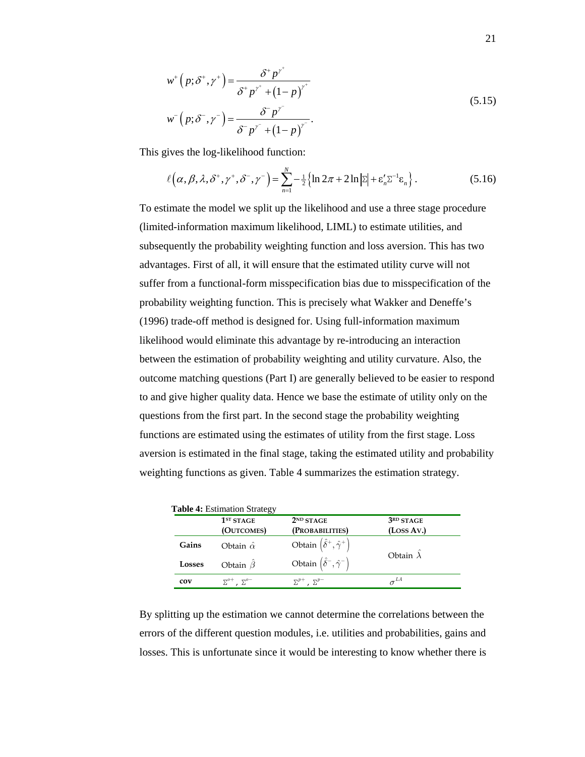$$w^{+}\left(p;\delta^{+},\gamma^{+}\right)=\frac{\delta^{+}p^{\gamma^{+}}}{\delta^{+}p^{\gamma^{+}}+\left(1-p\right)^{\gamma^{+}}}$$

$$w^{-}\left(p;\delta^{-},\gamma^{-}\right)=\frac{\delta^{-}p^{\gamma^{-}}}{\delta^{-}p^{\gamma^{-}}+\left(1-p\right)^{\gamma^{-}}}. \tag{5.15}$$

This gives the log-likelihood function:

$$\ell\left(\alpha,\beta,\lambda,\delta^{+},\gamma^{+},\delta^{-},\gamma^{-}\right)=\sum_{n=1}^{N}-\tfrac{1}{2}\left\{\ln 2\pi+2\ln\left|\Sigma\right|+\varepsilon_n'\Sigma^{-1}\varepsilon_n\right\}. \tag{5.16}$$

To estimate the model we split up the likelihood and use a three stage procedure (limited-information maximum likelihood, LIML) to estimate utilities, and subsequently the probability weighting function and loss aversion. This has two advantages. First of all, it will ensure that the estimated utility curve will not suffer from a functional-form misspecification bias due to misspecification of the probability weighting function. This is precisely what Wakker and Deneffe's (1996) trade-off method is designed for. Using full-information maximum likelihood would eliminate this advantage by re-introducing an interaction between the estimation of probability weighting and utility curvature. Also, the outcome matching questions (Part I) are generally believed to be easier to respond to and give higher quality data. Hence we base the estimate of utility only on the questions from the first part. In the second stage the probability weighting functions are estimated using the estimates of utility from the first stage. Loss aversion is estimated in the final stage, taking the estimated utility and probability weighting functions as given. Table 4 summarizes the estimation strategy.

**Table 4:** Estimation Strategy

| | 1ST STAGE (OUTCOMES) | 2ND STAGE (PROBABILITIES) | 3RD STAGE (LOSS AV.) |
|---|---|---|---|
| **Gains** | Obtain $\hat{\alpha}$ | Obtain $\left(\hat{\delta}^{+},\hat{\gamma}^{+}\right)$ | Obtain $\hat{\lambda}$ |
| **Losses** | Obtain $\hat{\beta}$ | Obtain $\left(\hat{\delta}^{-},\hat{\gamma}^{-}\right)$ | |
| **cov** | $\Sigma^{o+}$, $\Sigma^{o-}$ | $\Sigma^{p+}$, $\Sigma^{p-}$ | $\sigma^{LA}$ |

By splitting up the estimation we cannot determine the correlations between the errors of the different question modules, i.e. utilities and probabilities, gains and losses. This is unfortunate since it would be interesting to know whether there is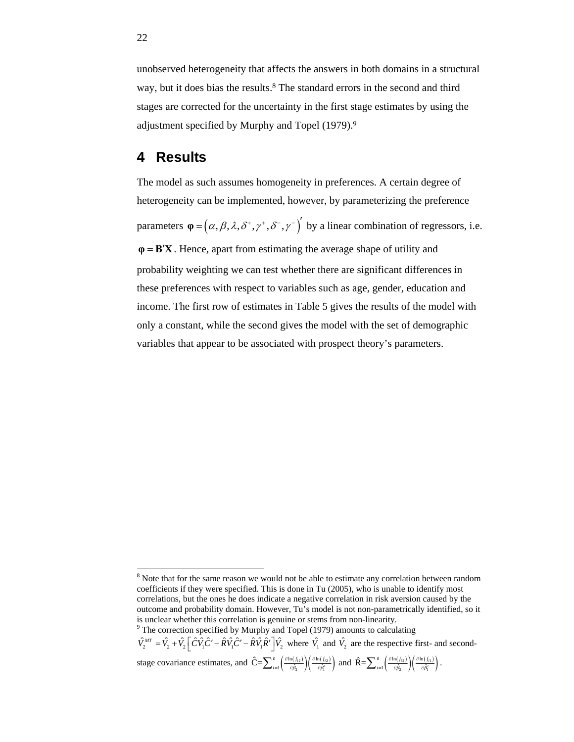unobserved heterogeneity that affects the answers in both domains in a structural way, but it does bias the results.[8] The standard errors in the second and third stages are corrected for the uncertainty in the first stage estimates by using the adjustment specified by Murphy and Topel (1979).[9]

# 4 Results

The model as such assumes homogeneity in preferences. A certain degree of heterogeneity can be implemented, however, by parameterizing the preference parameters $\boldsymbol{\varphi} = \left(\alpha, \beta, \lambda, \delta^{+}, \gamma^{+}, \delta^{-}, \gamma^{-}\right)'$ by a linear combination of regressors, i.e. $\boldsymbol{\varphi} = \mathbf{B}'\mathbf{X}$. Hence, apart from estimating the average shape of utility and probability weighting we can test whether there are significant differences in these preferences with respect to variables such as age, gender, education and income. The first row of estimates in Table 5 gives the results of the model with only a constant, while the second gives the model with the set of demographic variables that appear to be associated with prospect theory's parameters.

---

[8] Note that for the same reason we would not be able to estimate any correlation between random coefficients if they were specified. This is done in Tu (2005), who is unable to identify most correlations, but the ones he does indicate a negative correlation in risk aversion caused by the outcome and probability domain. However, Tu's model is not non-parametrically identified, so it is unclear whether this correlation is genuine or stems from non-linearity.

[9] The correction specified by Murphy and Topel (1979) amounts to calculating $\hat{V}_2^{MT} = \hat{V}_2 + \hat{V}_2\left[\hat{C}\hat{V}_1\hat{C}' - \hat{R}\hat{V}_1\hat{C}' - \hat{R}\hat{V}_1\hat{R}'\right]\hat{V}_2$ where $\hat{V}_1$ and $\hat{V}_2$ are the respective first- and second-stage covariance estimates, and $\hat{C} = \sum_{i=1}^{n}\left(\frac{\partial \ln(f_{i2})}{\partial \hat{\beta}_2}\right)\left(\frac{\partial \ln(f_{i2})}{\partial \hat{\beta}_1'}\right)$ and $\hat{R} = \sum_{i=1}^{n}\left(\frac{\partial \ln(f_{i2})}{\partial \hat{\beta}_2}\right)\left(\frac{\partial \ln(f_{i1})}{\partial \hat{\beta}_1'}\right)$.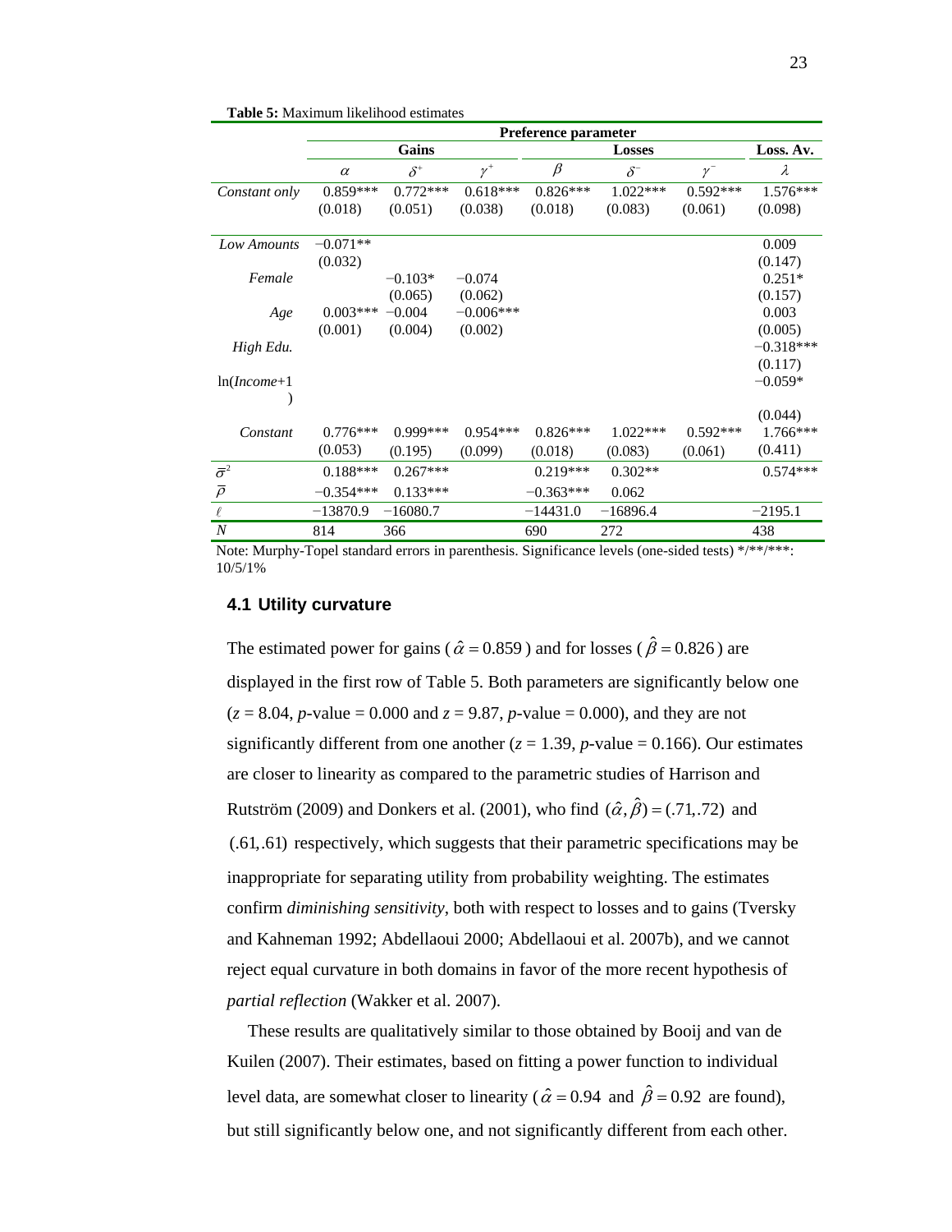**Table 5:** Maximum likelihood estimates

| | Preference parameter | | | | | | |
|---|---|---|---|---|---|---|---|
| | Gains | | | Losses | | | Loss. Av. |
| | $\alpha$ | $\delta^{+}$ | $\gamma^{+}$ | $\beta$ | $\delta^{-}$ | $\gamma^{-}$ | $\lambda$ |
| *Constant only* | 0.859*** | 0.772*** | 0.618*** | 0.826*** | 1.022*** | 0.592*** | 1.576*** |
| | (0.018) | (0.051) | (0.038) | (0.018) | (0.083) | (0.061) | (0.098) |
| *Low Amounts* | −0.071** | | | | | | 0.009 |
| | (0.032) | | | | | | (0.147) |
| *Female* | | −0.103* | −0.074 | | | | 0.251* |
| | | (0.065) | (0.062) | | | | (0.157) |
| *Age* | 0.003*** | −0.004 | −0.006*** | | | | 0.003 |
| | (0.001) | (0.004) | (0.002) | | | | (0.005) |
| *High Edu.* | | | | | | | −0.318*** |
| | | | | | | | (0.117) |
| ln(*Income*+1) | | | | | | | −0.059* |
| | | | | | | | (0.044) |
| *Constant* | 0.776*** | 0.999*** | 0.954*** | 0.826*** | 1.022*** | 0.592*** | 1.766*** |
| | (0.053) | (0.195) | (0.099) | (0.018) | (0.083) | (0.061) | (0.411) |
| $\bar{\sigma}^2$ | 0.188*** | 0.267*** | | 0.219*** | 0.302** | | 0.574*** |
| $\bar{\rho}$ | −0.354*** | 0.133*** | | −0.363*** | 0.062 | | |
| $\ell$ | −13870.9 | −16080.7 | | −14431.0 | −16896.4 | | −2195.1 |
| $N$ | 814 | 366 | | 690 | 272 | | 438 |

Note: Murphy-Topel standard errors in parenthesis. Significance levels (one-sided tests) */**/***: 10/5/1%

### 4.1 Utility curvature

The estimated power for gains ($\hat{\alpha} = 0.859$) and for losses ($\hat{\beta} = 0.826$) are displayed in the first row of Table 5. Both parameters are significantly below one ($z$ = 8.04, $p$-value = 0.000 and $z$ = 9.87, $p$-value = 0.000), and they are not significantly different from one another ($z$ = 1.39, $p$-value = 0.166). Our estimates are closer to linearity as compared to the parametric studies of Harrison and Rutström (2009) and Donkers et al. (2001), who find $(\hat{\alpha}, \hat{\beta}) = (.71, .72)$ and $(.61, .61)$ respectively, which suggests that their parametric specifications may be inappropriate for separating utility from probability weighting. The estimates confirm *diminishing sensitivity*, both with respect to losses and to gains (Tversky and Kahneman 1992; Abdellaoui 2000; Abdellaoui et al. 2007b), and we cannot reject equal curvature in both domains in favor of the more recent hypothesis of *partial reflection* (Wakker et al. 2007).

These results are qualitatively similar to those obtained by Booij and van de Kuilen (2007). Their estimates, based on fitting a power function to individual level data, are somewhat closer to linearity ($\hat{\alpha} = 0.94$ and $\hat{\beta} = 0.92$ are found), but still significantly below one, and not significantly different from each other.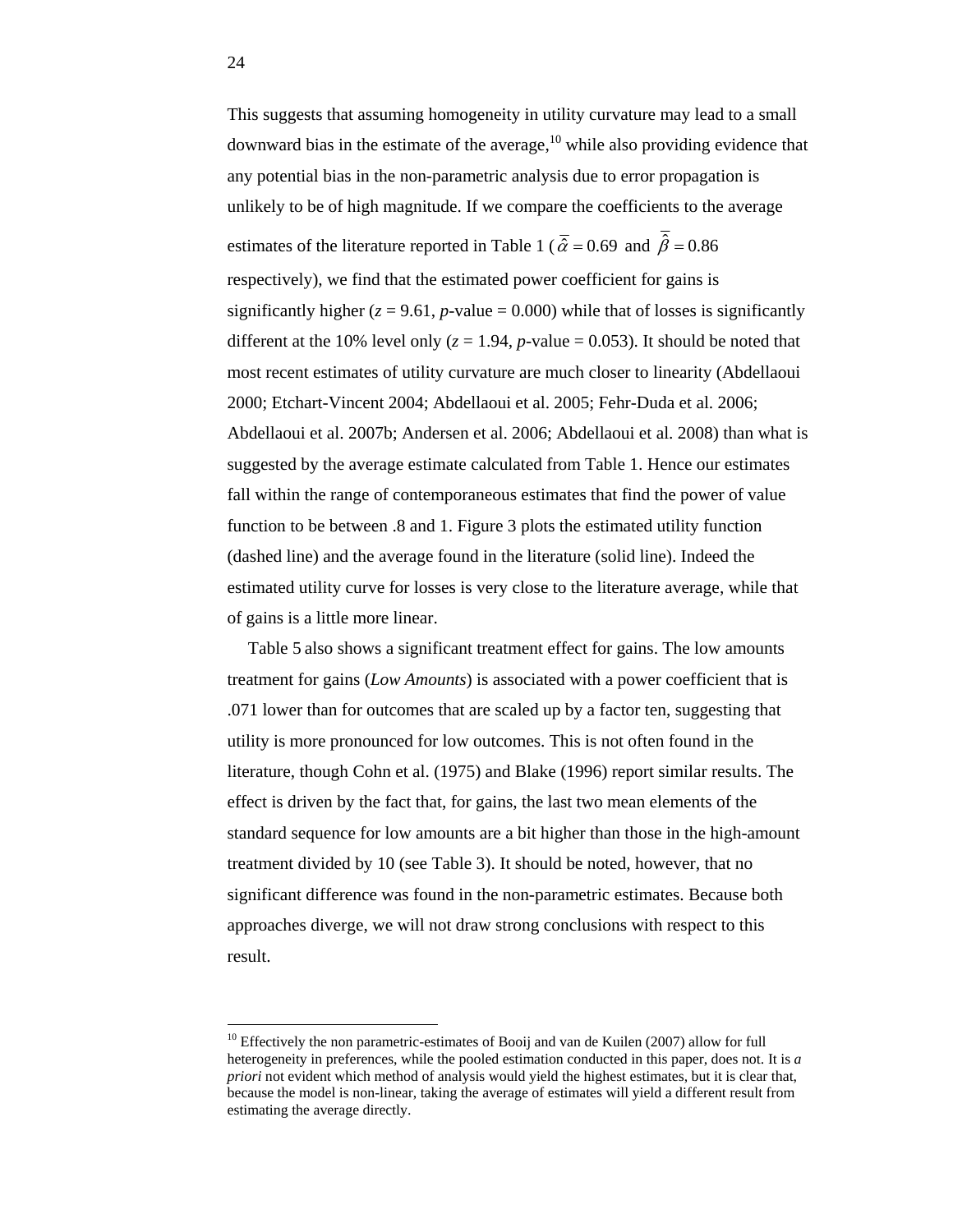This suggests that assuming homogeneity in utility curvature may lead to a small downward bias in the estimate of the average,[10] while also providing evidence that any potential bias in the non-parametric analysis due to error propagation is unlikely to be of high magnitude. If we compare the coefficients to the average estimates of the literature reported in Table 1 ($\bar{\hat{\alpha}} = 0.69$ and $\bar{\hat{\beta}} = 0.86$ respectively), we find that the estimated power coefficient for gains is significantly higher ($z = 9.61$, $p$-value = 0.000) while that of losses is significantly different at the 10% level only ($z = 1.94$, $p$-value = 0.053). It should be noted that most recent estimates of utility curvature are much closer to linearity (Abdellaoui 2000; Etchart-Vincent 2004; Abdellaoui et al. 2005; Fehr-Duda et al. 2006; Abdellaoui et al. 2007b; Andersen et al. 2006; Abdellaoui et al. 2008) than what is suggested by the average estimate calculated from Table 1. Hence our estimates fall within the range of contemporaneous estimates that find the power of value function to be between .8 and 1. Figure 3 plots the estimated utility function (dashed line) and the average found in the literature (solid line). Indeed the estimated utility curve for losses is very close to the literature average, while that of gains is a little more linear.

Table 5 also shows a significant treatment effect for gains. The low amounts treatment for gains (*Low Amounts*) is associated with a power coefficient that is .071 lower than for outcomes that are scaled up by a factor ten, suggesting that utility is more pronounced for low outcomes. This is not often found in the literature, though Cohn et al. (1975) and Blake (1996) report similar results. The effect is driven by the fact that, for gains, the last two mean elements of the standard sequence for low amounts are a bit higher than those in the high-amount treatment divided by 10 (see Table 3). It should be noted, however, that no significant difference was found in the non-parametric estimates. Because both approaches diverge, we will not draw strong conclusions with respect to this result.

[10] Effectively the non parametric-estimates of Booij and van de Kuilen (2007) allow for full heterogeneity in preferences, while the pooled estimation conducted in this paper, does not. It is *a priori* not evident which method of analysis would yield the highest estimates, but it is clear that, because the model is non-linear, taking the average of estimates will yield a different result from estimating the average directly.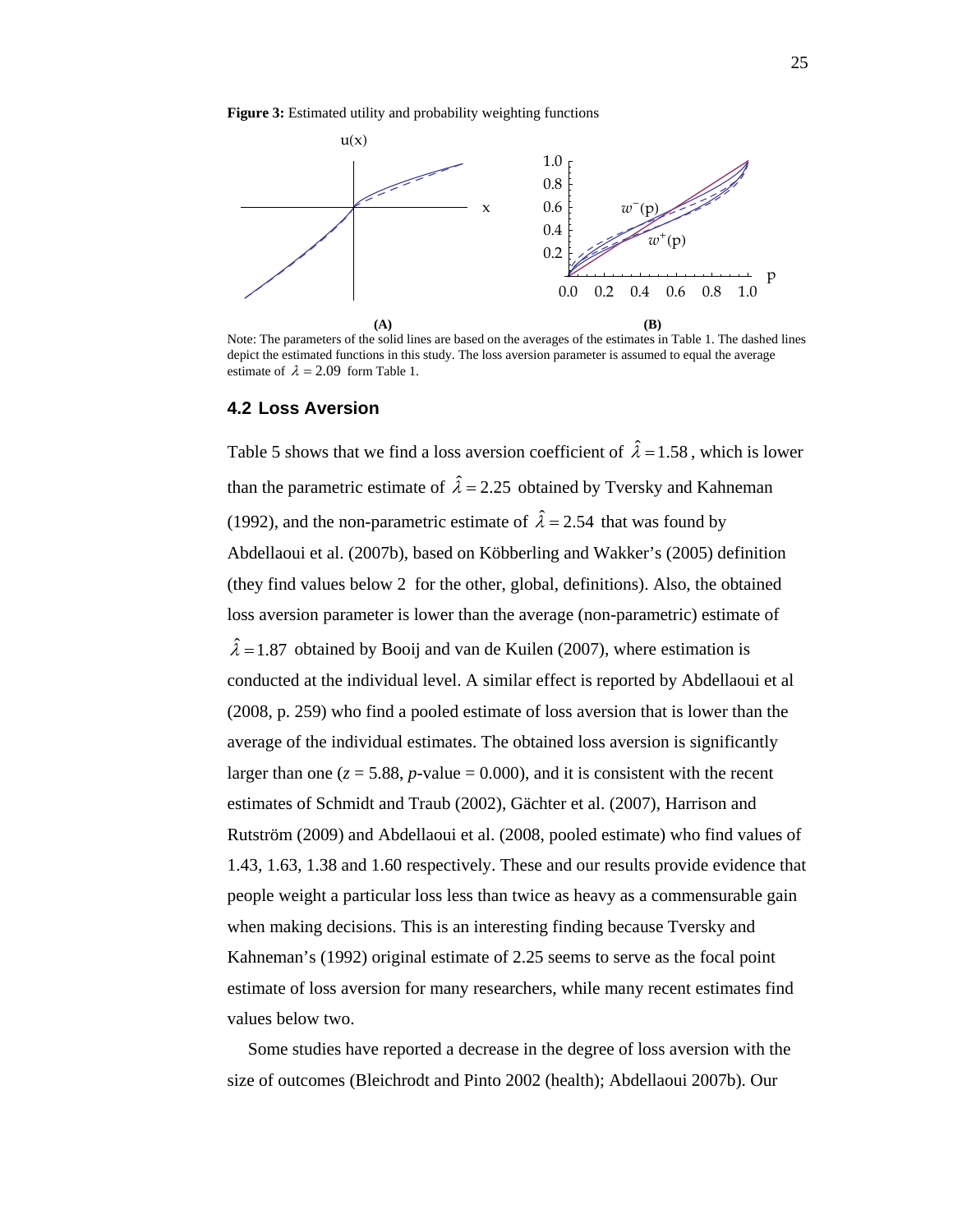**Figure 3:** Estimated utility and probability weighting functions

(A) (B)

Note: The parameters of the solid lines are based on the averages of the estimates in Table 1. The dashed lines depict the estimated functions in this study. The loss aversion parameter is assumed to equal the average estimate of $\lambda = 2.09$ form Table 1.

### 4.2 Loss Aversion

Table 5 shows that we find a loss aversion coefficient of $\hat{\lambda} = 1.58$, which is lower than the parametric estimate of $\hat{\lambda} = 2.25$ obtained by Tversky and Kahneman (1992), and the non-parametric estimate of $\hat{\lambda} = 2.54$ that was found by Abdellaoui et al. (2007b), based on Köbberling and Wakker's (2005) definition (they find values below 2 for the other, global, definitions). Also, the obtained loss aversion parameter is lower than the average (non-parametric) estimate of $\hat{\lambda} = 1.87$ obtained by Booij and van de Kuilen (2007), where estimation is conducted at the individual level. A similar effect is reported by Abdellaoui et al (2008, p. 259) who find a pooled estimate of loss aversion that is lower than the average of the individual estimates. The obtained loss aversion is significantly larger than one ($z = 5.88$, $p$-value = 0.000), and it is consistent with the recent estimates of Schmidt and Traub (2002), Gächter et al. (2007), Harrison and Rutström (2009) and Abdellaoui et al. (2008, pooled estimate) who find values of 1.43, 1.63, 1.38 and 1.60 respectively. These and our results provide evidence that people weight a particular loss less than twice as heavy as a commensurable gain when making decisions. This is an interesting finding because Tversky and Kahneman's (1992) original estimate of 2.25 seems to serve as the focal point estimate of loss aversion for many researchers, while many recent estimates find values below two.

Some studies have reported a decrease in the degree of loss aversion with the size of outcomes (Bleichrodt and Pinto 2002 (health); Abdellaoui 2007b). Our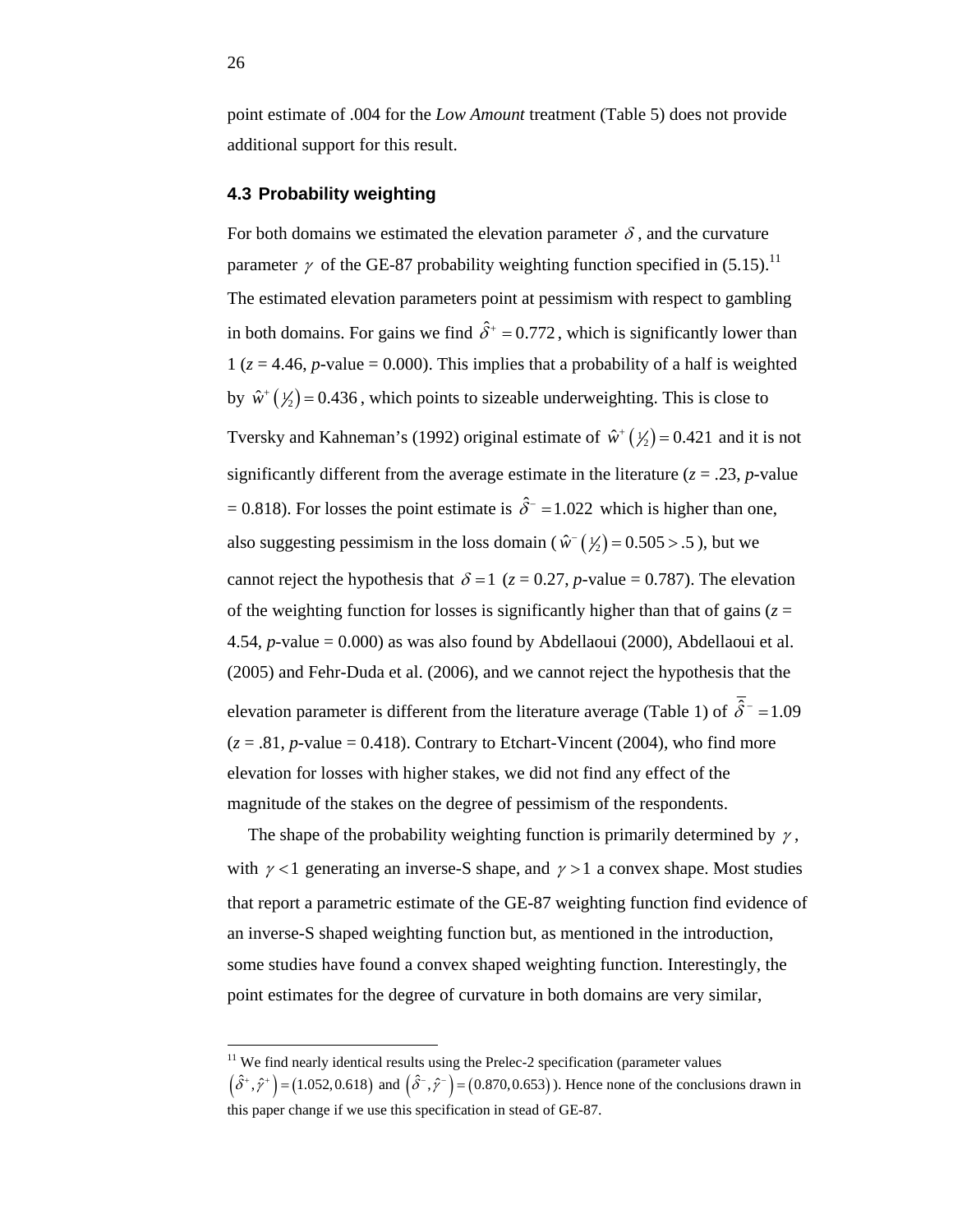point estimate of .004 for the *Low Amount* treatment (Table 5) does not provide additional support for this result.

### 4.3 Probability weighting

For both domains we estimated the elevation parameter $\delta$, and the curvature parameter $\gamma$ of the GE-87 probability weighting function specified in (5.15).[11] The estimated elevation parameters point at pessimism with respect to gambling in both domains. For gains we find $\hat{\delta}^{+} = 0.772$, which is significantly lower than 1 (*z* = 4.46, *p*-value = 0.000). This implies that a probability of a half is weighted by $\hat{w}^{+}\left(\tfrac{1}{2}\right) = 0.436$, which points to sizeable underweighting. This is close to Tversky and Kahneman's (1992) original estimate of $\hat{w}^{+}\left(\tfrac{1}{2}\right) = 0.421$ and it is not significantly different from the average estimate in the literature (*z* = .23, *p*-value = 0.818). For losses the point estimate is $\hat{\delta}^{-} = 1.022$ which is higher than one, also suggesting pessimism in the loss domain ($\hat{w}^{-}\left(\tfrac{1}{2}\right) = 0.505 > .5$), but we cannot reject the hypothesis that $\delta = 1$ (*z* = 0.27, *p*-value = 0.787). The elevation of the weighting function for losses is significantly higher than that of gains (*z* = 4.54, *p*-value = 0.000) as was also found by Abdellaoui (2000), Abdellaoui et al. (2005) and Fehr-Duda et al. (2006), and we cannot reject the hypothesis that the elevation parameter is different from the literature average (Table 1) of $\overline{\hat{\delta}}^{-} = 1.09$ (*z* = .81, *p*-value = 0.418). Contrary to Etchart-Vincent (2004), who find more elevation for losses with higher stakes, we did not find any effect of the magnitude of the stakes on the degree of pessimism of the respondents.

The shape of the probability weighting function is primarily determined by $\gamma$, with $\gamma < 1$ generating an inverse-S shape, and $\gamma > 1$ a convex shape. Most studies that report a parametric estimate of the GE-87 weighting function find evidence of an inverse-S shaped weighting function but, as mentioned in the introduction, some studies have found a convex shaped weighting function. Interestingly, the point estimates for the degree of curvature in both domains are very similar,

---

[11] We find nearly identical results using the Prelec-2 specification (parameter values $\left(\hat{\delta}^{+}, \hat{\gamma}^{+}\right) = \left(1.052, 0.618\right)$ and $\left(\hat{\delta}^{-}, \hat{\gamma}^{-}\right) = \left(0.870, 0.653\right)$). Hence none of the conclusions drawn in this paper change if we use this specification in stead of GE-87.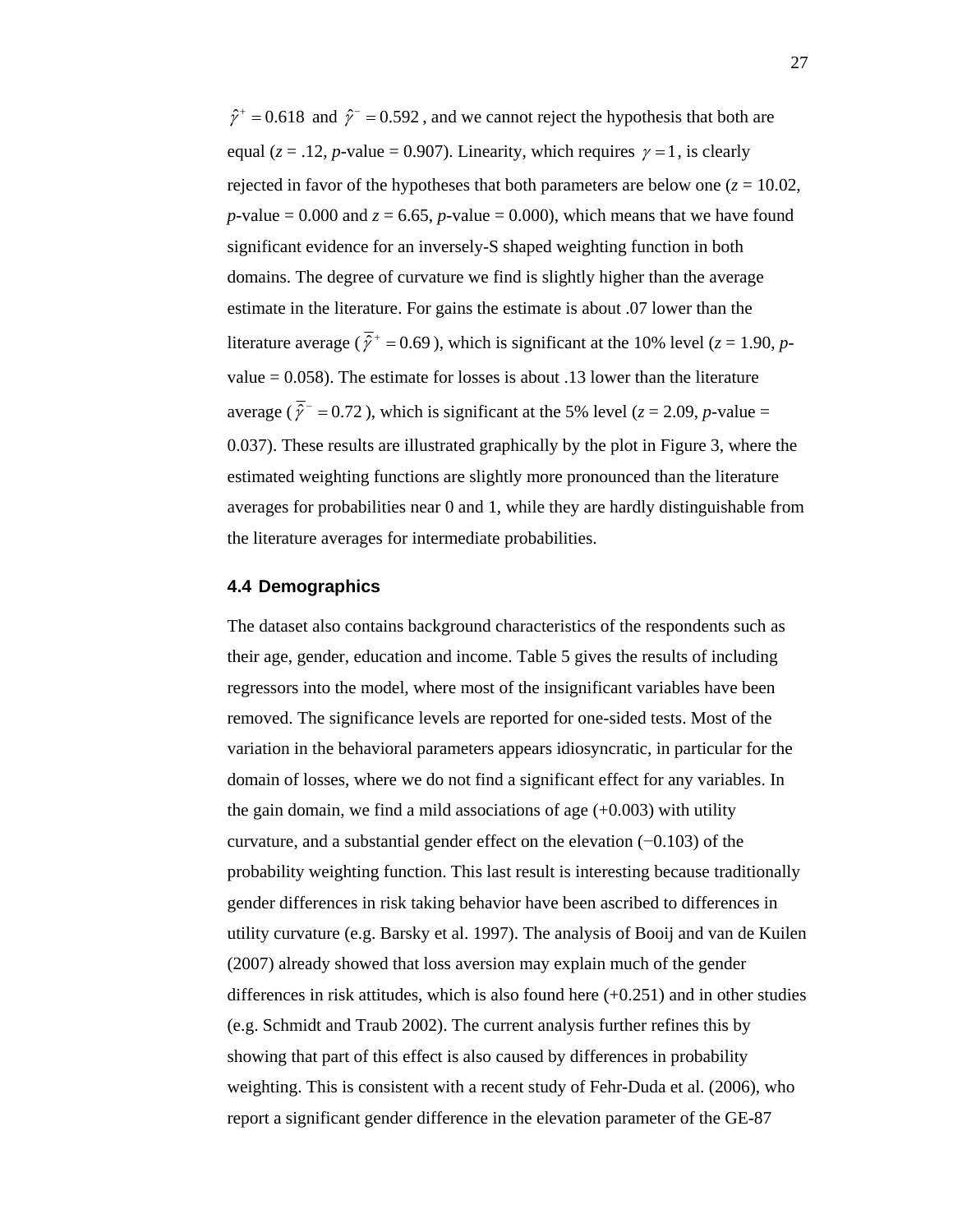$\hat{\gamma}^{+} = 0.618$ and $\hat{\gamma}^{-} = 0.592$, and we cannot reject the hypothesis that both are equal ($z$ = .12, $p$-value = 0.907). Linearity, which requires $\gamma = 1$, is clearly rejected in favor of the hypotheses that both parameters are below one ($z$ = 10.02, $p$-value = 0.000 and $z$ = 6.65, $p$-value = 0.000), which means that we have found significant evidence for an inversely-S shaped weighting function in both domains. The degree of curvature we find is slightly higher than the average estimate in the literature. For gains the estimate is about .07 lower than the literature average ($\bar{\hat{\gamma}}^{+} = 0.69$), which is significant at the 10% level ($z$ = 1.90, $p$-value = 0.058). The estimate for losses is about .13 lower than the literature average ($\bar{\hat{\gamma}}^{-} = 0.72$), which is significant at the 5% level ($z$ = 2.09, $p$-value = 0.037). These results are illustrated graphically by the plot in Figure 3, where the estimated weighting functions are slightly more pronounced than the literature averages for probabilities near 0 and 1, while they are hardly distinguishable from the literature averages for intermediate probabilities.

### 4.4 Demographics

The dataset also contains background characteristics of the respondents such as their age, gender, education and income. Table 5 gives the results of including regressors into the model, where most of the insignificant variables have been removed. The significance levels are reported for one-sided tests. Most of the variation in the behavioral parameters appears idiosyncratic, in particular for the domain of losses, where we do not find a significant effect for any variables. In the gain domain, we find a mild associations of age (+0.003) with utility curvature, and a substantial gender effect on the elevation (−0.103) of the probability weighting function. This last result is interesting because traditionally gender differences in risk taking behavior have been ascribed to differences in utility curvature (e.g. Barsky et al. 1997). The analysis of Booij and van de Kuilen (2007) already showed that loss aversion may explain much of the gender differences in risk attitudes, which is also found here (+0.251) and in other studies (e.g. Schmidt and Traub 2002). The current analysis further refines this by showing that part of this effect is also caused by differences in probability weighting. This is consistent with a recent study of Fehr-Duda et al. (2006), who report a significant gender difference in the elevation parameter of the GE-87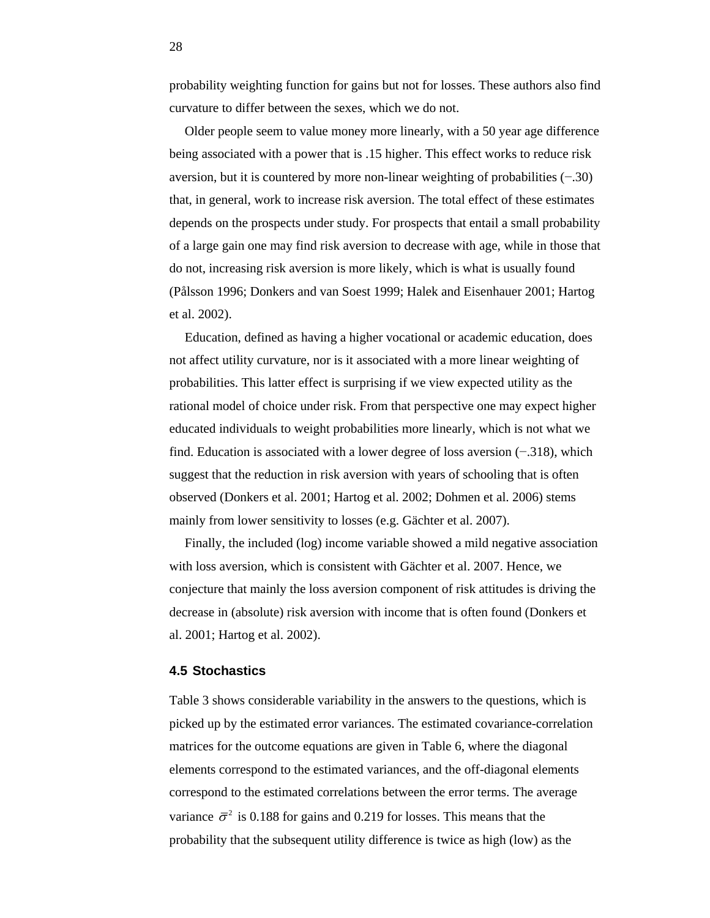probability weighting function for gains but not for losses. These authors also find curvature to differ between the sexes, which we do not.

Older people seem to value money more linearly, with a 50 year age difference being associated with a power that is .15 higher. This effect works to reduce risk aversion, but it is countered by more non-linear weighting of probabilities (−.30) that, in general, work to increase risk aversion. The total effect of these estimates depends on the prospects under study. For prospects that entail a small probability of a large gain one may find risk aversion to decrease with age, while in those that do not, increasing risk aversion is more likely, which is what is usually found (Pålsson 1996; Donkers and van Soest 1999; Halek and Eisenhauer 2001; Hartog et al. 2002).

Education, defined as having a higher vocational or academic education, does not affect utility curvature, nor is it associated with a more linear weighting of probabilities. This latter effect is surprising if we view expected utility as the rational model of choice under risk. From that perspective one may expect higher educated individuals to weight probabilities more linearly, which is not what we find. Education is associated with a lower degree of loss aversion (−.318), which suggest that the reduction in risk aversion with years of schooling that is often observed (Donkers et al. 2001; Hartog et al. 2002; Dohmen et al. 2006) stems mainly from lower sensitivity to losses (e.g. Gächter et al. 2007).

Finally, the included (log) income variable showed a mild negative association with loss aversion, which is consistent with Gächter et al. 2007. Hence, we conjecture that mainly the loss aversion component of risk attitudes is driving the decrease in (absolute) risk aversion with income that is often found (Donkers et al. 2001; Hartog et al. 2002).

### 4.5 Stochastics

Table 3 shows considerable variability in the answers to the questions, which is picked up by the estimated error variances. The estimated covariance-correlation matrices for the outcome equations are given in Table 6, where the diagonal elements correspond to the estimated variances, and the off-diagonal elements correspond to the estimated correlations between the error terms. The average variance $\bar{\sigma}^2$ is 0.188 for gains and 0.219 for losses. This means that the probability that the subsequent utility difference is twice as high (low) as the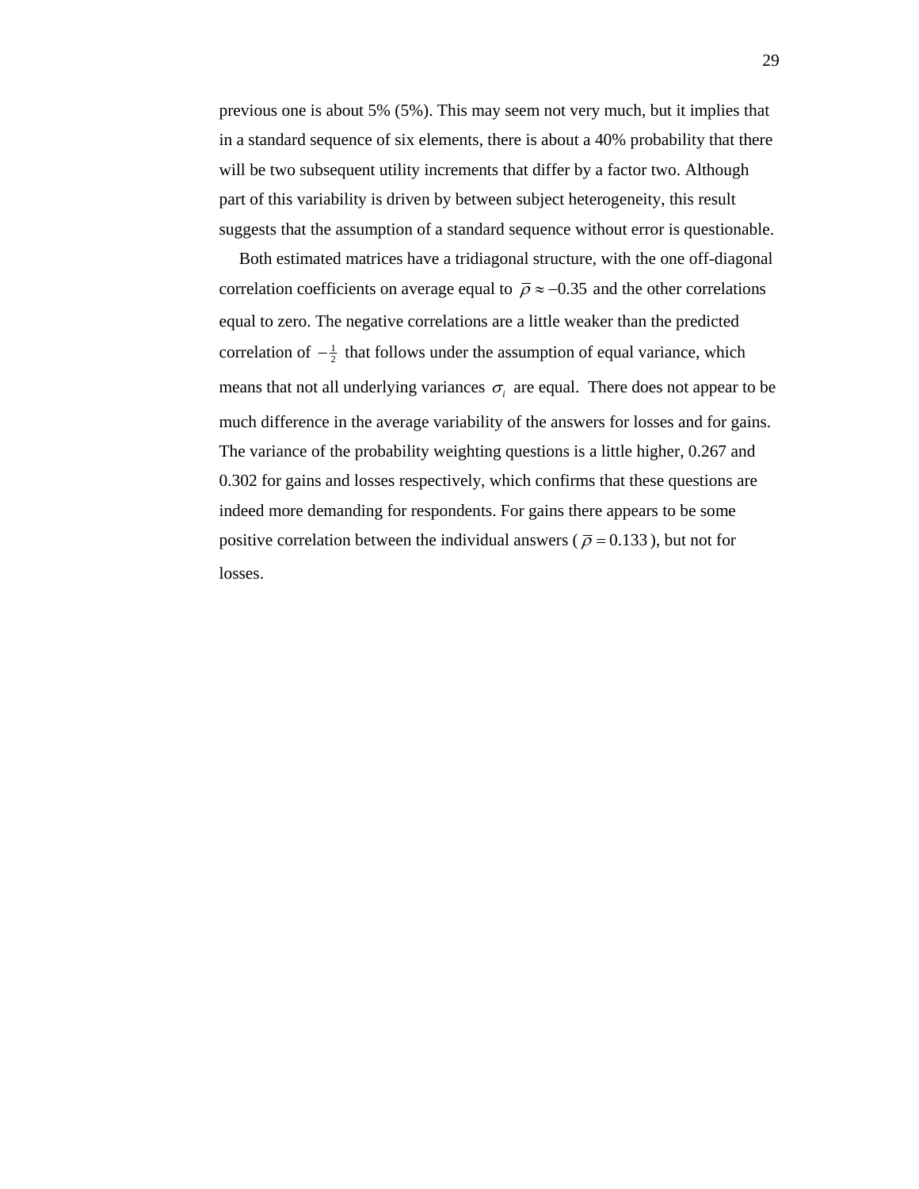previous one is about 5% (5%). This may seem not very much, but it implies that in a standard sequence of six elements, there is about a 40% probability that there will be two subsequent utility increments that differ by a factor two. Although part of this variability is driven by between subject heterogeneity, this result suggests that the assumption of a standard sequence without error is questionable.

Both estimated matrices have a tridiagonal structure, with the one off-diagonal correlation coefficients on average equal to $\bar{\rho} \approx -0.35$ and the other correlations equal to zero. The negative correlations are a little weaker than the predicted correlation of $-\frac{1}{2}$ that follows under the assumption of equal variance, which means that not all underlying variances $\sigma_i$ are equal. There does not appear to be much difference in the average variability of the answers for losses and for gains. The variance of the probability weighting questions is a little higher, 0.267 and 0.302 for gains and losses respectively, which confirms that these questions are indeed more demanding for respondents. For gains there appears to be some positive correlation between the individual answers ($\bar{\rho} = 0.133$), but not for losses.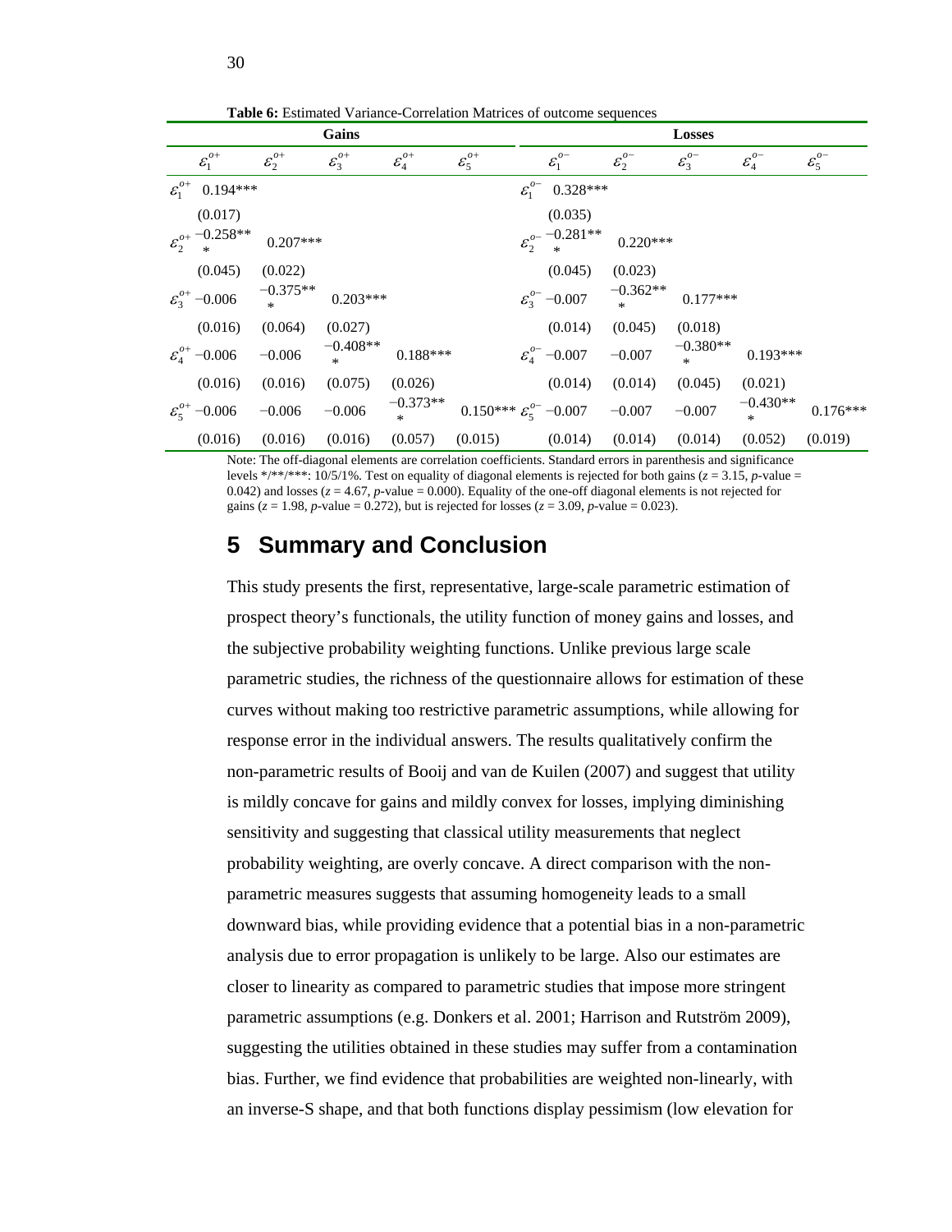**Table 6:** Estimated Variance-Correlation Matrices of outcome sequences

| | Gains | | | | | | Losses | | | | |
|---|---|---|---|---|---|---|---|---|---|---|---|
| | $\varepsilon_1^{o+}$ | $\varepsilon_2^{o+}$ | $\varepsilon_3^{o+}$ | $\varepsilon_4^{o+}$ | $\varepsilon_5^{o+}$ | | $\varepsilon_1^{o-}$ | $\varepsilon_2^{o-}$ | $\varepsilon_3^{o-}$ | $\varepsilon_4^{o-}$ | $\varepsilon_5^{o-}$ |
| $\varepsilon_1^{o+}$ | 0.194*** | | | | | $\varepsilon_1^{o-}$ | 0.328*** | | | | |
| | (0.017) | | | | | | (0.035) | | | | |
| $\varepsilon_2^{o+}$ | −0.258*** | 0.207*** | | | | $\varepsilon_2^{o-}$ | −0.281*** | 0.220*** | | | |
| | (0.045) | (0.022) | | | | | (0.045) | (0.023) | | | |
| $\varepsilon_3^{o+}$ | −0.006 | −0.375*** | 0.203*** | | | $\varepsilon_3^{o-}$ | −0.007 | −0.362*** | 0.177*** | | |
| | (0.016) | (0.064) | (0.027) | | | | (0.014) | (0.045) | (0.018) | | |
| $\varepsilon_4^{o+}$ | −0.006 | −0.006 | −0.408*** | 0.188*** | | $\varepsilon_4^{o-}$ | −0.007 | −0.007 | −0.380*** | 0.193*** | |
| | (0.016) | (0.016) | (0.075) | (0.026) | | | (0.014) | (0.014) | (0.045) | (0.021) | |
| $\varepsilon_5^{o+}$ | −0.006 | −0.006 | −0.006 | −0.373*** | 0.150*** | $\varepsilon_5^{o-}$ | −0.007 | −0.007 | −0.007 | −0.430*** | 0.176*** |
| | (0.016) | (0.016) | (0.016) | (0.057) | (0.015) | | (0.014) | (0.014) | (0.014) | (0.052) | (0.019) |

Note: The off-diagonal elements are correlation coefficients. Standard errors in parenthesis and significance levels */**/***: 10/5/1%. Test on equality of diagonal elements is rejected for both gains ($z$ = 3.15, $p$-value = 0.042) and losses ($z$ = 4.67, $p$-value = 0.000). Equality of the one-off diagonal elements is not rejected for gains ($z$ = 1.98, $p$-value = 0.272), but is rejected for losses ($z$ = 3.09, $p$-value = 0.023).

# 5 Summary and Conclusion

This study presents the first, representative, large-scale parametric estimation of prospect theory's functionals, the utility function of money gains and losses, and the subjective probability weighting functions. Unlike previous large scale parametric studies, the richness of the questionnaire allows for estimation of these curves without making too restrictive parametric assumptions, while allowing for response error in the individual answers. The results qualitatively confirm the non-parametric results of Booij and van de Kuilen (2007) and suggest that utility is mildly concave for gains and mildly convex for losses, implying diminishing sensitivity and suggesting that classical utility measurements that neglect probability weighting, are overly concave. A direct comparison with the non-parametric measures suggests that assuming homogeneity leads to a small downward bias, while providing evidence that a potential bias in a non-parametric analysis due to error propagation is unlikely to be large. Also our estimates are closer to linearity as compared to parametric studies that impose more stringent parametric assumptions (e.g. Donkers et al. 2001; Harrison and Rutström 2009), suggesting the utilities obtained in these studies may suffer from a contamination bias. Further, we find evidence that probabilities are weighted non-linearly, with an inverse-S shape, and that both functions display pessimism (low elevation for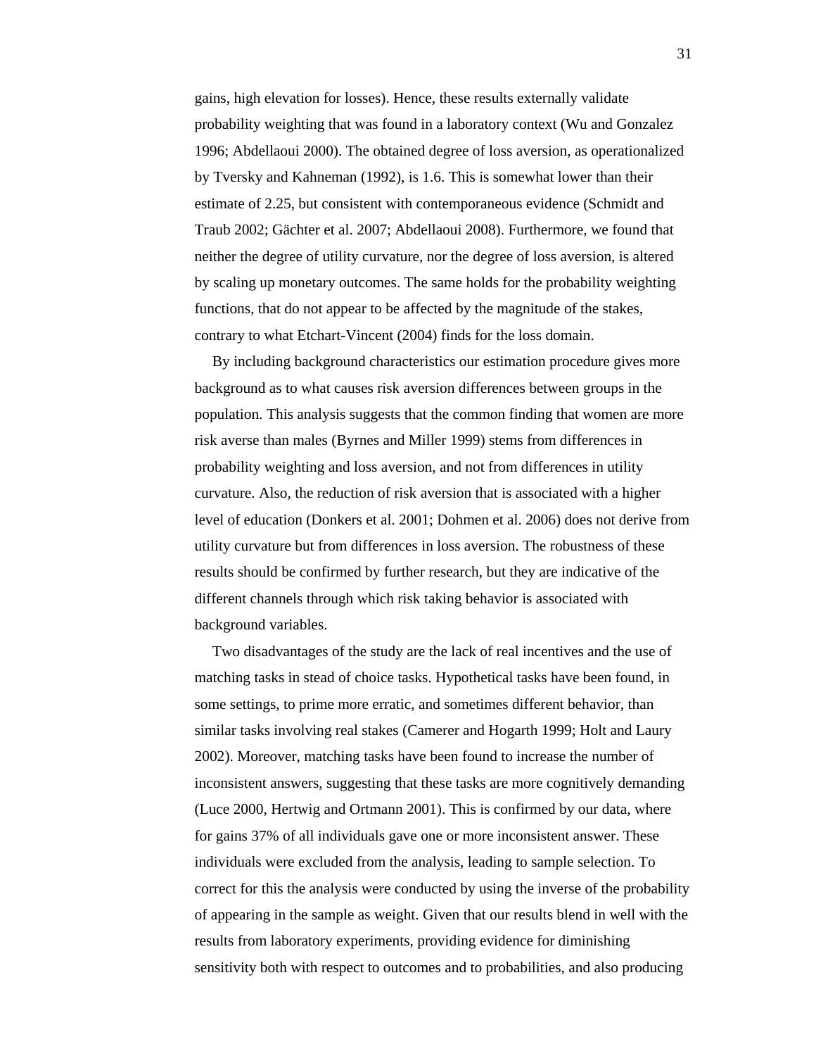gains, high elevation for losses). Hence, these results externally validate probability weighting that was found in a laboratory context (Wu and Gonzalez 1996; Abdellaoui 2000). The obtained degree of loss aversion, as operationalized by Tversky and Kahneman (1992), is 1.6. This is somewhat lower than their estimate of 2.25, but consistent with contemporaneous evidence (Schmidt and Traub 2002; Gächter et al. 2007; Abdellaoui 2008). Furthermore, we found that neither the degree of utility curvature, nor the degree of loss aversion, is altered by scaling up monetary outcomes. The same holds for the probability weighting functions, that do not appear to be affected by the magnitude of the stakes, contrary to what Etchart-Vincent (2004) finds for the loss domain.

By including background characteristics our estimation procedure gives more background as to what causes risk aversion differences between groups in the population. This analysis suggests that the common finding that women are more risk averse than males (Byrnes and Miller 1999) stems from differences in probability weighting and loss aversion, and not from differences in utility curvature. Also, the reduction of risk aversion that is associated with a higher level of education (Donkers et al. 2001; Dohmen et al. 2006) does not derive from utility curvature but from differences in loss aversion. The robustness of these results should be confirmed by further research, but they are indicative of the different channels through which risk taking behavior is associated with background variables.

Two disadvantages of the study are the lack of real incentives and the use of matching tasks in stead of choice tasks. Hypothetical tasks have been found, in some settings, to prime more erratic, and sometimes different behavior, than similar tasks involving real stakes (Camerer and Hogarth 1999; Holt and Laury 2002). Moreover, matching tasks have been found to increase the number of inconsistent answers, suggesting that these tasks are more cognitively demanding (Luce 2000, Hertwig and Ortmann 2001). This is confirmed by our data, where for gains 37% of all individuals gave one or more inconsistent answer. These individuals were excluded from the analysis, leading to sample selection. To correct for this the analysis were conducted by using the inverse of the probability of appearing in the sample as weight. Given that our results blend in well with the results from laboratory experiments, providing evidence for diminishing sensitivity both with respect to outcomes and to probabilities, and also producing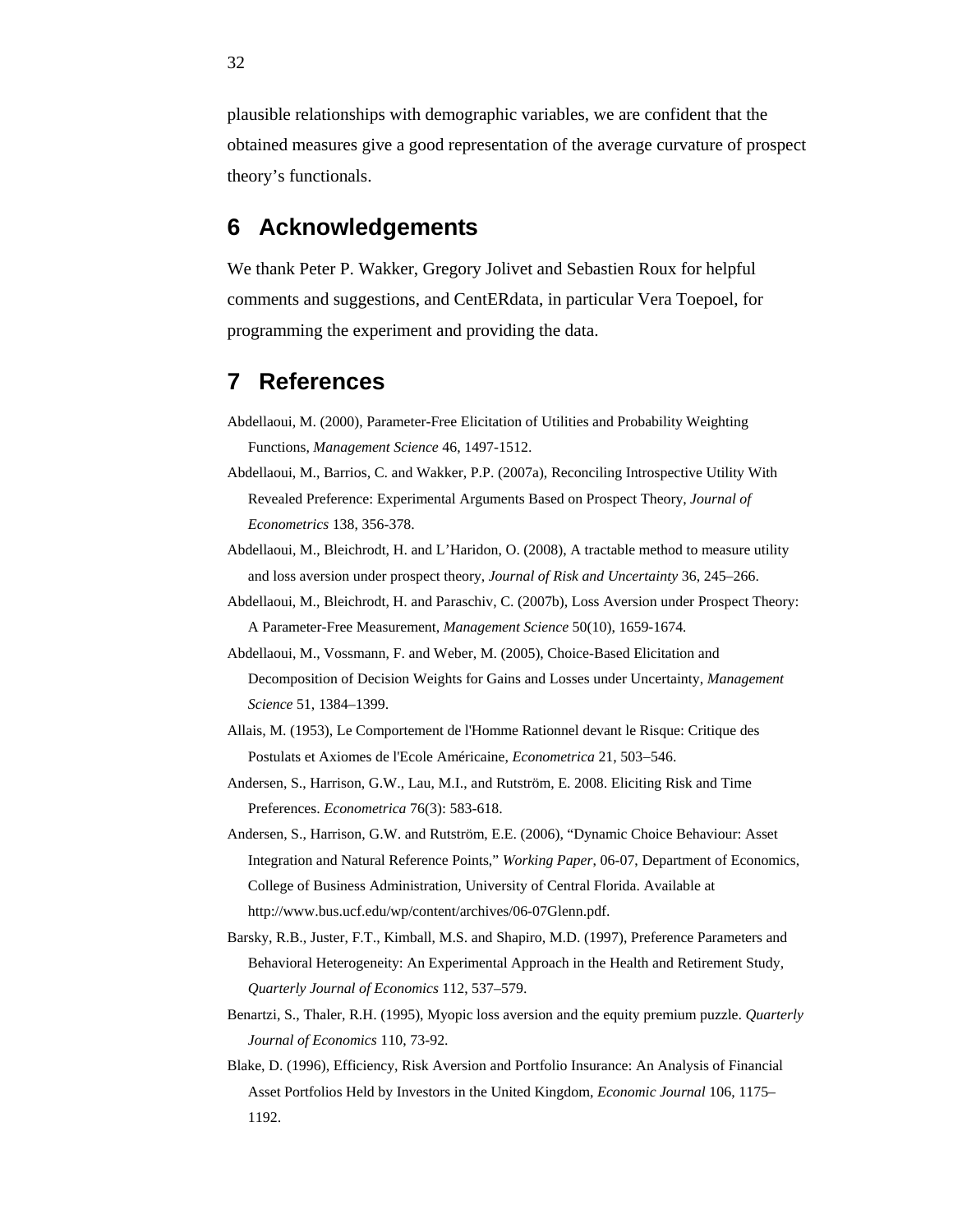plausible relationships with demographic variables, we are confident that the obtained measures give a good representation of the average curvature of prospect theory's functionals.

# 6 Acknowledgements

We thank Peter P. Wakker, Gregory Jolivet and Sebastien Roux for helpful comments and suggestions, and CentERdata, in particular Vera Toepoel, for programming the experiment and providing the data.

# 7 References

Abdellaoui, M. (2000), Parameter-Free Elicitation of Utilities and Probability Weighting Functions, *Management Science* 46, 1497-1512.

Abdellaoui, M., Barrios, C. and Wakker, P.P. (2007a), Reconciling Introspective Utility With Revealed Preference: Experimental Arguments Based on Prospect Theory, *Journal of Econometrics* 138, 356-378.

Abdellaoui, M., Bleichrodt, H. and L'Haridon, O. (2008), A tractable method to measure utility and loss aversion under prospect theory, *Journal of Risk and Uncertainty* 36, 245–266.

Abdellaoui, M., Bleichrodt, H. and Paraschiv, C. (2007b), Loss Aversion under Prospect Theory: A Parameter-Free Measurement, *Management Science* 50(10), 1659-1674.

Abdellaoui, M., Vossmann, F. and Weber, M. (2005), Choice-Based Elicitation and Decomposition of Decision Weights for Gains and Losses under Uncertainty, *Management Science* 51, 1384–1399.

Allais, M. (1953), Le Comportement de l'Homme Rationnel devant le Risque: Critique des Postulats et Axiomes de l'Ecole Américaine, *Econometrica* 21, 503–546.

Andersen, S., Harrison, G.W., Lau, M.I., and Rutström, E. 2008. Eliciting Risk and Time Preferences. *Econometrica* 76(3): 583-618.

Andersen, S., Harrison, G.W. and Rutström, E.E. (2006), "Dynamic Choice Behaviour: Asset Integration and Natural Reference Points," *Working Paper*, 06-07, Department of Economics, College of Business Administration, University of Central Florida. Available at http://www.bus.ucf.edu/wp/content/archives/06-07Glenn.pdf.

Barsky, R.B., Juster, F.T., Kimball, M.S. and Shapiro, M.D. (1997), Preference Parameters and Behavioral Heterogeneity: An Experimental Approach in the Health and Retirement Study, *Quarterly Journal of Economics* 112, 537–579.

Benartzi, S., Thaler, R.H. (1995), Myopic loss aversion and the equity premium puzzle. *Quarterly Journal of Economics* 110, 73-92.

Blake, D. (1996), Efficiency, Risk Aversion and Portfolio Insurance: An Analysis of Financial Asset Portfolios Held by Investors in the United Kingdom, *Economic Journal* 106, 1175–1192.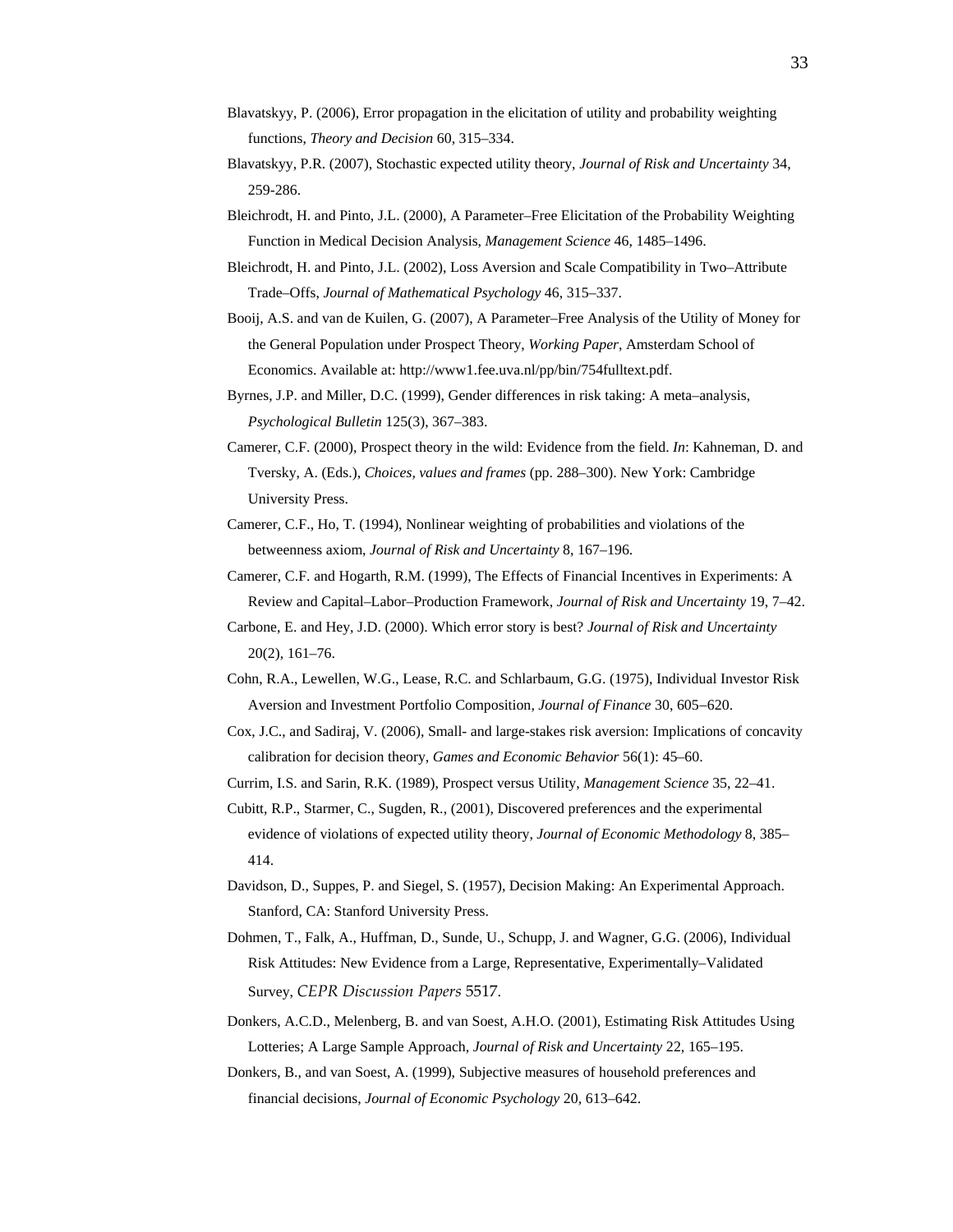Blavatskyy, P. (2006), Error propagation in the elicitation of utility and probability weighting functions, *Theory and Decision* 60, 315–334.

Blavatskyy, P.R. (2007), Stochastic expected utility theory, *Journal of Risk and Uncertainty* 34, 259-286.

Bleichrodt, H. and Pinto, J.L. (2000), A Parameter–Free Elicitation of the Probability Weighting Function in Medical Decision Analysis, *Management Science* 46, 1485–1496.

Bleichrodt, H. and Pinto, J.L. (2002), Loss Aversion and Scale Compatibility in Two–Attribute Trade–Offs, *Journal of Mathematical Psychology* 46, 315–337.

Booij, A.S. and van de Kuilen, G. (2007), A Parameter–Free Analysis of the Utility of Money for the General Population under Prospect Theory, *Working Paper*, Amsterdam School of Economics. Available at: http://www1.fee.uva.nl/pp/bin/754fulltext.pdf.

Byrnes, J.P. and Miller, D.C. (1999), Gender differences in risk taking: A meta–analysis, *Psychological Bulletin* 125(3), 367–383.

Camerer, C.F. (2000), Prospect theory in the wild: Evidence from the field. *In*: Kahneman, D. and Tversky, A. (Eds.), *Choices, values and frames* (pp. 288–300). New York: Cambridge University Press.

Camerer, C.F., Ho, T. (1994), Nonlinear weighting of probabilities and violations of the betweenness axiom, *Journal of Risk and Uncertainty* 8, 167–196.

Camerer, C.F. and Hogarth, R.M. (1999), The Effects of Financial Incentives in Experiments: A Review and Capital–Labor–Production Framework, *Journal of Risk and Uncertainty* 19, 7–42.

Carbone, E. and Hey, J.D. (2000). Which error story is best? *Journal of Risk and Uncertainty* 20(2), 161–76.

Cohn, R.A., Lewellen, W.G., Lease, R.C. and Schlarbaum, G.G. (1975), Individual Investor Risk Aversion and Investment Portfolio Composition, *Journal of Finance* 30, 605–620.

Cox, J.C., and Sadiraj, V. (2006), Small- and large-stakes risk aversion: Implications of concavity calibration for decision theory, *Games and Economic Behavior* 56(1): 45–60.

Currim, I.S. and Sarin, R.K. (1989), Prospect versus Utility, *Management Science* 35, 22–41.

Cubitt, R.P., Starmer, C., Sugden, R., (2001), Discovered preferences and the experimental evidence of violations of expected utility theory, *Journal of Economic Methodology* 8, 385–414.

Davidson, D., Suppes, P. and Siegel, S. (1957), Decision Making: An Experimental Approach. Stanford, CA: Stanford University Press.

Dohmen, T., Falk, A., Huffman, D., Sunde, U., Schupp, J. and Wagner, G.G. (2006), Individual Risk Attitudes: New Evidence from a Large, Representative, Experimentally–Validated Survey, *CEPR Discussion Papers* 5517.

Donkers, A.C.D., Melenberg, B. and van Soest, A.H.O. (2001), Estimating Risk Attitudes Using Lotteries; A Large Sample Approach, *Journal of Risk and Uncertainty* 22, 165–195.

Donkers, B., and van Soest, A. (1999), Subjective measures of household preferences and financial decisions, *Journal of Economic Psychology* 20, 613–642.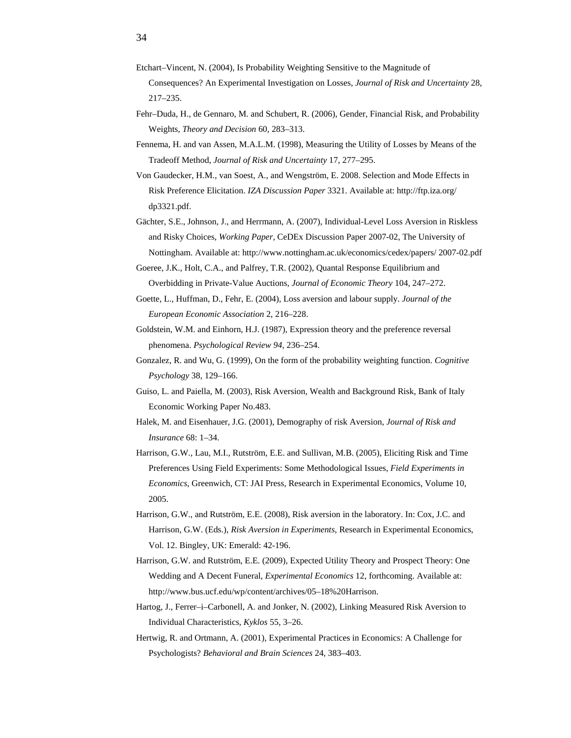Etchart–Vincent, N. (2004), Is Probability Weighting Sensitive to the Magnitude of Consequences? An Experimental Investigation on Losses, *Journal of Risk and Uncertainty* 28, 217–235.

Fehr–Duda, H., de Gennaro, M. and Schubert, R. (2006), Gender, Financial Risk, and Probability Weights, *Theory and Decision* 60, 283–313.

Fennema, H. and van Assen, M.A.L.M. (1998), Measuring the Utility of Losses by Means of the Tradeoff Method, *Journal of Risk and Uncertainty* 17, 277–295.

Von Gaudecker, H.M., van Soest, A., and Wengström, E. 2008. Selection and Mode Effects in Risk Preference Elicitation. *IZA Discussion Paper* 3321. Available at: http://ftp.iza.org/dp3321.pdf.

Gächter, S.E., Johnson, J., and Herrmann, A. (2007), Individual-Level Loss Aversion in Riskless and Risky Choices, *Working Paper*, CeDEx Discussion Paper 2007-02, The University of Nottingham. Available at: http://www.nottingham.ac.uk/economics/cedex/papers/ 2007-02.pdf

Goeree, J.K., Holt, C.A., and Palfrey, T.R. (2002), Quantal Response Equilibrium and Overbidding in Private-Value Auctions, *Journal of Economic Theory* 104, 247–272.

Goette, L., Huffman, D., Fehr, E. (2004), Loss aversion and labour supply. *Journal of the European Economic Association* 2, 216–228.

Goldstein, W.M. and Einhorn, H.J. (1987), Expression theory and the preference reversal phenomena. *Psychological Review 94*, 236–254.

Gonzalez, R. and Wu, G. (1999), On the form of the probability weighting function. *Cognitive Psychology* 38, 129–166.

Guiso, L. and Paiella, M. (2003), Risk Aversion, Wealth and Background Risk, Bank of Italy Economic Working Paper No.483.

Halek, M. and Eisenhauer, J.G. (2001), Demography of risk Aversion, *Journal of Risk and Insurance* 68: 1–34.

Harrison, G.W., Lau, M.I., Rutström, E.E. and Sullivan, M.B. (2005), Eliciting Risk and Time Preferences Using Field Experiments: Some Methodological Issues, *Field Experiments in Economics*, Greenwich, CT: JAI Press, Research in Experimental Economics, Volume 10, 2005.

Harrison, G.W., and Rutström, E.E. (2008), Risk aversion in the laboratory. In: Cox, J.C. and Harrison, G.W. (Eds.), *Risk Aversion in Experiments*, Research in Experimental Economics, Vol. 12. Bingley, UK: Emerald: 42-196.

Harrison, G.W. and Rutström, E.E. (2009), Expected Utility Theory and Prospect Theory: One Wedding and A Decent Funeral, *Experimental Economics* 12, forthcoming. Available at: http://www.bus.ucf.edu/wp/content/archives/05–18%20Harrison.

Hartog, J., Ferrer–i–Carbonell, A. and Jonker, N. (2002), Linking Measured Risk Aversion to Individual Characteristics, *Kyklos* 55, 3–26.

Hertwig, R. and Ortmann, A. (2001), Experimental Practices in Economics: A Challenge for Psychologists? *Behavioral and Brain Sciences* 24, 383–403.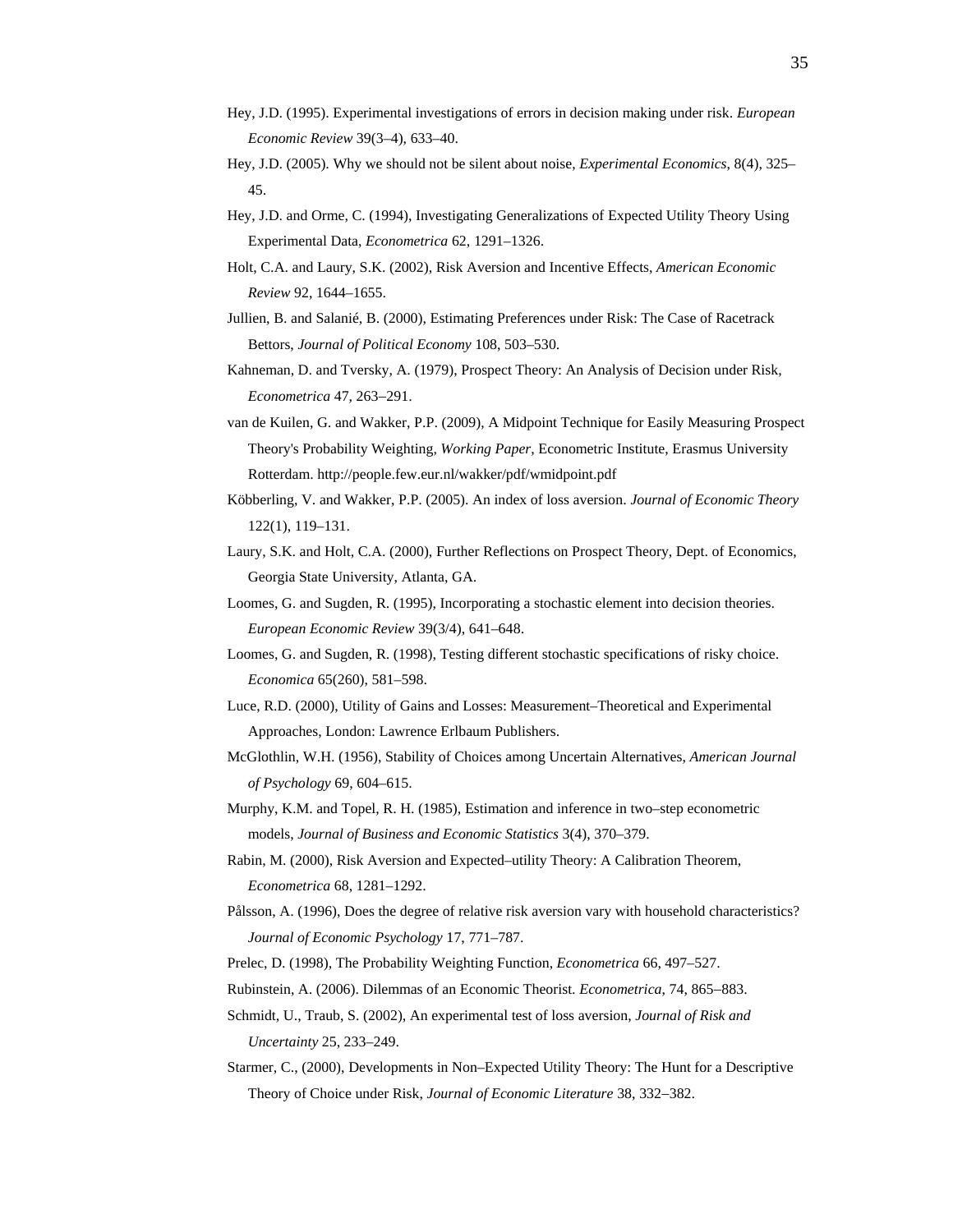Hey, J.D. (1995). Experimental investigations of errors in decision making under risk. *European Economic Review* 39(3–4), 633–40.

Hey, J.D. (2005). Why we should not be silent about noise, *Experimental Economics*, 8(4), 325–45.

Hey, J.D. and Orme, C. (1994), Investigating Generalizations of Expected Utility Theory Using Experimental Data, *Econometrica* 62, 1291–1326.

Holt, C.A. and Laury, S.K. (2002), Risk Aversion and Incentive Effects, *American Economic Review* 92, 1644–1655.

Jullien, B. and Salanié, B. (2000), Estimating Preferences under Risk: The Case of Racetrack Bettors, *Journal of Political Economy* 108, 503–530.

Kahneman, D. and Tversky, A. (1979), Prospect Theory: An Analysis of Decision under Risk, *Econometrica* 47, 263–291.

van de Kuilen, G. and Wakker, P.P. (2009), A Midpoint Technique for Easily Measuring Prospect Theory's Probability Weighting, *Working Paper*, Econometric Institute, Erasmus University Rotterdam. http://people.few.eur.nl/wakker/pdf/wmidpoint.pdf

Köbberling, V. and Wakker, P.P. (2005). An index of loss aversion. *Journal of Economic Theory* 122(1), 119–131.

Laury, S.K. and Holt, C.A. (2000), Further Reflections on Prospect Theory, Dept. of Economics, Georgia State University, Atlanta, GA.

Loomes, G. and Sugden, R. (1995), Incorporating a stochastic element into decision theories. *European Economic Review* 39(3/4), 641–648.

Loomes, G. and Sugden, R. (1998), Testing different stochastic specifications of risky choice. *Economica* 65(260), 581–598.

Luce, R.D. (2000), Utility of Gains and Losses: Measurement–Theoretical and Experimental Approaches, London: Lawrence Erlbaum Publishers.

McGlothlin, W.H. (1956), Stability of Choices among Uncertain Alternatives, *American Journal of Psychology* 69, 604–615.

Murphy, K.M. and Topel, R. H. (1985), Estimation and inference in two–step econometric models, *Journal of Business and Economic Statistics* 3(4), 370–379.

Rabin, M. (2000), Risk Aversion and Expected–utility Theory: A Calibration Theorem, *Econometrica* 68, 1281–1292.

Pålsson, A. (1996), Does the degree of relative risk aversion vary with household characteristics? *Journal of Economic Psychology* 17, 771–787.

Prelec, D. (1998), The Probability Weighting Function, *Econometrica* 66, 497–527.

Rubinstein, A. (2006). Dilemmas of an Economic Theorist. *Econometrica*, 74, 865–883.

Schmidt, U., Traub, S. (2002), An experimental test of loss aversion, *Journal of Risk and Uncertainty* 25, 233–249.

Starmer, C., (2000), Developments in Non–Expected Utility Theory: The Hunt for a Descriptive Theory of Choice under Risk, *Journal of Economic Literature* 38, 332–382.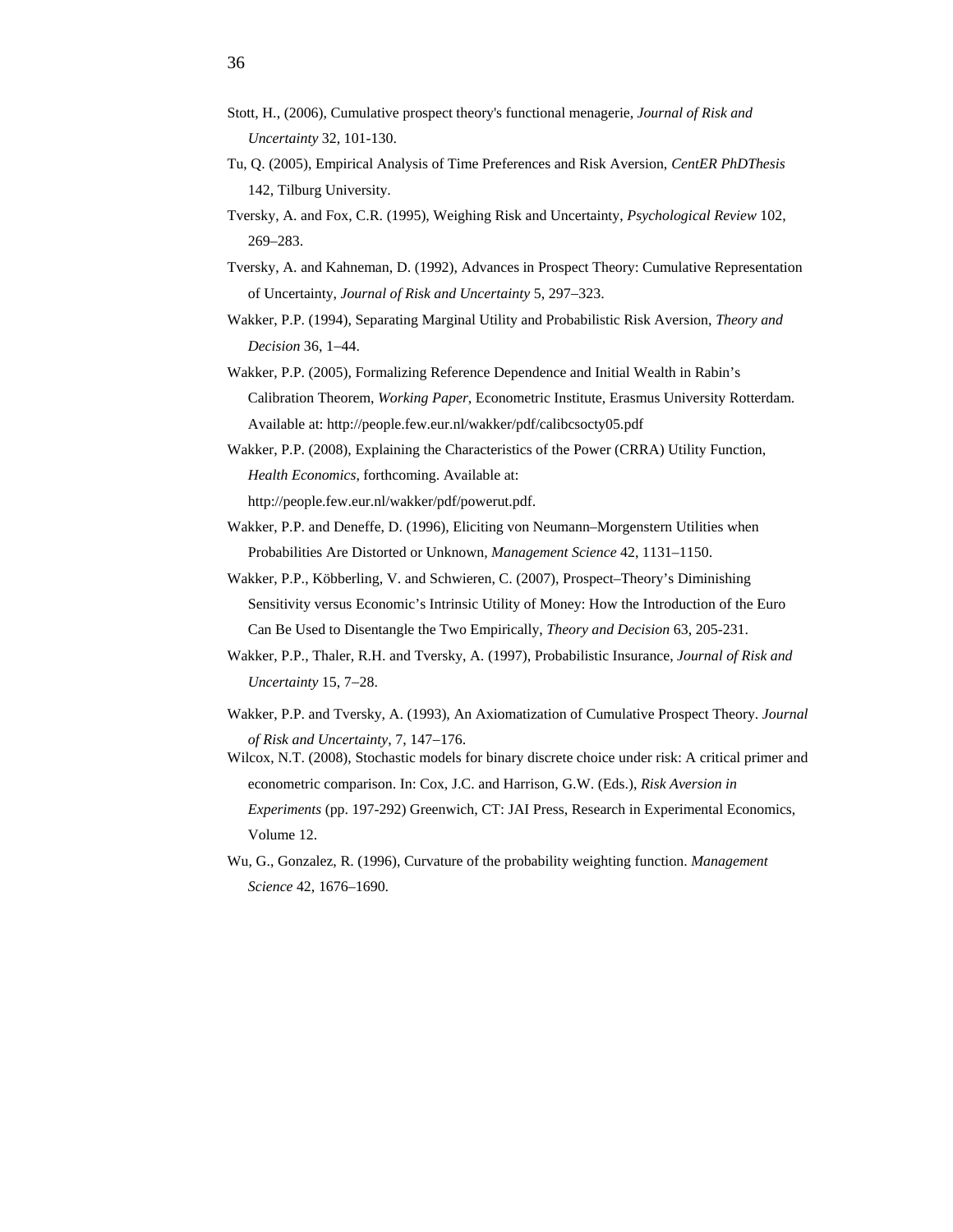Stott, H., (2006), Cumulative prospect theory's functional menagerie, *Journal of Risk and Uncertainty* 32, 101-130.

Tu, Q. (2005), Empirical Analysis of Time Preferences and Risk Aversion, *CentER PhDThesis* 142, Tilburg University.

Tversky, A. and Fox, C.R. (1995), Weighing Risk and Uncertainty, *Psychological Review* 102, 269–283.

Tversky, A. and Kahneman, D. (1992), Advances in Prospect Theory: Cumulative Representation of Uncertainty, *Journal of Risk and Uncertainty* 5, 297–323.

Wakker, P.P. (1994), Separating Marginal Utility and Probabilistic Risk Aversion, *Theory and Decision* 36, 1–44.

Wakker, P.P. (2005), Formalizing Reference Dependence and Initial Wealth in Rabin's Calibration Theorem, *Working Paper*, Econometric Institute, Erasmus University Rotterdam. Available at: http://people.few.eur.nl/wakker/pdf/calibcsocty05.pdf

Wakker, P.P. (2008), Explaining the Characteristics of the Power (CRRA) Utility Function, *Health Economics*, forthcoming. Available at: http://people.few.eur.nl/wakker/pdf/powerut.pdf.

Wakker, P.P. and Deneffe, D. (1996), Eliciting von Neumann–Morgenstern Utilities when Probabilities Are Distorted or Unknown, *Management Science* 42, 1131–1150.

Wakker, P.P., Köbberling, V. and Schwieren, C. (2007), Prospect–Theory's Diminishing Sensitivity versus Economic's Intrinsic Utility of Money: How the Introduction of the Euro Can Be Used to Disentangle the Two Empirically, *Theory and Decision* 63, 205-231.

Wakker, P.P., Thaler, R.H. and Tversky, A. (1997), Probabilistic Insurance, *Journal of Risk and Uncertainty* 15, 7–28.

Wakker, P.P. and Tversky, A. (1993), An Axiomatization of Cumulative Prospect Theory. *Journal of Risk and Uncertainty*, 7, 147–176.

Wilcox, N.T. (2008), Stochastic models for binary discrete choice under risk: A critical primer and econometric comparison. In: Cox, J.C. and Harrison, G.W. (Eds.), *Risk Aversion in Experiments* (pp. 197-292) Greenwich, CT: JAI Press, Research in Experimental Economics, Volume 12.

Wu, G., Gonzalez, R. (1996), Curvature of the probability weighting function. *Management Science* 42, 1676–1690.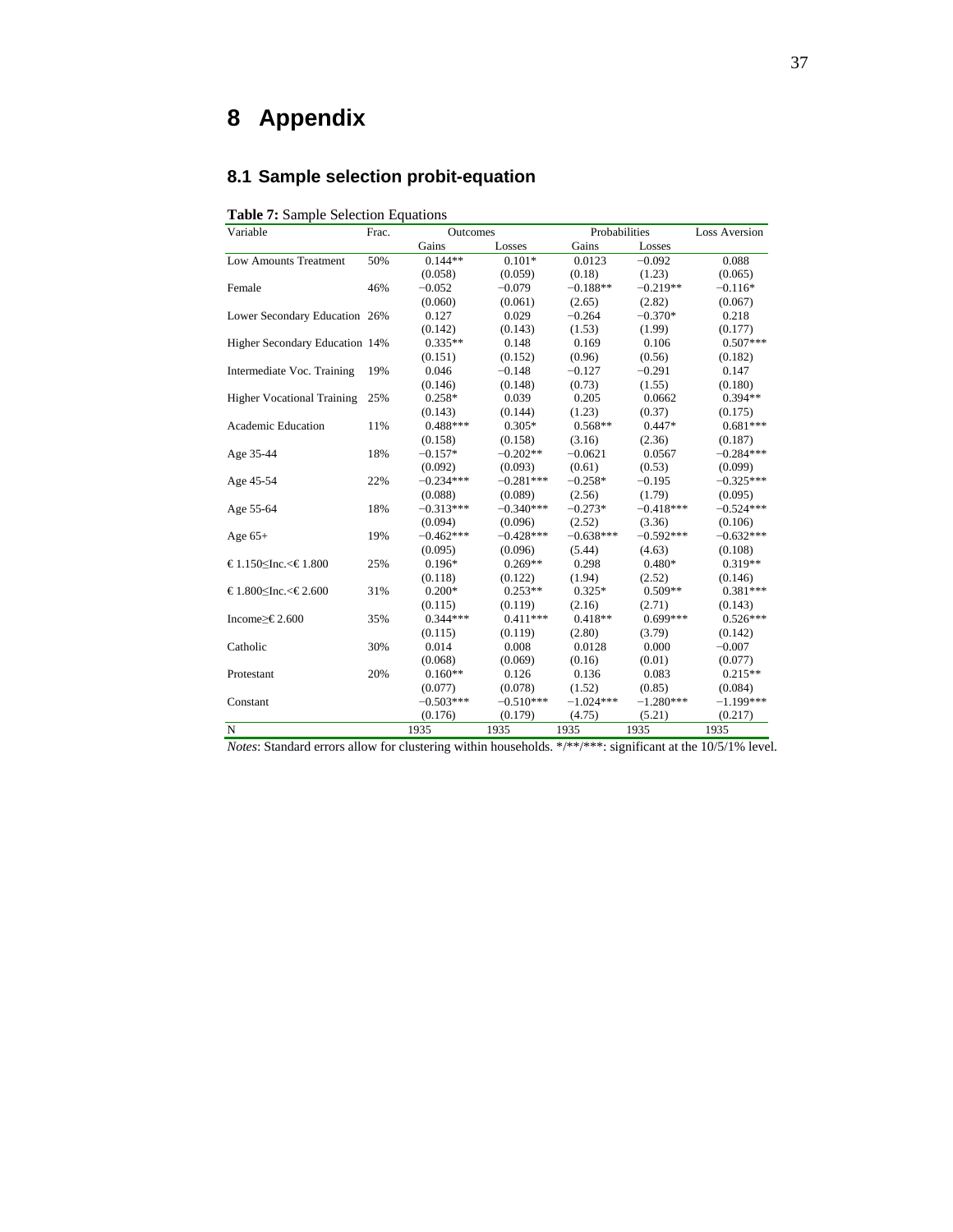# 8 Appendix

## 8.1 Sample selection probit-equation

**Table 7:** Sample Selection Equations

| Variable | Frac. | Outcomes | | Probabilities | | Loss Aversion |
|---|---|---|---|---|---|---|
| | | Gains | Losses | Gains | Losses | |
| Low Amounts Treatment | 50% | 0.144** | 0.101* | 0.0123 | −0.092 | 0.088 |
| | | (0.058) | (0.059) | (0.18) | (1.23) | (0.065) |
| Female | 46% | −0.052 | −0.079 | −0.188** | −0.219** | −0.116* |
| | | (0.060) | (0.061) | (2.65) | (2.82) | (0.067) |
| Lower Secondary Education | 26% | 0.127 | 0.029 | −0.264 | −0.370* | 0.218 |
| | | (0.142) | (0.143) | (1.53) | (1.99) | (0.177) |
| Higher Secondary Education | 14% | 0.335** | 0.148 | 0.169 | 0.106 | 0.507*** |
| | | (0.151) | (0.152) | (0.96) | (0.56) | (0.182) |
| Intermediate Voc. Training | 19% | 0.046 | −0.148 | −0.127 | −0.291 | 0.147 |
| | | (0.146) | (0.148) | (0.73) | (1.55) | (0.180) |
| Higher Vocational Training | 25% | 0.258* | 0.039 | 0.205 | 0.0662 | 0.394** |
| | | (0.143) | (0.144) | (1.23) | (0.37) | (0.175) |
| Academic Education | 11% | 0.488*** | 0.305* | 0.568** | 0.447* | 0.681*** |
| | | (0.158) | (0.158) | (3.16) | (2.36) | (0.187) |
| Age 35-44 | 18% | −0.157* | −0.202** | −0.0621 | 0.0567 | −0.284*** |
| | | (0.092) | (0.093) | (0.61) | (0.53) | (0.099) |
| Age 45-54 | 22% | −0.234*** | −0.281*** | −0.258* | −0.195 | −0.325*** |
| | | (0.088) | (0.089) | (2.56) | (1.79) | (0.095) |
| Age 55-64 | 18% | −0.313*** | −0.340*** | −0.273* | −0.418*** | −0.524*** |
| | | (0.094) | (0.096) | (2.52) | (3.36) | (0.106) |
| Age 65+ | 19% | −0.462*** | −0.428*** | −0.638*** | −0.592*** | −0.632*** |
| | | (0.095) | (0.096) | (5.44) | (4.63) | (0.108) |
| € 1.150≤Inc.<€ 1.800 | 25% | 0.196* | 0.269** | 0.298 | 0.480* | 0.319** |
| | | (0.118) | (0.122) | (1.94) | (2.52) | (0.146) |
| € 1.800≤Inc.<€ 2.600 | 31% | 0.200* | 0.253** | 0.325* | 0.509** | 0.381*** |
| | | (0.115) | (0.119) | (2.16) | (2.71) | (0.143) |
| Income≥€ 2.600 | 35% | 0.344*** | 0.411*** | 0.418** | 0.699*** | 0.526*** |
| | | (0.115) | (0.119) | (2.80) | (3.79) | (0.142) |
| Catholic | 30% | 0.014 | 0.008 | 0.0128 | 0.000 | −0.007 |
| | | (0.068) | (0.069) | (0.16) | (0.01) | (0.077) |
| Protestant | 20% | 0.160** | 0.126 | 0.136 | 0.083 | 0.215** |
| | | (0.077) | (0.078) | (1.52) | (0.85) | (0.084) |
| Constant | | −0.503*** | −0.510*** | −1.024*** | −1.280*** | −1.199*** |
| | | (0.176) | (0.179) | (4.75) | (5.21) | (0.217) |
| N | | 1935 | 1935 | 1935 | 1935 | 1935 |

*Notes*: Standard errors allow for clustering within households. */**/***: significant at the 10/5/1% level.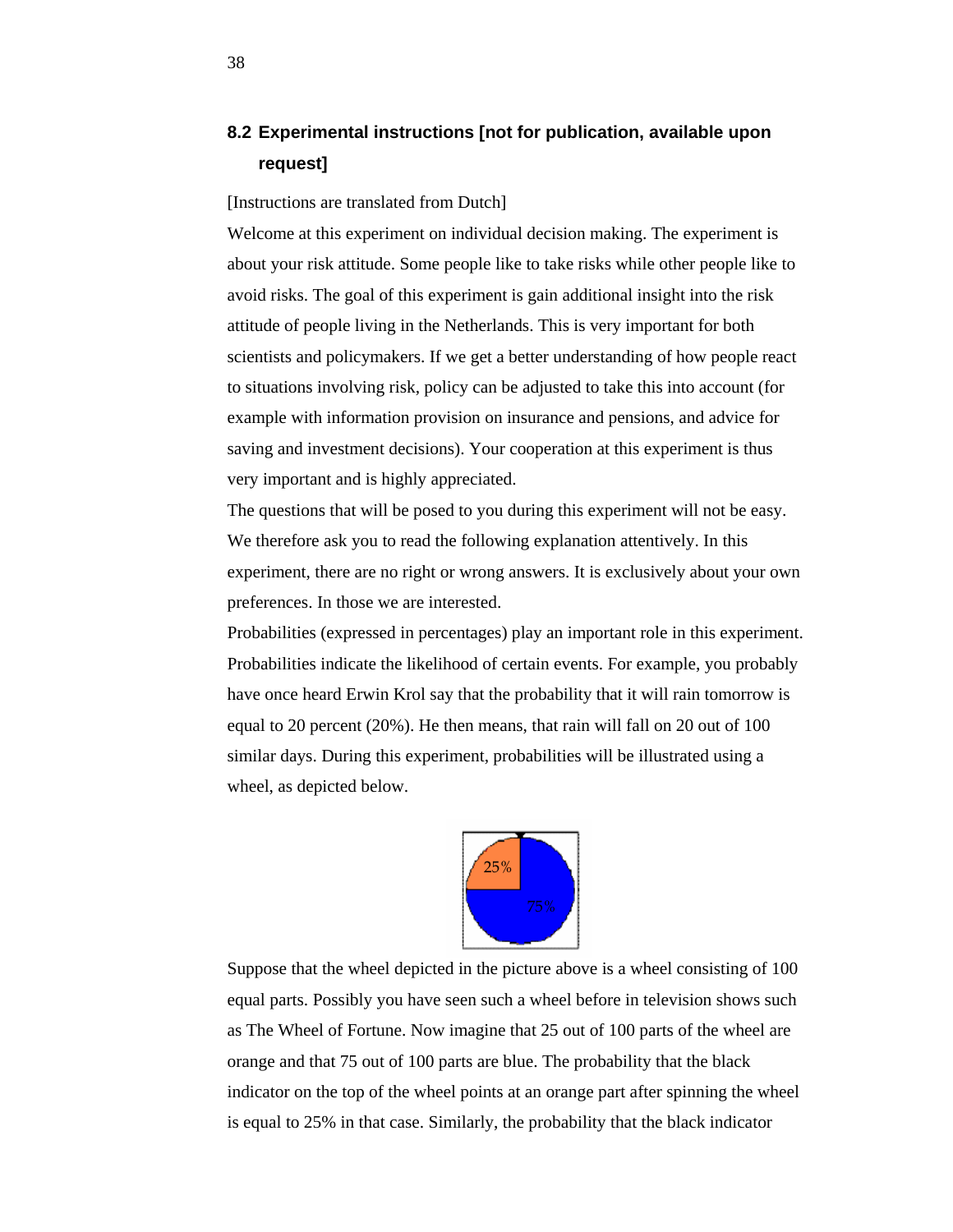## 8.2 Experimental instructions [not for publication, available upon request]

[Instructions are translated from Dutch]

Welcome at this experiment on individual decision making. The experiment is about your risk attitude. Some people like to take risks while other people like to avoid risks. The goal of this experiment is gain additional insight into the risk attitude of people living in the Netherlands. This is very important for both scientists and policymakers. If we get a better understanding of how people react to situations involving risk, policy can be adjusted to take this into account (for example with information provision on insurance and pensions, and advice for saving and investment decisions). Your cooperation at this experiment is thus very important and is highly appreciated.

The questions that will be posed to you during this experiment will not be easy. We therefore ask you to read the following explanation attentively. In this experiment, there are no right or wrong answers. It is exclusively about your own preferences. In those we are interested.

Probabilities (expressed in percentages) play an important role in this experiment. Probabilities indicate the likelihood of certain events. For example, you probably have once heard Erwin Krol say that the probability that it will rain tomorrow is equal to 20 percent (20%). He then means, that rain will fall on 20 out of 100 similar days. During this experiment, probabilities will be illustrated using a wheel, as depicted below.

25%

75%

Suppose that the wheel depicted in the picture above is a wheel consisting of 100 equal parts. Possibly you have seen such a wheel before in television shows such as The Wheel of Fortune. Now imagine that 25 out of 100 parts of the wheel are orange and that 75 out of 100 parts are blue. The probability that the black indicator on the top of the wheel points at an orange part after spinning the wheel is equal to 25% in that case. Similarly, the probability that the black indicator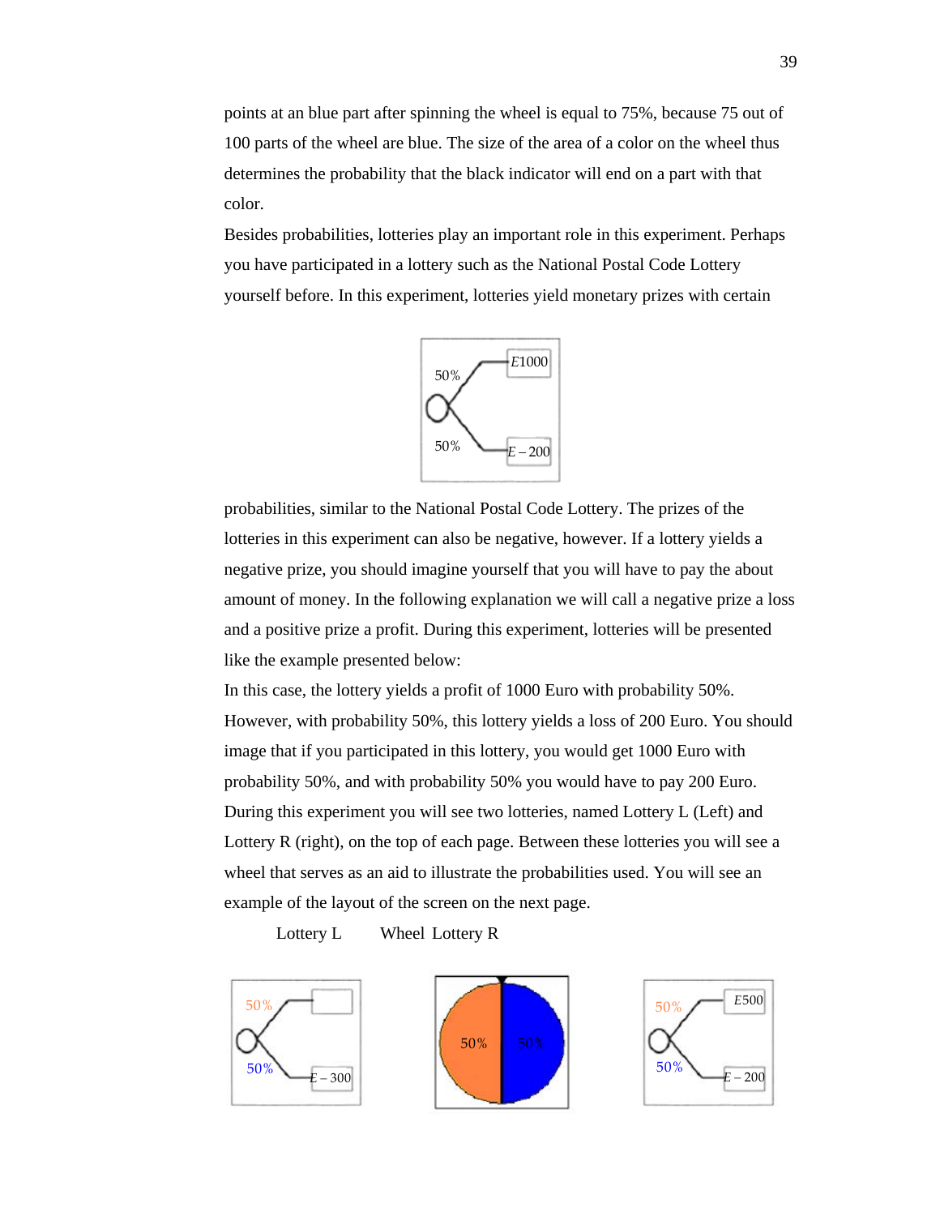points at an blue part after spinning the wheel is equal to 75%, because 75 out of 100 parts of the wheel are blue. The size of the area of a color on the wheel thus determines the probability that the black indicator will end on a part with that color.

Besides probabilities, lotteries play an important role in this experiment. Perhaps you have participated in a lottery such as the National Postal Code Lottery yourself before. In this experiment, lotteries yield monetary prizes with certain probabilities, similar to the National Postal Code Lottery. The prizes of the lotteries in this experiment can also be negative, however. If a lottery yields a negative prize, you should imagine yourself that you will have to pay the about amount of money. In the following explanation we will call a negative prize a loss and a positive prize a profit. During this experiment, lotteries will be presented like the example presented below:

In this case, the lottery yields a profit of 1000 Euro with probability 50%. However, with probability 50%, this lottery yields a loss of 200 Euro. You should image that if you participated in this lottery, you would get 1000 Euro with probability 50%, and with probability 50% you would have to pay 200 Euro.

During this experiment you will see two lotteries, named Lottery L (Left) and Lottery R (right), on the top of each page. Between these lotteries you will see a wheel that serves as an aid to illustrate the probabilities used. You will see an example of the layout of the screen on the next page.

Lottery L        Wheel  Lottery R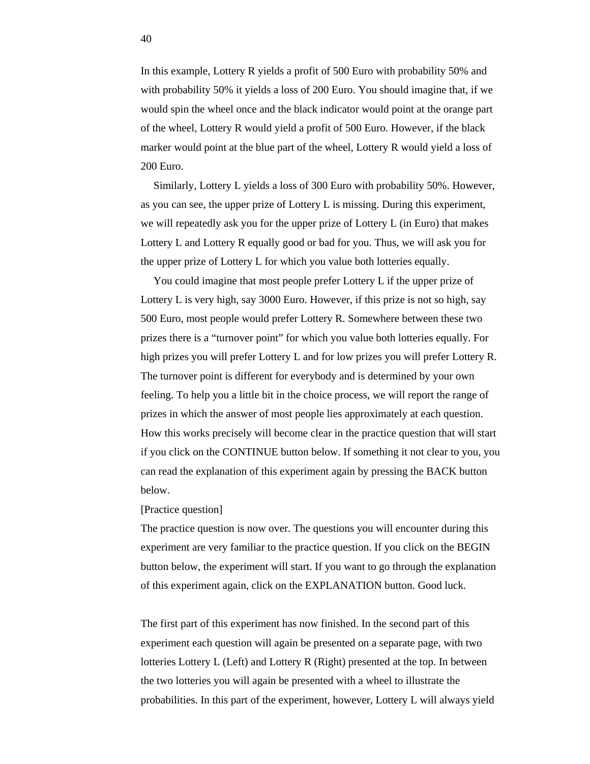In this example, Lottery R yields a profit of 500 Euro with probability 50% and with probability 50% it yields a loss of 200 Euro. You should imagine that, if we would spin the wheel once and the black indicator would point at the orange part of the wheel, Lottery R would yield a profit of 500 Euro. However, if the black marker would point at the blue part of the wheel, Lottery R would yield a loss of 200 Euro.

Similarly, Lottery L yields a loss of 300 Euro with probability 50%. However, as you can see, the upper prize of Lottery L is missing. During this experiment, we will repeatedly ask you for the upper prize of Lottery L (in Euro) that makes Lottery L and Lottery R equally good or bad for you. Thus, we will ask you for the upper prize of Lottery L for which you value both lotteries equally.

You could imagine that most people prefer Lottery L if the upper prize of Lottery L is very high, say 3000 Euro. However, if this prize is not so high, say 500 Euro, most people would prefer Lottery R. Somewhere between these two prizes there is a "turnover point" for which you value both lotteries equally. For high prizes you will prefer Lottery L and for low prizes you will prefer Lottery R. The turnover point is different for everybody and is determined by your own feeling. To help you a little bit in the choice process, we will report the range of prizes in which the answer of most people lies approximately at each question. How this works precisely will become clear in the practice question that will start if you click on the CONTINUE button below. If something it not clear to you, you can read the explanation of this experiment again by pressing the BACK button below.

[Practice question]

The practice question is now over. The questions you will encounter during this experiment are very familiar to the practice question. If you click on the BEGIN button below, the experiment will start. If you want to go through the explanation of this experiment again, click on the EXPLANATION button. Good luck.

The first part of this experiment has now finished. In the second part of this experiment each question will again be presented on a separate page, with two lotteries Lottery L (Left) and Lottery R (Right) presented at the top. In between the two lotteries you will again be presented with a wheel to illustrate the probabilities. In this part of the experiment, however, Lottery L will always yield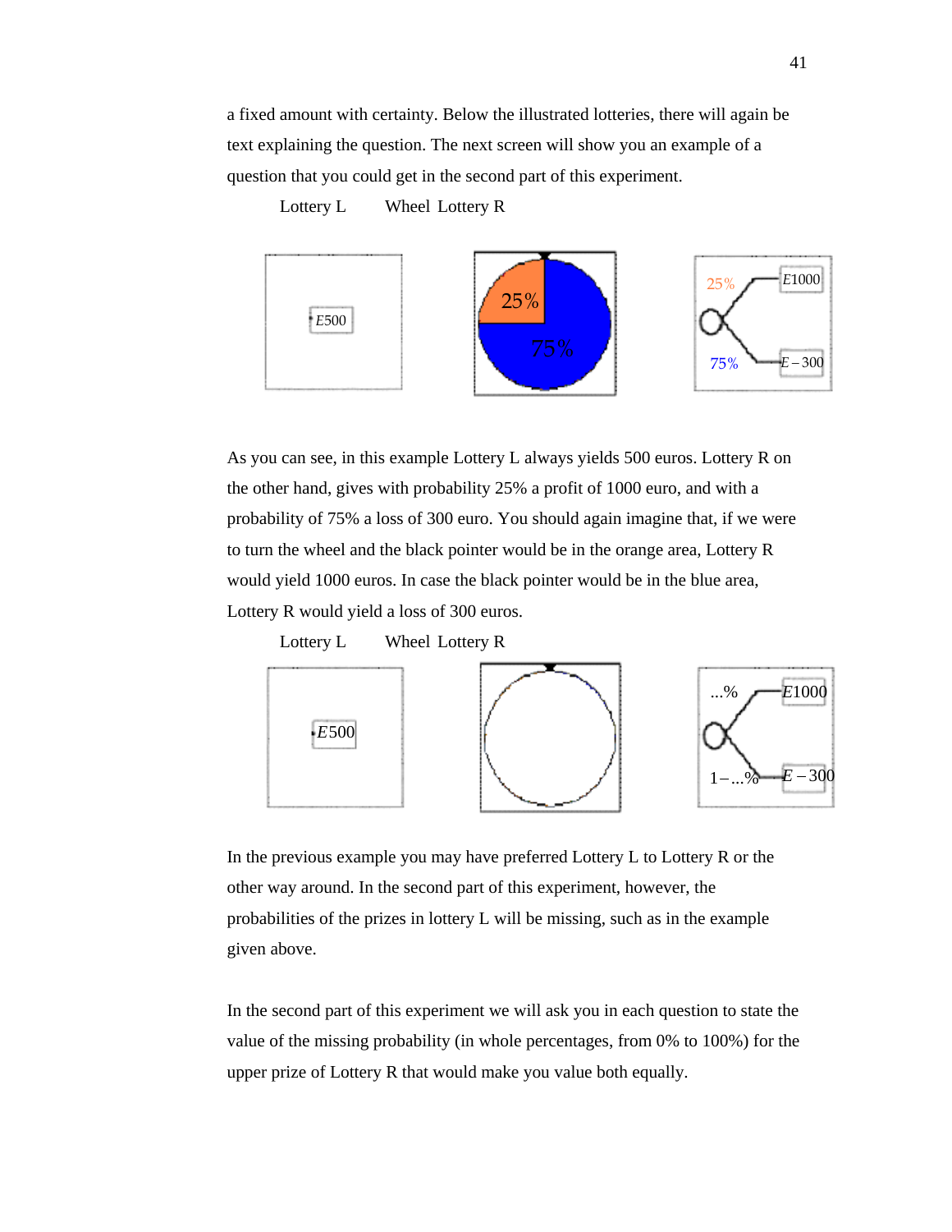a fixed amount with certainty. Below the illustrated lotteries, there will again be text explaining the question. The next screen will show you an example of a question that you could get in the second part of this experiment.

Lottery L  Wheel  Lottery R

E500

25%  75%

25% E1000
75% E – 300

As you can see, in this example Lottery L always yields 500 euros. Lottery R on the other hand, gives with probability 25% a profit of 1000 euro, and with a probability of 75% a loss of 300 euro. You should again imagine that, if we were to turn the wheel and the black pointer would be in the orange area, Lottery R would yield 1000 euros. In case the black pointer would be in the blue area, Lottery R would yield a loss of 300 euros.

Lottery L  Wheel  Lottery R

E500

...% E1000
1 – ...% E – 300

In the previous example you may have preferred Lottery L to Lottery R or the other way around. In the second part of this experiment, however, the probabilities of the prizes in lottery L will be missing, such as in the example given above.

In the second part of this experiment we will ask you in each question to state the value of the missing probability (in whole percentages, from 0% to 100%) for the upper prize of Lottery R that would make you value both equally.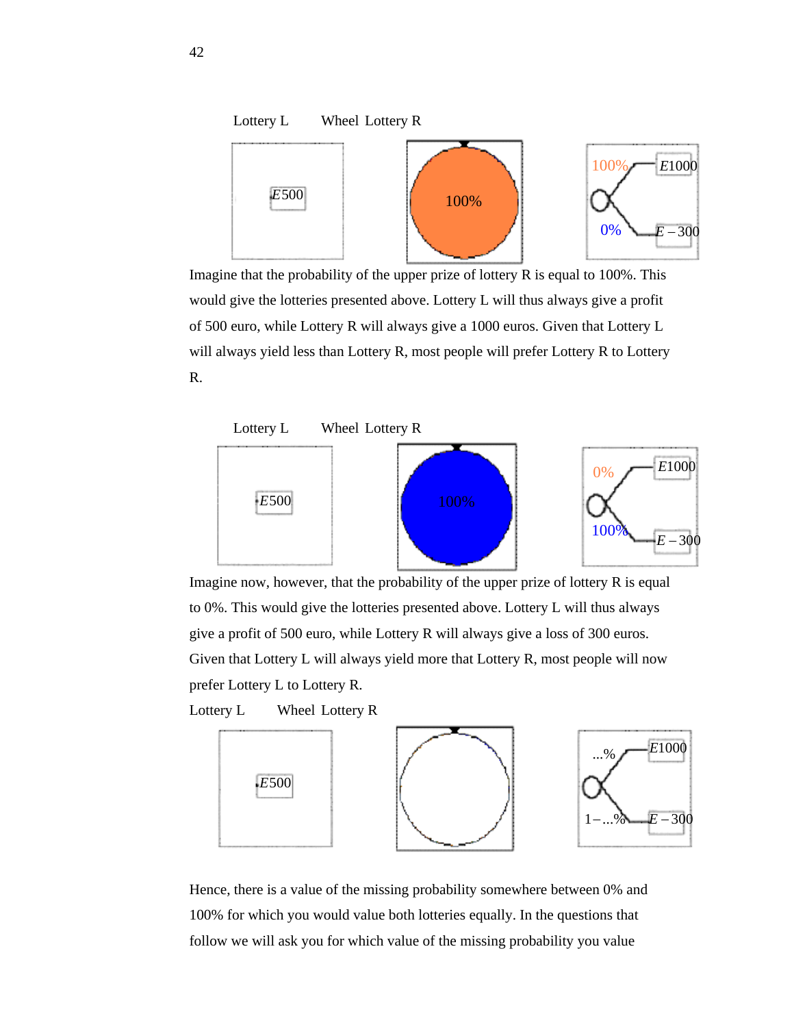Lottery L        Wheel  Lottery R

E500 | 100% | 100% E1000 / 0% E – 300

Imagine that the probability of the upper prize of lottery R is equal to 100%. This would give the lotteries presented above. Lottery L will thus always give a profit of 500 euro, while Lottery R will always give a 1000 euros. Given that Lottery L will always yield less than Lottery R, most people will prefer Lottery R to Lottery R.

Lottery L        Wheel  Lottery R

E500 | 100% | 0% E1000 / 100% E – 300

Imagine now, however, that the probability of the upper prize of lottery R is equal to 0%. This would give the lotteries presented above. Lottery L will thus always give a profit of 500 euro, while Lottery R will always give a loss of 300 euros. Given that Lottery L will always yield more that Lottery R, most people will now prefer Lottery L to Lottery R.

Lottery L        Wheel  Lottery R

E500 | | ...% E1000 / 1–...% E – 300

Hence, there is a value of the missing probability somewhere between 0% and 100% for which you would value both lotteries equally. In the questions that follow we will ask you for which value of the missing probability you value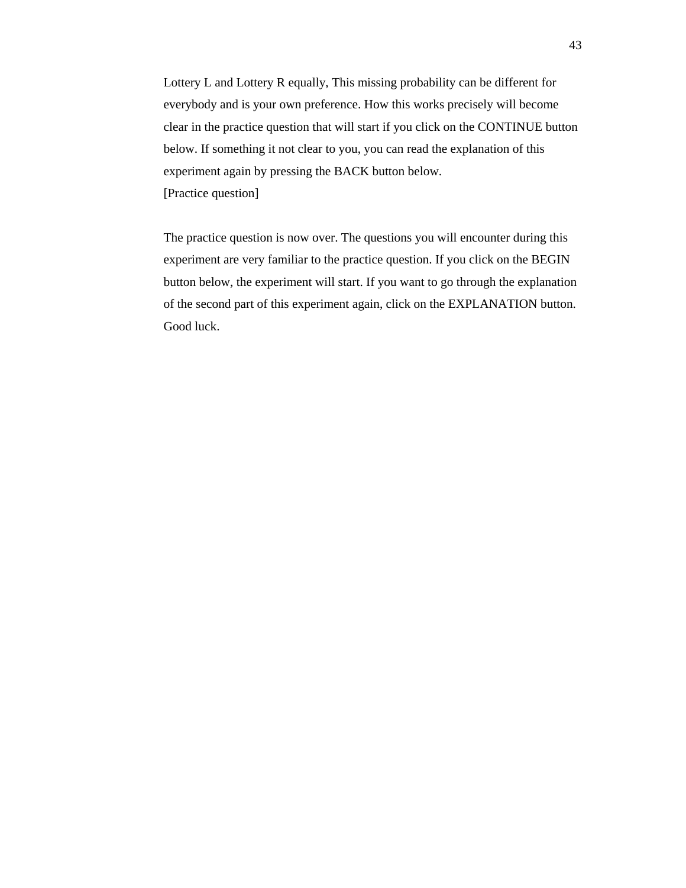Lottery L and Lottery R equally, This missing probability can be different for everybody and is your own preference. How this works precisely will become clear in the practice question that will start if you click on the CONTINUE button below. If something it not clear to you, you can read the explanation of this experiment again by pressing the BACK button below.
[Practice question]

The practice question is now over. The questions you will encounter during this experiment are very familiar to the practice question. If you click on the BEGIN button below, the experiment will start. If you want to go through the explanation of the second part of this experiment again, click on the EXPLANATION button. Good luck.